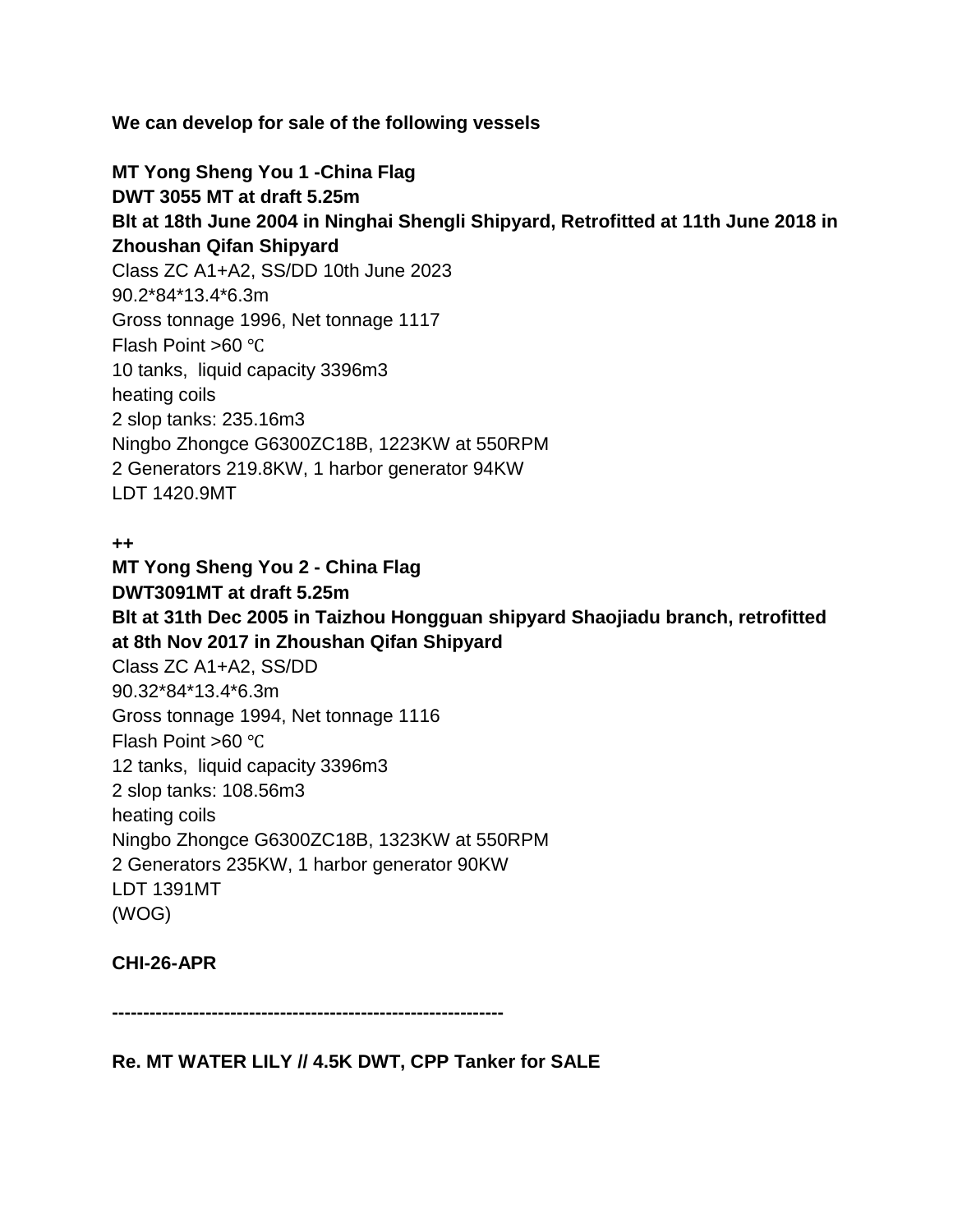**We can develop for sale of the following vessels**

**MT Yong Sheng You 1 -China Flag**
**DWT 3055 MT at draft 5.25m**
**Blt at 18th June 2004 in Ninghai Shengli Shipyard, Retrofitted at 11th June 2018 in Zhoushan Qifan Shipyard**
Class ZC A1+A2, SS/DD 10th June 2023
90.2*84*13.4*6.3m
Gross tonnage 1996, Net tonnage 1117
Flash Point >60 ℃
10 tanks, liquid capacity 3396m3
heating coils
2 slop tanks: 235.16m3
Ningbo Zhongce G6300ZC18B, 1223KW at 550RPM
2 Generators 219.8KW, 1 harbor generator 94KW
LDT 1420.9MT

**++**
**MT Yong Sheng You 2 - China Flag**
**DWT3091MT at draft 5.25m**
**Blt at 31th Dec 2005 in Taizhou Hongguan shipyard Shaojiadu branch, retrofitted at 8th Nov 2017 in Zhoushan Qifan Shipyard**
Class ZC A1+A2, SS/DD
90.32*84*13.4*6.3m
Gross tonnage 1994, Net tonnage 1116
Flash Point >60 ℃
12 tanks, liquid capacity 3396m3
2 slop tanks: 108.56m3
heating coils
Ningbo Zhongce G6300ZC18B, 1323KW at 550RPM
2 Generators 235KW, 1 harbor generator 90KW
LDT 1391MT
(WOG)

**CHI-26-APR**

**---------------------------------------------------------------**

**Re. MT WATER LILY // 4.5K DWT, CPP Tanker for SALE**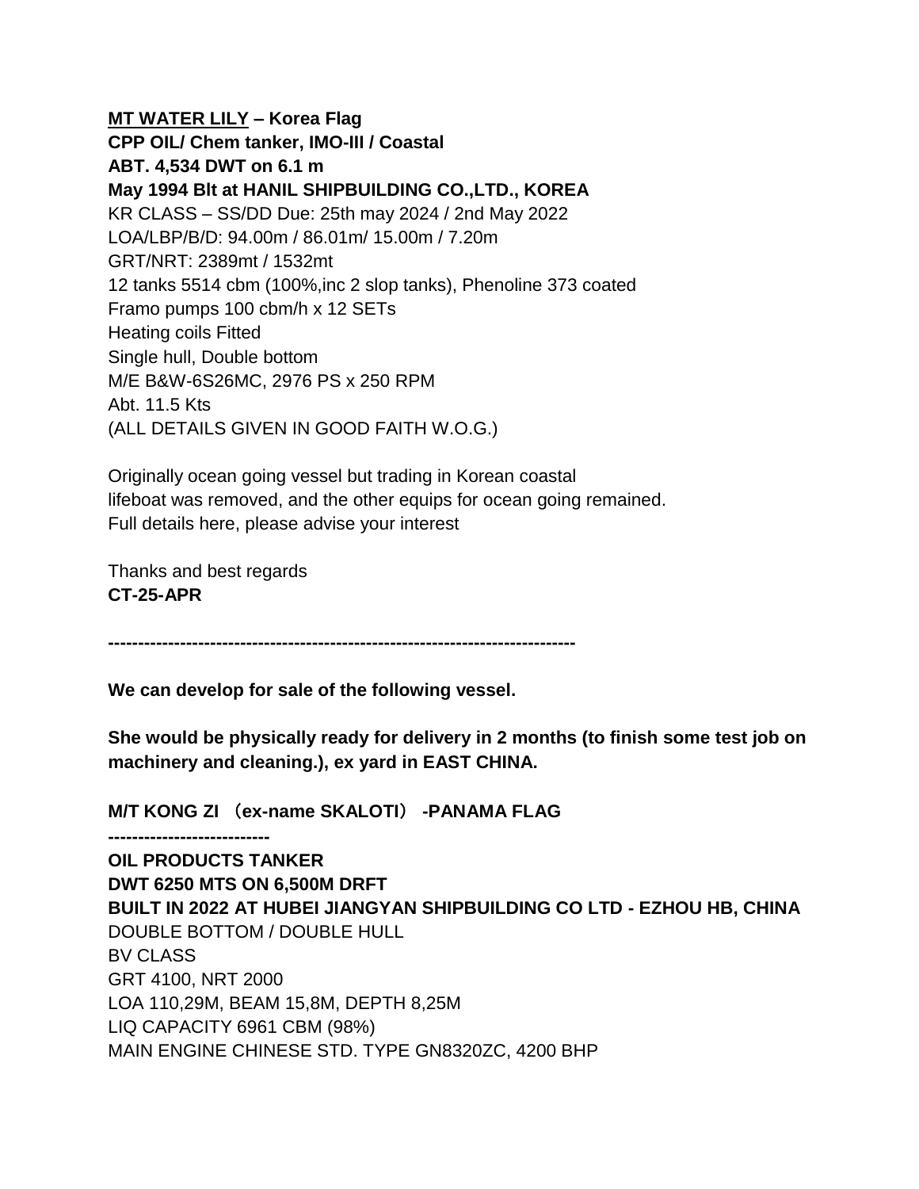<u>**MT WATER LILY**</u> **– Korea Flag**
**CPP OIL/ Chem tanker, IMO-III / Coastal**
**ABT. 4,534 DWT on 6.1 m**
**May 1994 Blt at HANIL SHIPBUILDING CO.,LTD., KOREA**
KR CLASS – SS/DD Due: 25th may 2024 / 2nd May 2022
LOA/LBP/B/D: 94.00m / 86.01m/ 15.00m / 7.20m
GRT/NRT: 2389mt / 1532mt
12 tanks 5514 cbm (100%,inc 2 slop tanks), Phenoline 373 coated
Framo pumps 100 cbm/h x 12 SETs
Heating coils Fitted
Single hull, Double bottom
M/E B&W-6S26MC, 2976 PS x 250 RPM
Abt. 11.5 Kts
(ALL DETAILS GIVEN IN GOOD FAITH W.O.G.)

Originally ocean going vessel but trading in Korean coastal
lifeboat was removed, and the other equips for ocean going remained.
Full details here, please advise your interest

Thanks and best regards
**CT-25-APR**

**------------------------------------------------------------------------------**

**We can develop for sale of the following vessel.**

**She would be physically ready for delivery in 2 months (to finish some test job on machinery and cleaning.), ex yard in EAST CHINA.**

**M/T KONG ZI （ex-name SKALOTI） -PANAMA FLAG**
**---------------------------**
**OIL PRODUCTS TANKER**
**DWT 6250 MTS ON 6,500M DRFT**
**BUILT IN 2022 AT HUBEI JIANGYAN SHIPBUILDING CO LTD - EZHOU HB, CHINA**
DOUBLE BOTTOM / DOUBLE HULL
BV CLASS
GRT 4100, NRT 2000
LOA 110,29M, BEAM 15,8M, DEPTH 8,25M
LIQ CAPACITY 6961 CBM (98%)
MAIN ENGINE CHINESE STD. TYPE GN8320ZC, 4200 BHP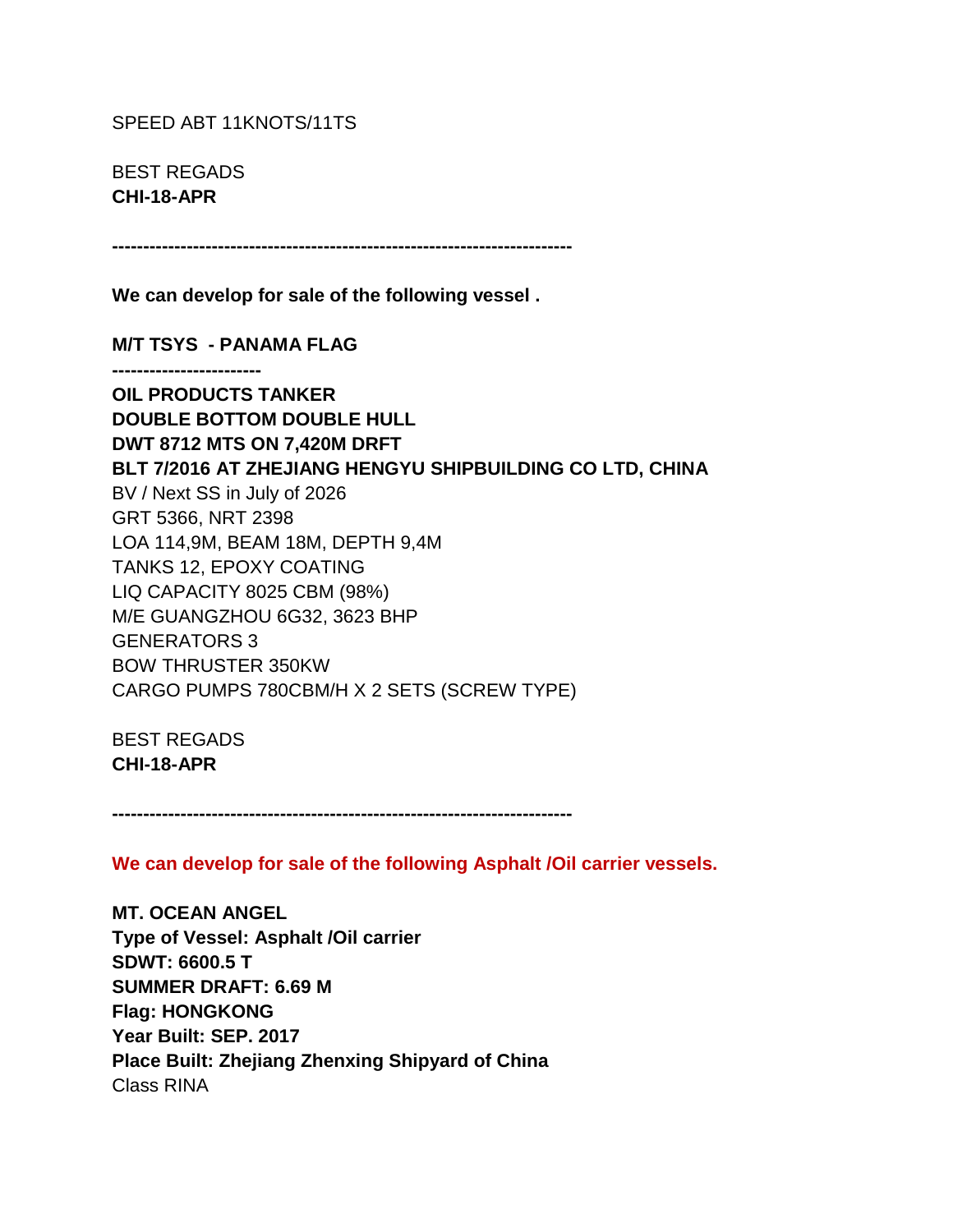SPEED ABT 11KNOTS/11TS

BEST REGADS
**CHI-18-APR**

**------------------------------------------------------------------------**

**We can develop for sale of the following vessel .**

**M/T TSYS - PANAMA FLAG**
**------------------------**
**OIL PRODUCTS TANKER**
**DOUBLE BOTTOM DOUBLE HULL**
**DWT 8712 MTS ON 7,420M DRFT**
**BLT 7/2016 AT ZHEJIANG HENGYU SHIPBUILDING CO LTD, CHINA**
BV / Next SS in July of 2026
GRT 5366, NRT 2398
LOA 114,9M, BEAM 18M, DEPTH 9,4M
TANKS 12, EPOXY COATING
LIQ CAPACITY 8025 CBM (98%)
M/E GUANGZHOU 6G32, 3623 BHP
GENERATORS 3
BOW THRUSTER 350KW
CARGO PUMPS 780CBM/H X 2 SETS (SCREW TYPE)

BEST REGADS
**CHI-18-APR**

**------------------------------------------------------------------------**

**We can develop for sale of the following Asphalt /Oil carrier vessels.**

**MT. OCEAN ANGEL**
**Type of Vessel: Asphalt /Oil carrier**
**SDWT: 6600.5 T**
**SUMMER DRAFT: 6.69 M**
**Flag: HONGKONG**
**Year Built: SEP. 2017**
**Place Built: Zhejiang Zhenxing Shipyard of China**
Class RINA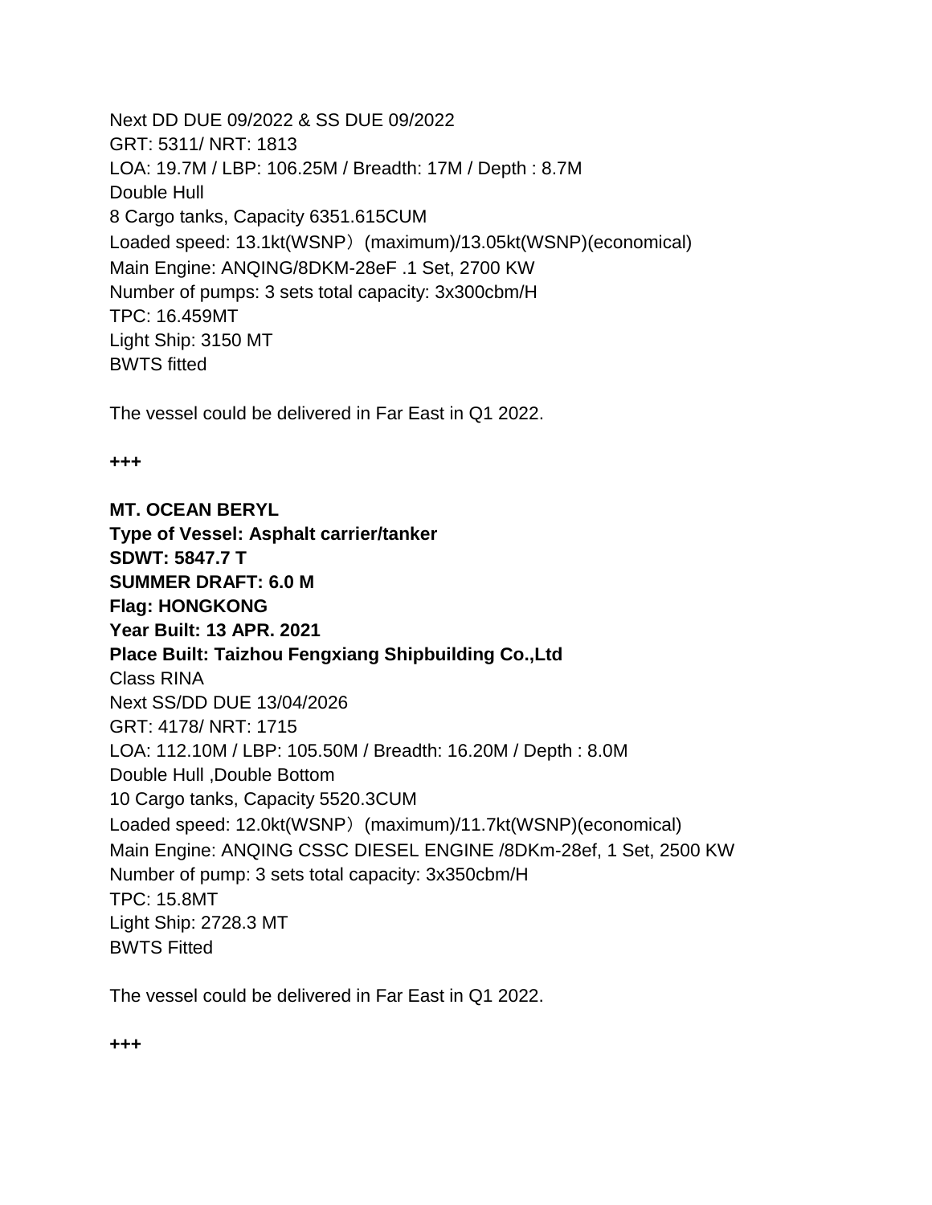Next DD DUE 09/2022 & SS DUE 09/2022
GRT: 5311/ NRT: 1813
LOA: 19.7M / LBP: 106.25M / Breadth: 17M / Depth : 8.7M
Double Hull
8 Cargo tanks, Capacity 6351.615CUM
Loaded speed: 13.1kt(WSNP）(maximum)/13.05kt(WSNP)(economical)
Main Engine: ANQING/8DKM-28eF .1 Set, 2700 KW
Number of pumps: 3 sets total capacity: 3x300cbm/H
TPC: 16.459MT
Light Ship: 3150 MT
BWTS fitted

The vessel could be delivered in Far East in Q1 2022.

**+++**

**MT. OCEAN BERYL**
**Type of Vessel: Asphalt carrier/tanker**
**SDWT: 5847.7 T**
**SUMMER DRAFT: 6.0 M**
**Flag: HONGKONG**
**Year Built: 13 APR. 2021**
**Place Built: Taizhou Fengxiang Shipbuilding Co.,Ltd**
Class RINA
Next SS/DD DUE 13/04/2026
GRT: 4178/ NRT: 1715
LOA: 112.10M / LBP: 105.50M / Breadth: 16.20M / Depth : 8.0M
Double Hull ,Double Bottom
10 Cargo tanks, Capacity 5520.3CUM
Loaded speed: 12.0kt(WSNP）(maximum)/11.7kt(WSNP)(economical)
Main Engine: ANQING CSSC DIESEL ENGINE /8DKm-28ef, 1 Set, 2500 KW
Number of pump: 3 sets total capacity: 3x350cbm/H
TPC: 15.8MT
Light Ship: 2728.3 MT
BWTS Fitted

The vessel could be delivered in Far East in Q1 2022.

**+++**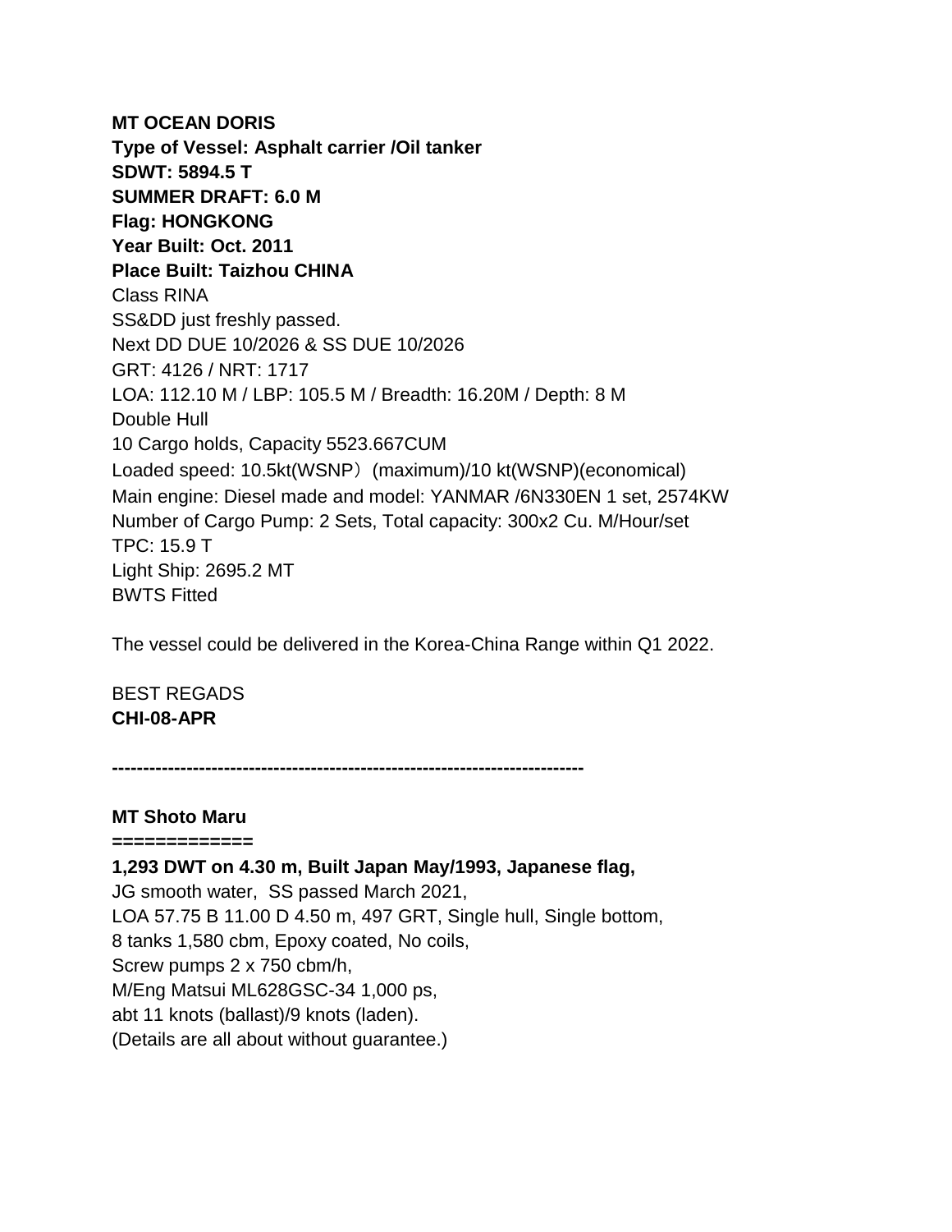**MT OCEAN DORIS**
**Type of Vessel: Asphalt carrier /Oil tanker**
**SDWT: 5894.5 T**
**SUMMER DRAFT: 6.0 M**
**Flag: HONGKONG**
**Year Built: Oct. 2011**
**Place Built: Taizhou CHINA**
Class RINA
SS&DD just freshly passed.
Next DD DUE 10/2026 & SS DUE 10/2026
GRT: 4126 / NRT: 1717
LOA: 112.10 M / LBP: 105.5 M / Breadth: 16.20M / Depth: 8 M
Double Hull
10 Cargo holds, Capacity 5523.667CUM
Loaded speed: 10.5kt(WSNP）(maximum)/10 kt(WSNP)(economical)
Main engine: Diesel made and model: YANMAR /6N330EN 1 set, 2574KW
Number of Cargo Pump: 2 Sets, Total capacity: 300x2 Cu. M/Hour/set
TPC: 15.9 T
Light Ship: 2695.2 MT
BWTS Fitted

The vessel could be delivered in the Korea-China Range within Q1 2022.

BEST REGADS
**CHI-08-APR**

**---------------------------------------------------------------------------**

**MT Shoto Maru**
**============**
**1,293 DWT on 4.30 m, Built Japan May/1993, Japanese flag,**
JG smooth water, SS passed March 2021,
LOA 57.75 B 11.00 D 4.50 m, 497 GRT, Single hull, Single bottom,
8 tanks 1,580 cbm, Epoxy coated, No coils,
Screw pumps 2 x 750 cbm/h,
M/Eng Matsui ML628GSC-34 1,000 ps,
abt 11 knots (ballast)/9 knots (laden).
(Details are all about without guarantee.)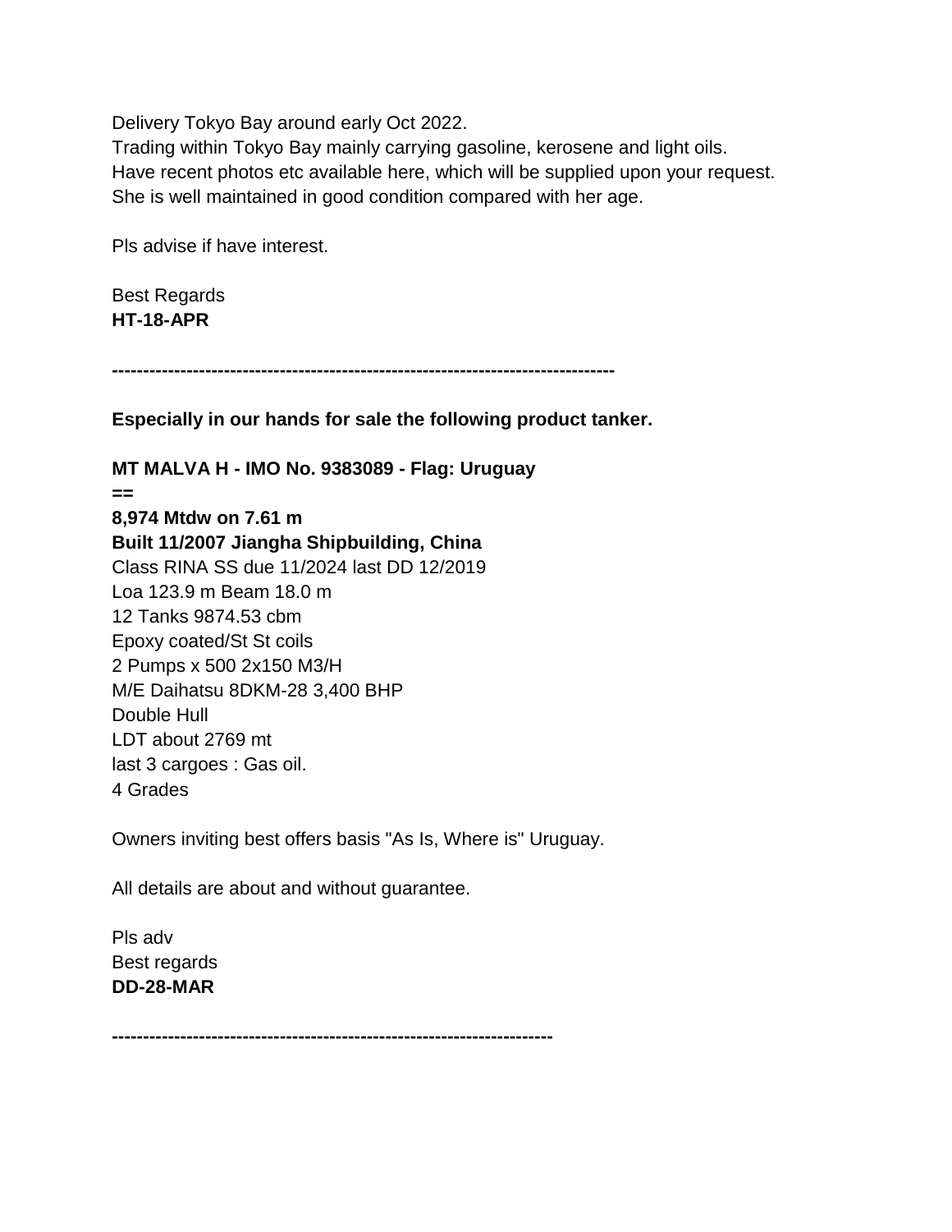Delivery Tokyo Bay around early Oct 2022.
Trading within Tokyo Bay mainly carrying gasoline, kerosene and light oils.
Have recent photos etc available here, which will be supplied upon your request.
She is well maintained in good condition compared with her age.

Pls advise if have interest.

Best Regards
**HT-18-APR**

**--------------------------------------------------------------------------------**

**Especially in our hands for sale the following product tanker.**

**MT MALVA H - IMO No. 9383089 - Flag: Uruguay**
**==**
**8,974 Mtdw on 7.61 m**
**Built 11/2007 Jiangha Shipbuilding, China**
Class RINA SS due 11/2024 last DD 12/2019
Loa 123.9 m Beam 18.0 m
12 Tanks 9874.53 cbm
Epoxy coated/St St coils
2 Pumps x 500 2x150 M3/H
M/E Daihatsu 8DKM-28 3,400 BHP
Double Hull
LDT about 2769 mt
last 3 cargoes : Gas oil.
4 Grades

Owners inviting best offers basis "As Is, Where is" Uruguay.

All details are about and without guarantee.

Pls adv
Best regards
**DD-28-MAR**

**----------------------------------------------------------------------**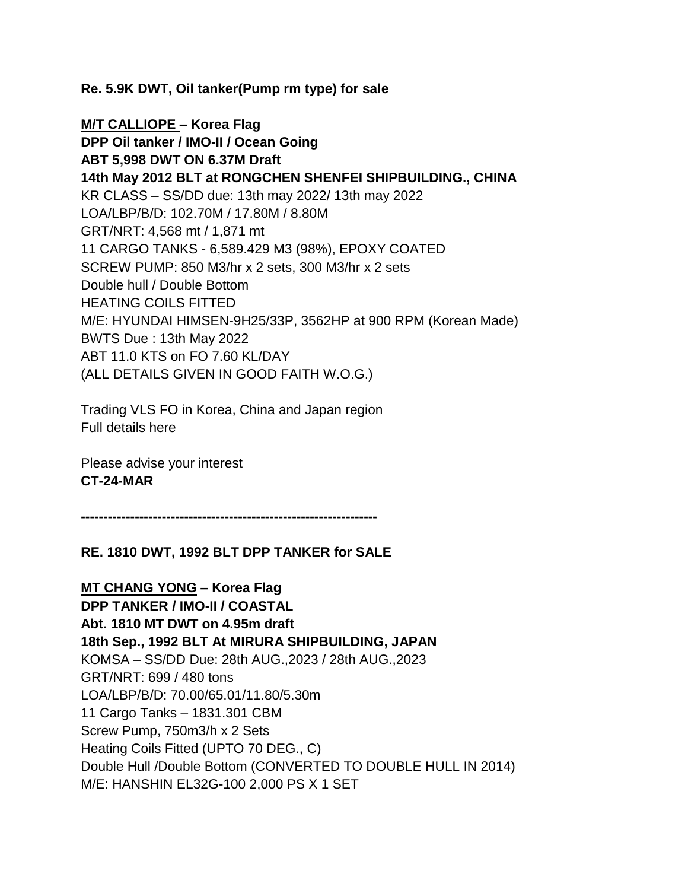**Re. 5.9K DWT, Oil tanker(Pump rm type) for sale**

**M/T CALLIOPE – Korea Flag**
**DPP Oil tanker / IMO-II / Ocean Going**
**ABT 5,998 DWT ON 6.37M Draft**
**14th May 2012 BLT at RONGCHEN SHENFEI SHIPBUILDING., CHINA**
KR CLASS – SS/DD due: 13th may 2022/ 13th may 2022
LOA/LBP/B/D: 102.70M / 17.80M / 8.80M
GRT/NRT: 4,568 mt / 1,871 mt
11 CARGO TANKS - 6,589.429 M3 (98%), EPOXY COATED
SCREW PUMP: 850 M3/hr x 2 sets, 300 M3/hr x 2 sets
Double hull / Double Bottom
HEATING COILS FITTED
M/E: HYUNDAI HIMSEN-9H25/33P, 3562HP at 900 RPM (Korean Made)
BWTS Due : 13th May 2022
ABT 11.0 KTS on FO 7.60 KL/DAY
(ALL DETAILS GIVEN IN GOOD FAITH W.O.G.)

Trading VLS FO in Korea, China and Japan region
Full details here

Please advise your interest
**CT-24-MAR**

**------------------------------------------------------------------**

**RE. 1810 DWT, 1992 BLT DPP TANKER for SALE**

**MT CHANG YONG – Korea Flag**
**DPP TANKER / IMO-II / COASTAL**
**Abt. 1810 MT DWT on 4.95m draft**
**18th Sep., 1992 BLT At MIRURA SHIPBUILDING, JAPAN**
KOMSA – SS/DD Due: 28th AUG.,2023 / 28th AUG.,2023
GRT/NRT: 699 / 480 tons
LOA/LBP/B/D: 70.00/65.01/11.80/5.30m
11 Cargo Tanks – 1831.301 CBM
Screw Pump, 750m3/h x 2 Sets
Heating Coils Fitted (UPTO 70 DEG., C)
Double Hull /Double Bottom (CONVERTED TO DOUBLE HULL IN 2014)
M/E: HANSHIN EL32G-100 2,000 PS X 1 SET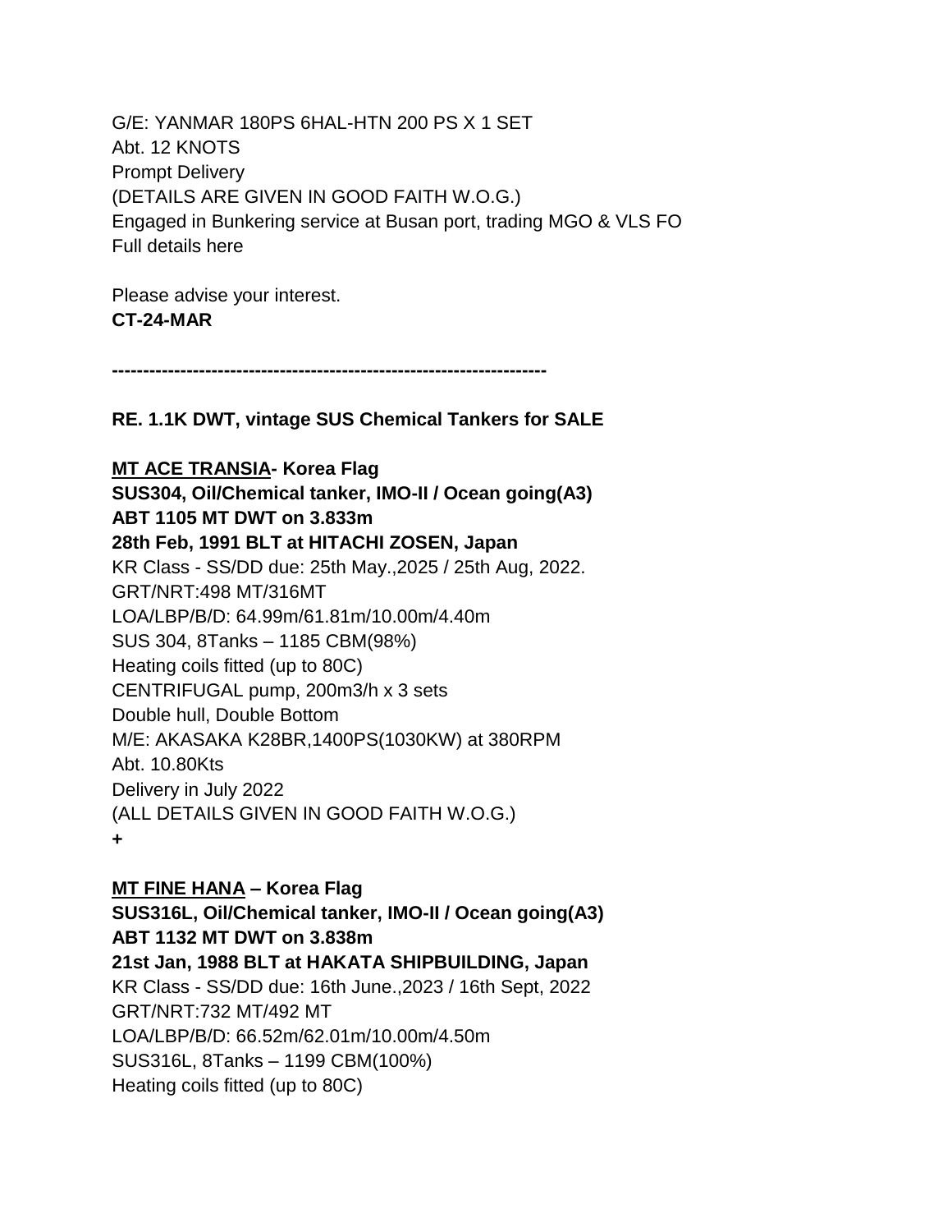G/E: YANMAR 180PS 6HAL-HTN 200 PS X 1 SET
Abt. 12 KNOTS
Prompt Delivery
(DETAILS ARE GIVEN IN GOOD FAITH W.O.G.)
Engaged in Bunkering service at Busan port, trading MGO & VLS FO
Full details here

Please advise your interest.
**CT-24-MAR**

**--------------------------------------------------------------------**

**RE. 1.1K DWT, vintage SUS Chemical Tankers for SALE**

**<u>MT ACE TRANSIA</u>- Korea Flag**
**SUS304, Oil/Chemical tanker, IMO-II / Ocean going(A3)**
**ABT 1105 MT DWT on 3.833m**
**28th Feb, 1991 BLT at HITACHI ZOSEN, Japan**
KR Class - SS/DD due: 25th May.,2025 / 25th Aug, 2022.
GRT/NRT:498 MT/316MT
LOA/LBP/B/D: 64.99m/61.81m/10.00m/4.40m
SUS 304, 8Tanks – 1185 CBM(98%)
Heating coils fitted (up to 80C)
CENTRIFUGAL pump, 200m3/h x 3 sets
Double hull, Double Bottom
M/E: AKASAKA K28BR,1400PS(1030KW) at 380RPM
Abt. 10.80Kts
Delivery in July 2022
(ALL DETAILS GIVEN IN GOOD FAITH W.O.G.)
**+**

**<u>MT FINE HANA</u> – Korea Flag**
**SUS316L, Oil/Chemical tanker, IMO-II / Ocean going(A3)**
**ABT 1132 MT DWT on 3.838m**
**21st Jan, 1988 BLT at HAKATA SHIPBUILDING, Japan**
KR Class - SS/DD due: 16th June.,2023 / 16th Sept, 2022
GRT/NRT:732 MT/492 MT
LOA/LBP/B/D: 66.52m/62.01m/10.00m/4.50m
SUS316L, 8Tanks – 1199 CBM(100%)
Heating coils fitted (up to 80C)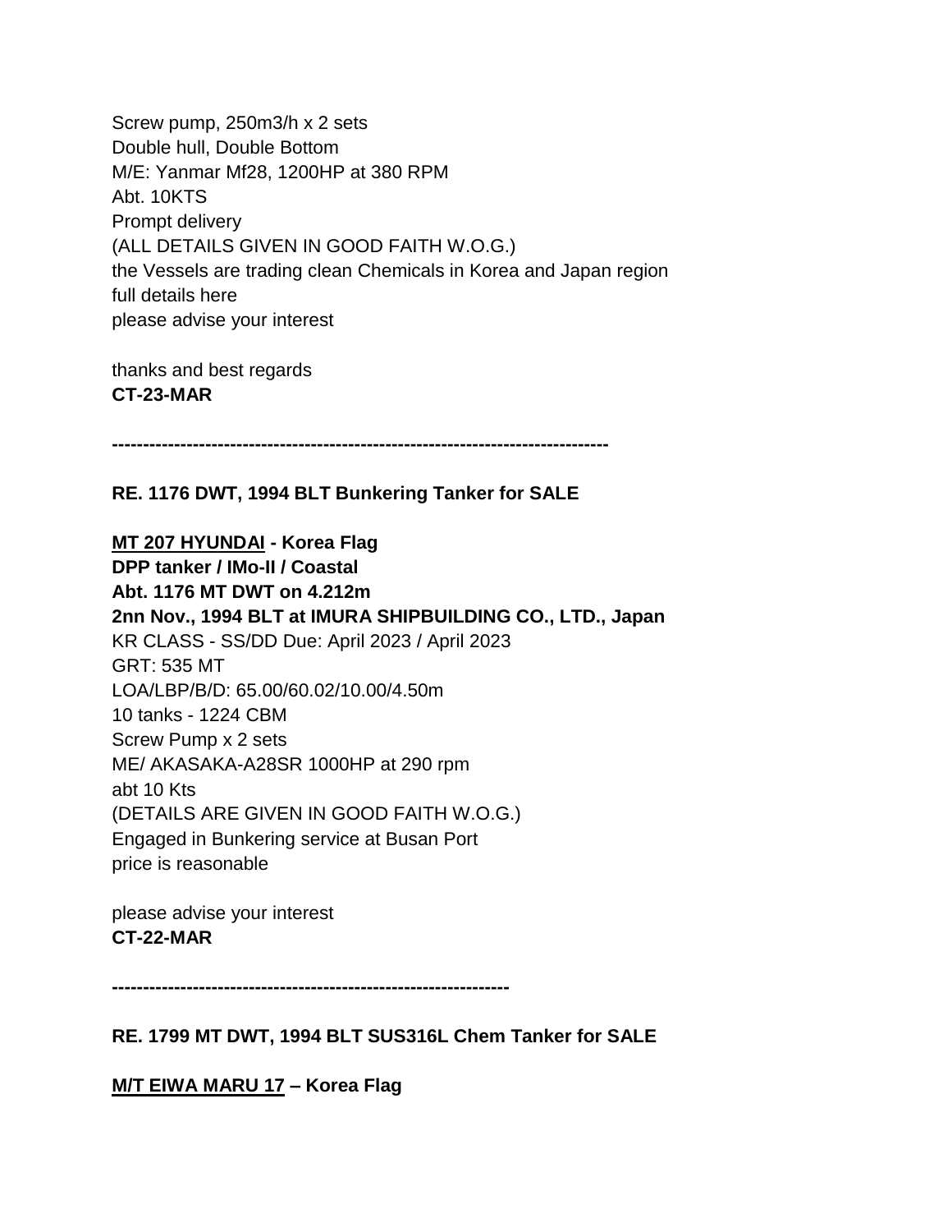Screw pump, 250m3/h x 2 sets
Double hull, Double Bottom
M/E: Yanmar Mf28, 1200HP at 380 RPM
Abt. 10KTS
Prompt delivery
(ALL DETAILS GIVEN IN GOOD FAITH W.O.G.)
the Vessels are trading clean Chemicals in Korea and Japan region
full details here
please advise your interest

thanks and best regards
**CT-23-MAR**

**--------------------------------------------------------------------------------**

**RE. 1176 DWT, 1994 BLT Bunkering Tanker for SALE**

**MT 207 HYUNDAI - Korea Flag**
**DPP tanker / IMo-II / Coastal**
**Abt. 1176 MT DWT on 4.212m**
**2nn Nov., 1994 BLT at IMURA SHIPBUILDING CO., LTD., Japan**
KR CLASS - SS/DD Due: April 2023 / April 2023
GRT: 535 MT
LOA/LBP/B/D: 65.00/60.02/10.00/4.50m
10 tanks - 1224 CBM
Screw Pump x 2 sets
ME/ AKASAKA-A28SR 1000HP at 290 rpm
abt 10 Kts
(DETAILS ARE GIVEN IN GOOD FAITH W.O.G.)
Engaged in Bunkering service at Busan Port
price is reasonable

please advise your interest
**CT-22-MAR**

**----------------------------------------------------------------**

**RE. 1799 MT DWT, 1994 BLT SUS316L Chem Tanker for SALE**

**M/T EIWA MARU 17 – Korea Flag**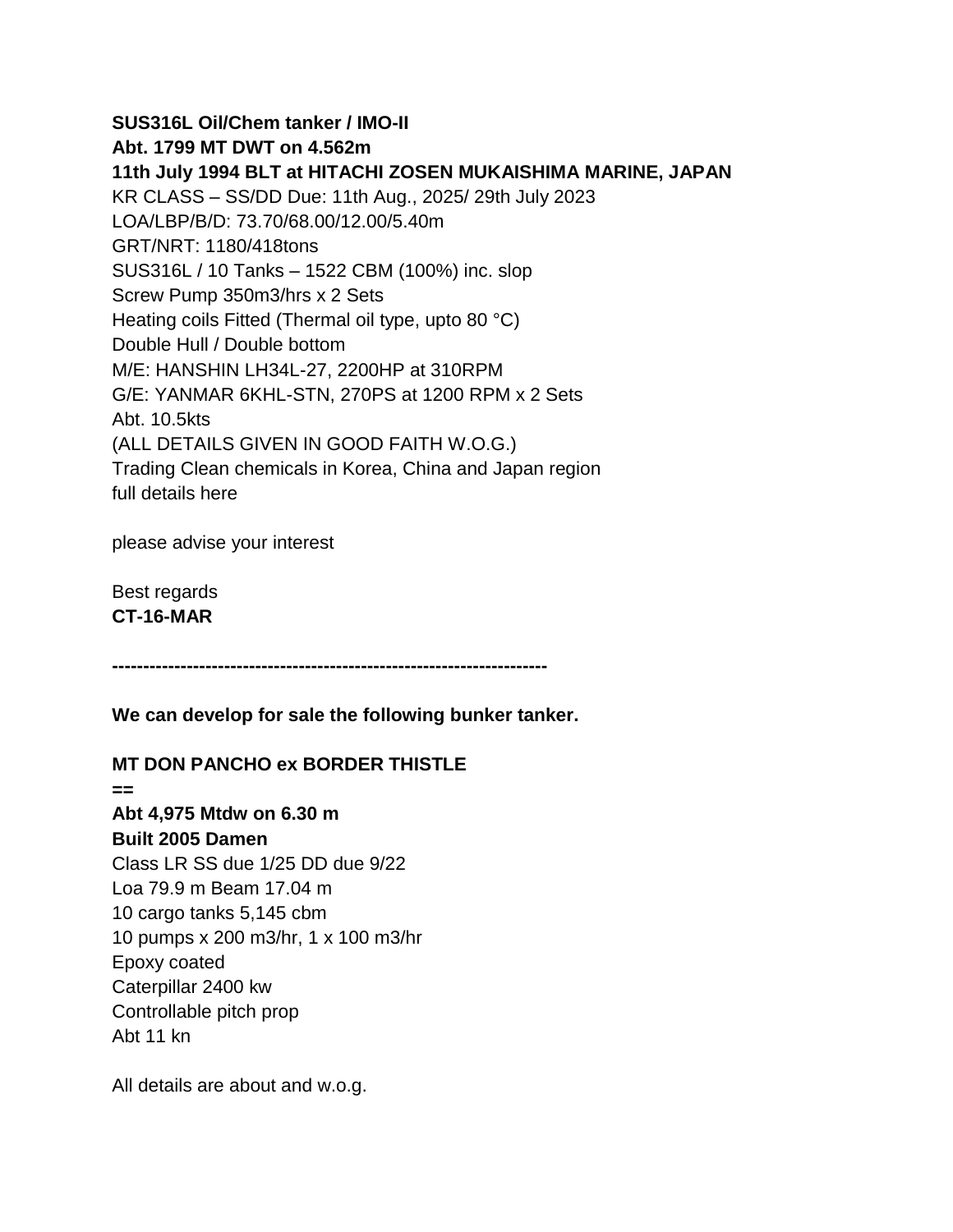**SUS316L Oil/Chem tanker / IMO-II**
**Abt. 1799 MT DWT on 4.562m**
**11th July 1994 BLT at HITACHI ZOSEN MUKAISHIMA MARINE, JAPAN**
KR CLASS – SS/DD Due: 11th Aug., 2025/ 29th July 2023
LOA/LBP/B/D: 73.70/68.00/12.00/5.40m
GRT/NRT: 1180/418tons
SUS316L / 10 Tanks – 1522 CBM (100%) inc. slop
Screw Pump 350m3/hrs x 2 Sets
Heating coils Fitted (Thermal oil type, upto 80 °C)
Double Hull / Double bottom
M/E: HANSHIN LH34L-27, 2200HP at 310RPM
G/E: YANMAR 6KHL-STN, 270PS at 1200 RPM x 2 Sets
Abt. 10.5kts
(ALL DETAILS GIVEN IN GOOD FAITH W.O.G.)
Trading Clean chemicals in Korea, China and Japan region
full details here

please advise your interest

Best regards
**CT-16-MAR**

**----------------------------------------------------------------------**

**We can develop for sale the following bunker tanker.**

**MT DON PANCHO ex BORDER THISTLE**
**==**
**Abt 4,975 Mtdw on 6.30 m**
**Built 2005 Damen**
Class LR SS due 1/25 DD due 9/22
Loa 79.9 m Beam 17.04 m
10 cargo tanks 5,145 cbm
10 pumps x 200 m3/hr, 1 x 100 m3/hr
Epoxy coated
Caterpillar 2400 kw
Controllable pitch prop
Abt 11 kn

All details are about and w.o.g.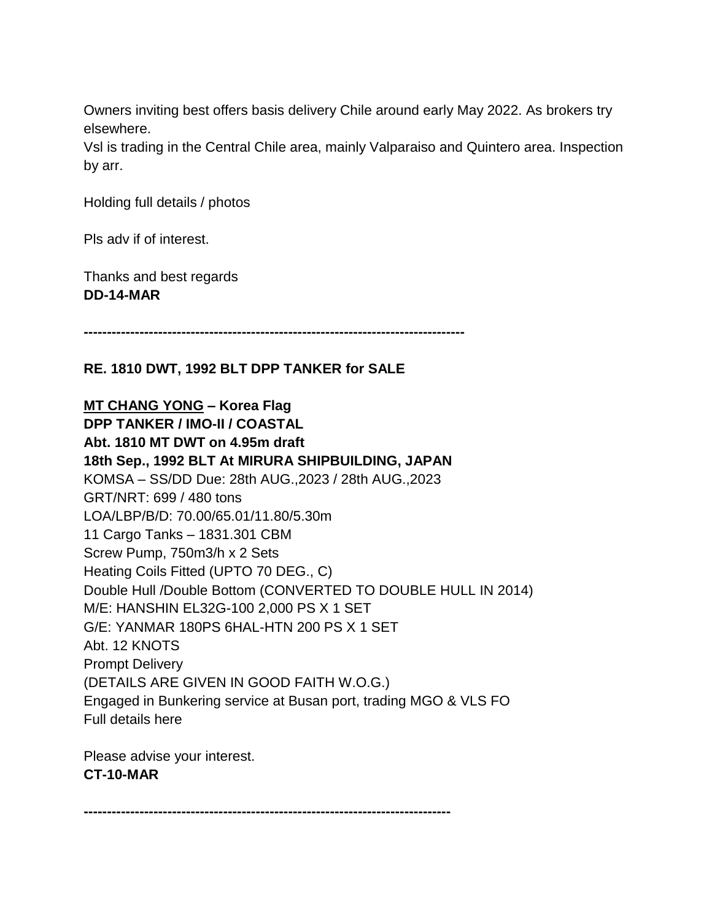Owners inviting best offers basis delivery Chile around early May 2022. As brokers try elsewhere.
Vsl is trading in the Central Chile area, mainly Valparaiso and Quintero area. Inspection by arr.

Holding full details / photos

Pls adv if of interest.

Thanks and best regards
**DD-14-MAR**

**--------------------------------------------------------------------------------**

**RE. 1810 DWT, 1992 BLT DPP TANKER for SALE**

**<u>MT CHANG YONG</u> – Korea Flag**
**DPP TANKER / IMO-II / COASTAL**
**Abt. 1810 MT DWT on 4.95m draft**
**18th Sep., 1992 BLT At MIRURA SHIPBUILDING, JAPAN**
KOMSA – SS/DD Due: 28th AUG.,2023 / 28th AUG.,2023
GRT/NRT: 699 / 480 tons
LOA/LBP/B/D: 70.00/65.01/11.80/5.30m
11 Cargo Tanks – 1831.301 CBM
Screw Pump, 750m3/h x 2 Sets
Heating Coils Fitted (UPTO 70 DEG., C)
Double Hull /Double Bottom (CONVERTED TO DOUBLE HULL IN 2014)
M/E: HANSHIN EL32G-100 2,000 PS X 1 SET
G/E: YANMAR 180PS 6HAL-HTN 200 PS X 1 SET
Abt. 12 KNOTS
Prompt Delivery
(DETAILS ARE GIVEN IN GOOD FAITH W.O.G.)
Engaged in Bunkering service at Busan port, trading MGO & VLS FO
Full details here

Please advise your interest.
**CT-10-MAR**

**------------------------------------------------------------------------------**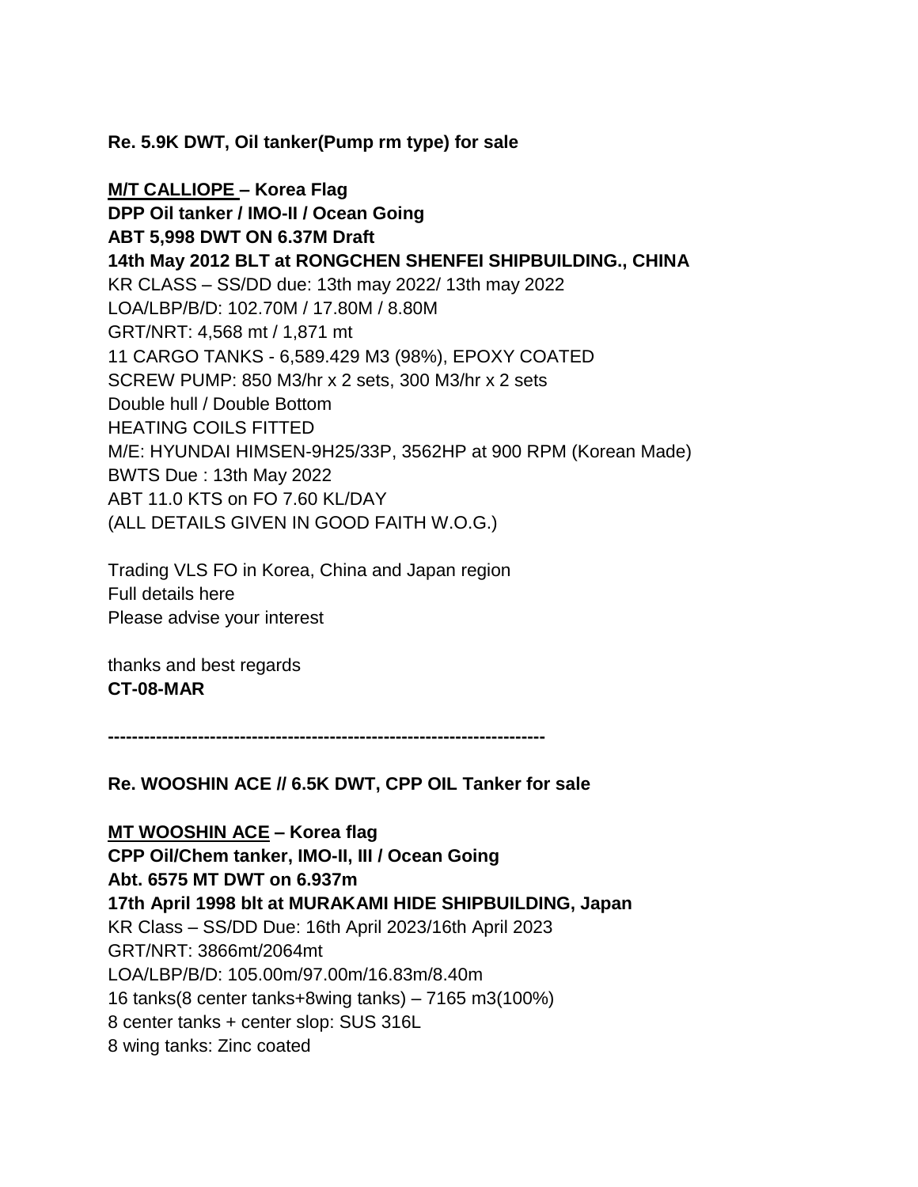**Re. 5.9K DWT, Oil tanker(Pump rm type) for sale**

**<u>M/T CALLIOPE </u>– Korea Flag**
**DPP Oil tanker / IMO-II / Ocean Going**
**ABT 5,998 DWT ON 6.37M Draft**
**14th May 2012 BLT at RONGCHEN SHENFEI SHIPBUILDING., CHINA**
KR CLASS – SS/DD due: 13th may 2022/ 13th may 2022
LOA/LBP/B/D: 102.70M / 17.80M / 8.80M
GRT/NRT: 4,568 mt / 1,871 mt
11 CARGO TANKS - 6,589.429 M3 (98%), EPOXY COATED
SCREW PUMP: 850 M3/hr x 2 sets, 300 M3/hr x 2 sets
Double hull / Double Bottom
HEATING COILS FITTED
M/E: HYUNDAI HIMSEN-9H25/33P, 3562HP at 900 RPM (Korean Made)
BWTS Due : 13th May 2022
ABT 11.0 KTS on FO 7.60 KL/DAY
(ALL DETAILS GIVEN IN GOOD FAITH W.O.G.)

Trading VLS FO in Korea, China and Japan region
Full details here
Please advise your interest

thanks and best regards
**CT-08-MAR**

**-----------------------------------------------------------------------**

**Re. WOOSHIN ACE // 6.5K DWT, CPP OIL Tanker for sale**

**<u>MT WOOSHIN ACE</u> – Korea flag**
**CPP Oil/Chem tanker, IMO-II, III / Ocean Going**
**Abt. 6575 MT DWT on 6.937m**
**17th April 1998 blt at MURAKAMI HIDE SHIPBUILDING, Japan**
KR Class – SS/DD Due: 16th April 2023/16th April 2023
GRT/NRT: 3866mt/2064mt
LOA/LBP/B/D: 105.00m/97.00m/16.83m/8.40m
16 tanks(8 center tanks+8wing tanks) – 7165 m3(100%)
8 center tanks + center slop: SUS 316L
8 wing tanks: Zinc coated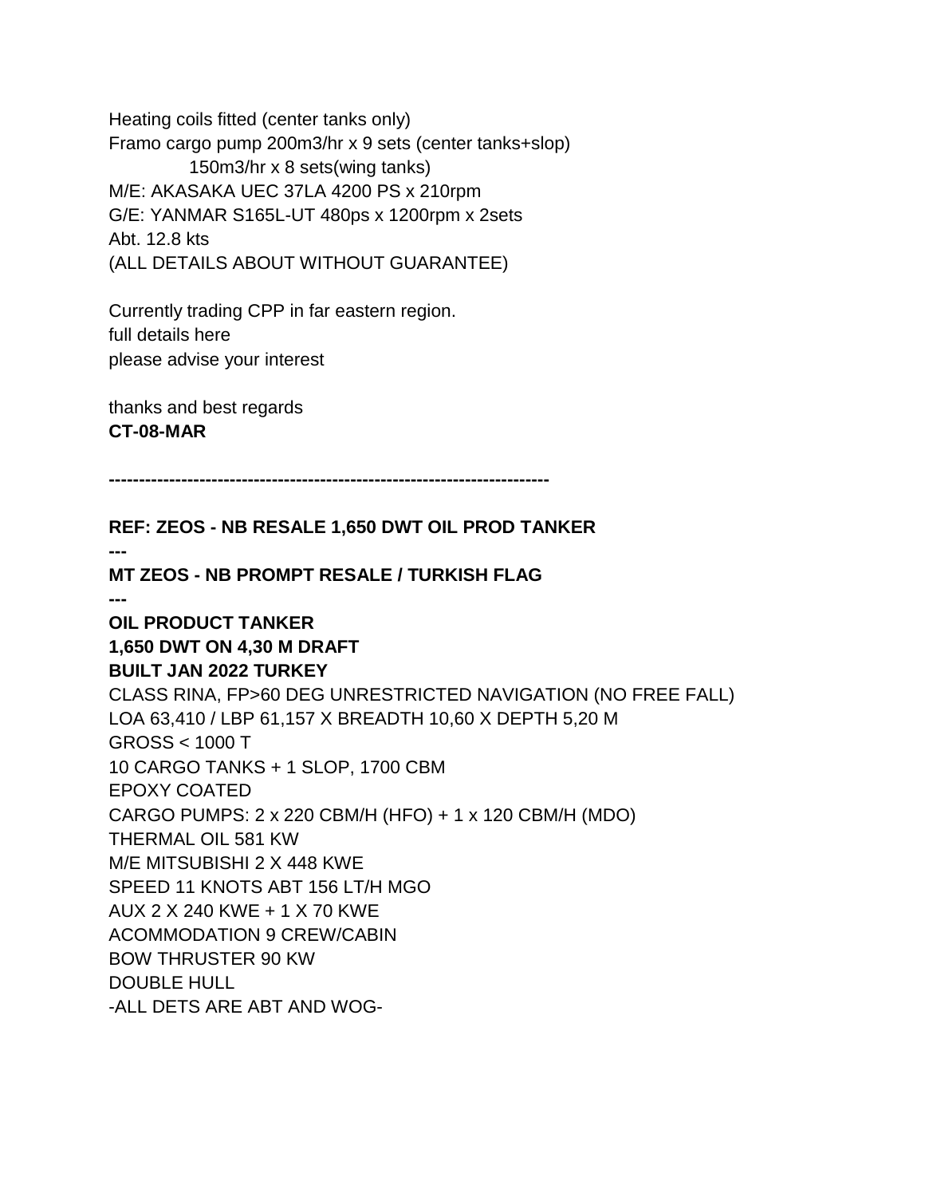Heating coils fitted (center tanks only)
Framo cargo pump 200m3/hr x 9 sets (center tanks+slop)
150m3/hr x 8 sets(wing tanks)
M/E: AKASAKA UEC 37LA 4200 PS x 210rpm
G/E: YANMAR S165L-UT 480ps x 1200rpm x 2sets
Abt. 12.8 kts
(ALL DETAILS ABOUT WITHOUT GUARANTEE)

Currently trading CPP in far eastern region.
full details here
please advise your interest

thanks and best regards
**CT-08-MAR**

**------------------------------------------------------------------------**

**REF: ZEOS - NB RESALE 1,650 DWT OIL PROD TANKER**
**---**
**MT ZEOS - NB PROMPT RESALE / TURKISH FLAG**
**---**
**OIL PRODUCT TANKER**
**1,650 DWT ON 4,30 M DRAFT**
**BUILT JAN 2022 TURKEY**
CLASS RINA, FP>60 DEG UNRESTRICTED NAVIGATION (NO FREE FALL)
LOA 63,410 / LBP 61,157 X BREADTH 10,60 X DEPTH 5,20 M
GROSS < 1000 T
10 CARGO TANKS + 1 SLOP, 1700 CBM
EPOXY COATED
CARGO PUMPS: 2 x 220 CBM/H (HFO) + 1 x 120 CBM/H (MDO)
THERMAL OIL 581 KW
M/E MITSUBISHI 2 X 448 KWE
SPEED 11 KNOTS ABT 156 LT/H MGO
AUX 2 X 240 KWE + 1 X 70 KWE
ACOMMODATION 9 CREW/CABIN
BOW THRUSTER 90 KW
DOUBLE HULL
-ALL DETS ARE ABT AND WOG-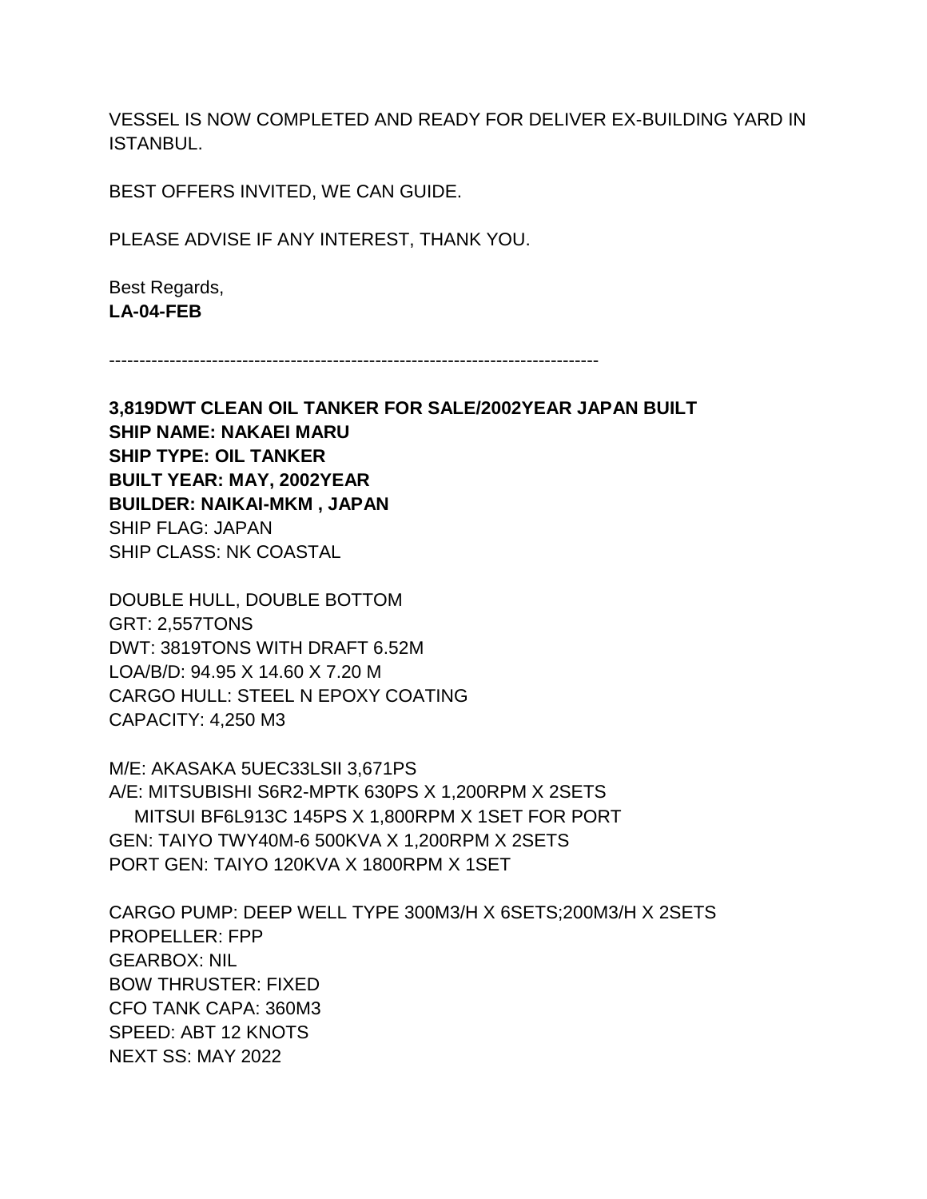VESSEL IS NOW COMPLETED AND READY FOR DELIVER EX-BUILDING YARD IN ISTANBUL.

BEST OFFERS INVITED, WE CAN GUIDE.

PLEASE ADVISE IF ANY INTEREST, THANK YOU.

Best Regards,
**LA-04-FEB**

---

**3,819DWT CLEAN OIL TANKER FOR SALE/2002YEAR JAPAN BUILT**
**SHIP NAME: NAKAEI MARU**
**SHIP TYPE: OIL TANKER**
**BUILT YEAR: MAY, 2002YEAR**
**BUILDER: NAIKAI-MKM , JAPAN**
SHIP FLAG: JAPAN
SHIP CLASS: NK COASTAL

DOUBLE HULL, DOUBLE BOTTOM
GRT: 2,557TONS
DWT: 3819TONS WITH DRAFT 6.52M
LOA/B/D: 94.95 X 14.60 X 7.20 M
CARGO HULL: STEEL N EPOXY COATING
CAPACITY: 4,250 M3

M/E: AKASAKA 5UEC33LSII 3,671PS
A/E: MITSUBISHI S6R2-MPTK 630PS X 1,200RPM X 2SETS
  MITSUI BF6L913C 145PS X 1,800RPM X 1SET FOR PORT
GEN: TAIYO TWY40M-6 500KVA X 1,200RPM X 2SETS
PORT GEN: TAIYO 120KVA X 1800RPM X 1SET

CARGO PUMP: DEEP WELL TYPE 300M3/H X 6SETS;200M3/H X 2SETS
PROPELLER: FPP
GEARBOX: NIL
BOW THRUSTER: FIXED
CFO TANK CAPA: 360M3
SPEED: ABT 12 KNOTS
NEXT SS: MAY 2022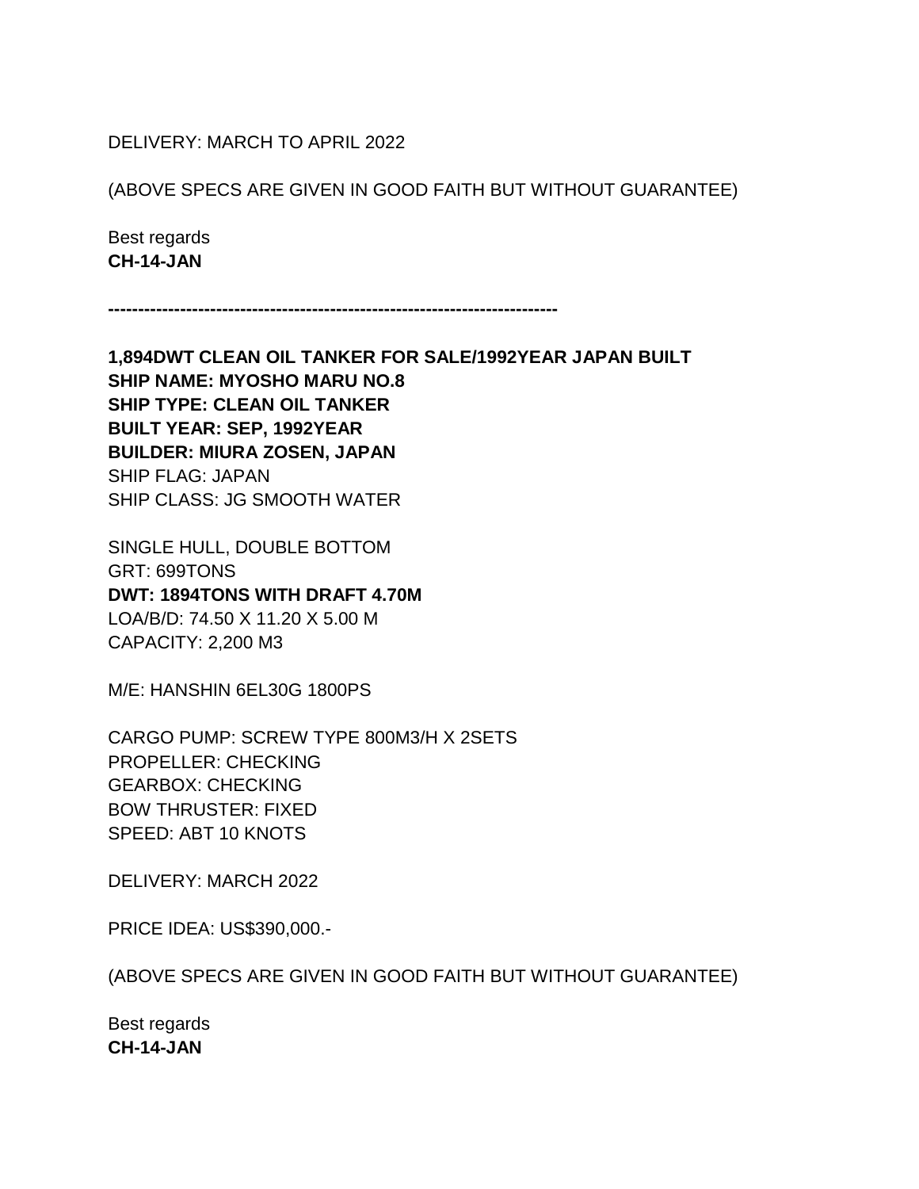DELIVERY: MARCH TO APRIL 2022

(ABOVE SPECS ARE GIVEN IN GOOD FAITH BUT WITHOUT GUARANTEE)

Best regards
**CH-14-JAN**

**---------------------------------------------------------------------------**

**1,894DWT CLEAN OIL TANKER FOR SALE/1992YEAR JAPAN BUILT**
**SHIP NAME: MYOSHO MARU NO.8**
**SHIP TYPE: CLEAN OIL TANKER**
**BUILT YEAR: SEP, 1992YEAR**
**BUILDER: MIURA ZOSEN, JAPAN**
SHIP FLAG: JAPAN
SHIP CLASS: JG SMOOTH WATER

SINGLE HULL, DOUBLE BOTTOM
GRT: 699TONS
**DWT: 1894TONS WITH DRAFT 4.70M**
LOA/B/D: 74.50 X 11.20 X 5.00 M
CAPACITY: 2,200 M3

M/E: HANSHIN 6EL30G 1800PS

CARGO PUMP: SCREW TYPE 800M3/H X 2SETS
PROPELLER: CHECKING
GEARBOX: CHECKING
BOW THRUSTER: FIXED
SPEED: ABT 10 KNOTS

DELIVERY: MARCH 2022

PRICE IDEA: US$390,000.-

(ABOVE SPECS ARE GIVEN IN GOOD FAITH BUT WITHOUT GUARANTEE)

Best regards
**CH-14-JAN**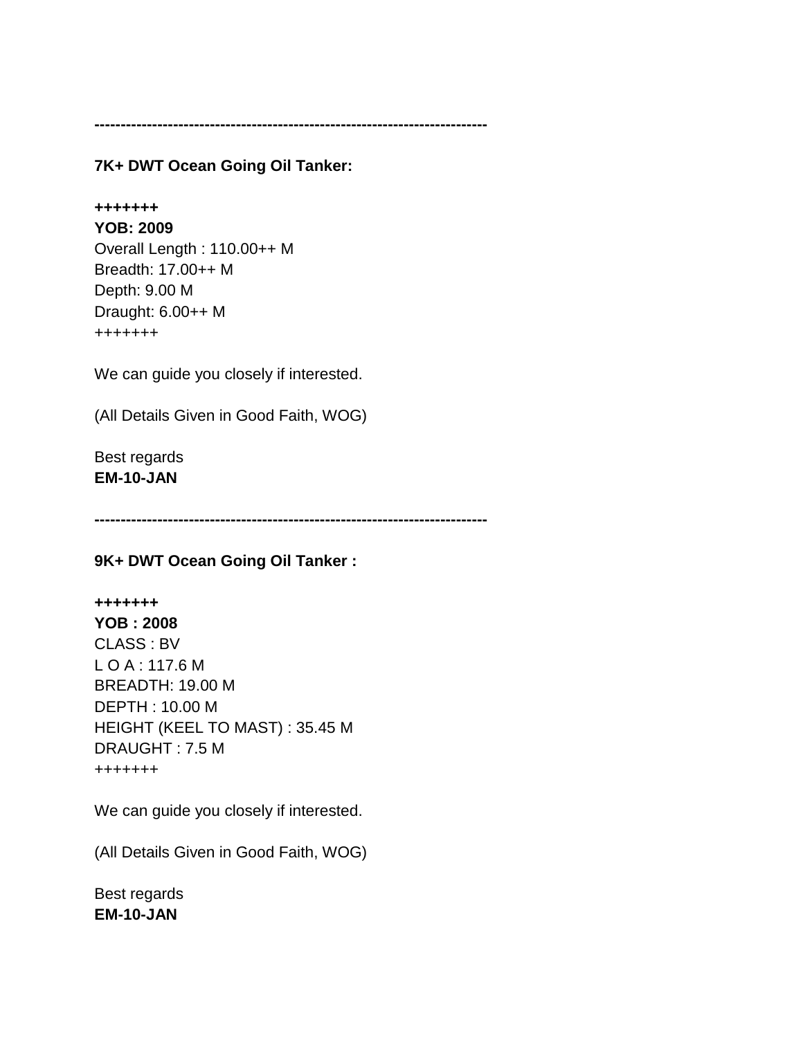---------------------------------------------------------------------------

**7K+ DWT Ocean Going Oil Tanker:**

**+++++++**
**YOB: 2009**
Overall Length : 110.00++ M
Breadth: 17.00++ M
Depth: 9.00 M
Draught: 6.00++ M
+++++++

We can guide you closely if interested.

(All Details Given in Good Faith, WOG)

Best regards
**EM-10-JAN**

---------------------------------------------------------------------------

**9K+ DWT Ocean Going Oil Tanker :**

**+++++++**
**YOB : 2008**
CLASS : BV
L O A : 117.6 M
BREADTH: 19.00 M
DEPTH : 10.00 M
HEIGHT (KEEL TO MAST) : 35.45 M
DRAUGHT : 7.5 M
+++++++

We can guide you closely if interested.

(All Details Given in Good Faith, WOG)

Best regards
**EM-10-JAN**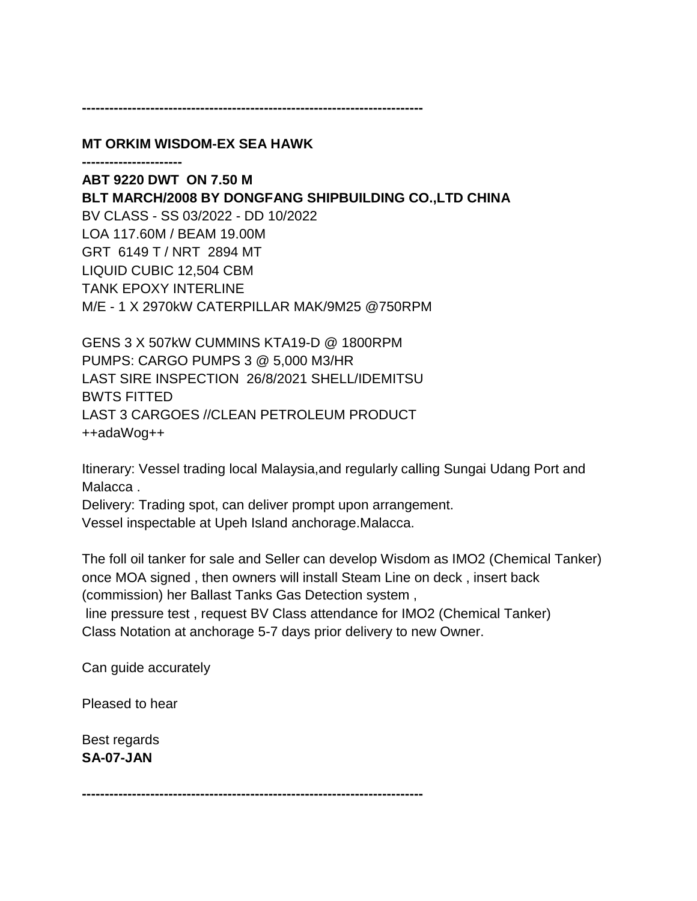---------------------------------------------------------------------------

**MT ORKIM WISDOM-EX SEA HAWK**

----------------------

**ABT 9220 DWT ON 7.50 M**
**BLT MARCH/2008 BY DONGFANG SHIPBUILDING CO.,LTD CHINA**
BV CLASS - SS 03/2022 - DD 10/2022
LOA 117.60M / BEAM 19.00M
GRT 6149 T / NRT 2894 MT
LIQUID CUBIC 12,504 CBM
TANK EPOXY INTERLINE
M/E - 1 X 2970kW CATERPILLAR MAK/9M25 @750RPM

GENS 3 X 507kW CUMMINS KTA19-D @ 1800RPM
PUMPS: CARGO PUMPS 3 @ 5,000 M3/HR
LAST SIRE INSPECTION 26/8/2021 SHELL/IDEMITSU
BWTS FITTED
LAST 3 CARGOES //CLEAN PETROLEUM PRODUCT
++adaWog++

Itinerary: Vessel trading local Malaysia,and regularly calling Sungai Udang Port and Malacca .
Delivery: Trading spot, can deliver prompt upon arrangement.
Vessel inspectable at Upeh Island anchorage.Malacca.

The foll oil tanker for sale and Seller can develop Wisdom as IMO2 (Chemical Tanker) once MOA signed , then owners will install Steam Line on deck , insert back (commission) her Ballast Tanks Gas Detection system ,
line pressure test , request BV Class attendance for IMO2 (Chemical Tanker) Class Notation at anchorage 5-7 days prior delivery to new Owner.

Can guide accurately

Pleased to hear

Best regards
**SA-07-JAN**

---------------------------------------------------------------------------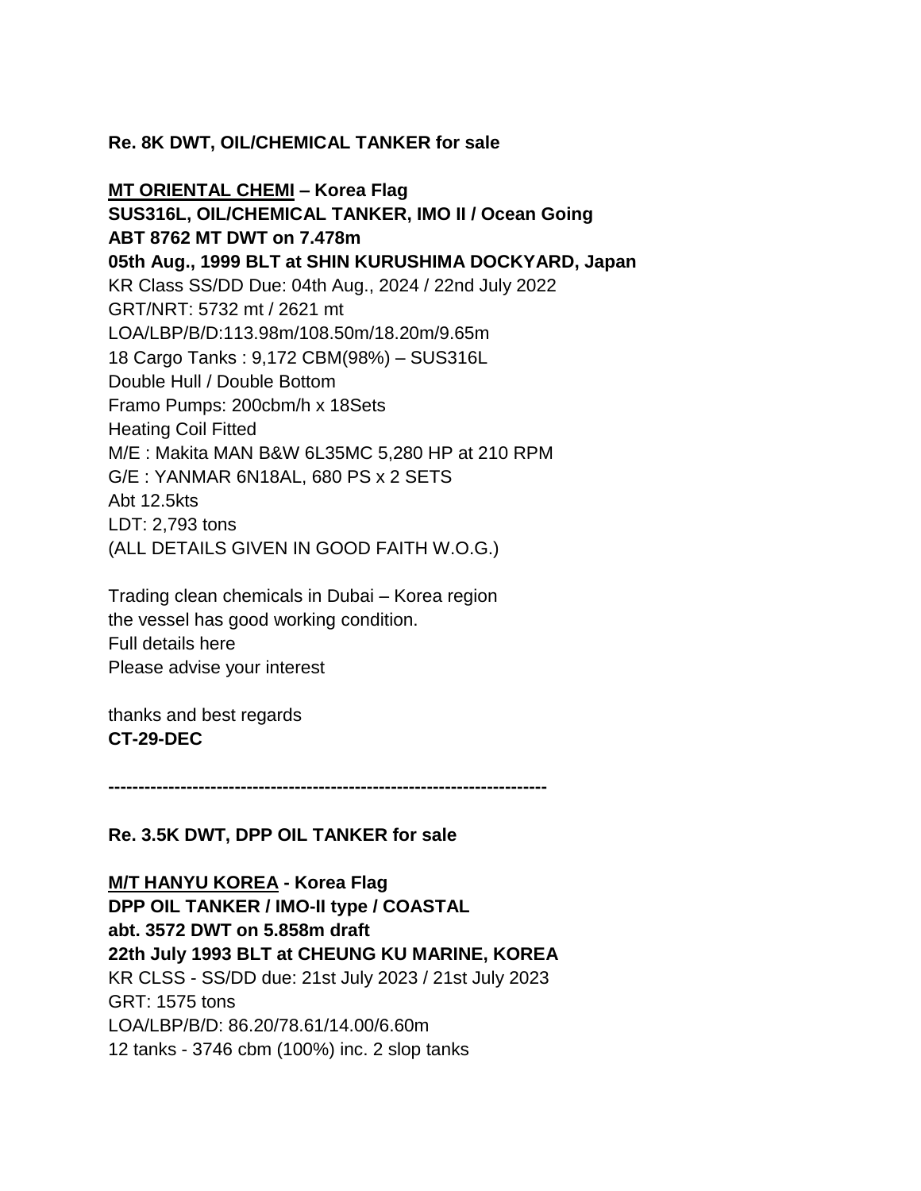**Re. 8K DWT, OIL/CHEMICAL TANKER for sale**

**<u>MT ORIENTAL CHEMI</u> – Korea Flag**
**SUS316L, OIL/CHEMICAL TANKER, IMO II / Ocean Going**
**ABT 8762 MT DWT on 7.478m**
**05th Aug., 1999 BLT at SHIN KURUSHIMA DOCKYARD, Japan**
KR Class SS/DD Due: 04th Aug., 2024 / 22nd July 2022
GRT/NRT: 5732 mt / 2621 mt
LOA/LBP/B/D:113.98m/108.50m/18.20m/9.65m
18 Cargo Tanks : 9,172 CBM(98%) – SUS316L
Double Hull / Double Bottom
Framo Pumps: 200cbm/h x 18Sets
Heating Coil Fitted
M/E : Makita MAN B&W 6L35MC 5,280 HP at 210 RPM
G/E : YANMAR 6N18AL, 680 PS x 2 SETS
Abt 12.5kts
LDT: 2,793 tons
(ALL DETAILS GIVEN IN GOOD FAITH W.O.G.)

Trading clean chemicals in Dubai – Korea region
the vessel has good working condition.
Full details here
Please advise your interest

thanks and best regards
**CT-29-DEC**

---

**Re. 3.5K DWT, DPP OIL TANKER for sale**

**<u>M/T HANYU KOREA</u> - Korea Flag**
**DPP OIL TANKER / IMO-II type / COASTAL**
**abt. 3572 DWT on 5.858m draft**
**22th July 1993 BLT at CHEUNG KU MARINE, KOREA**
KR CLSS - SS/DD due: 21st July 2023 / 21st July 2023
GRT: 1575 tons
LOA/LBP/B/D: 86.20/78.61/14.00/6.60m
12 tanks - 3746 cbm (100%) inc. 2 slop tanks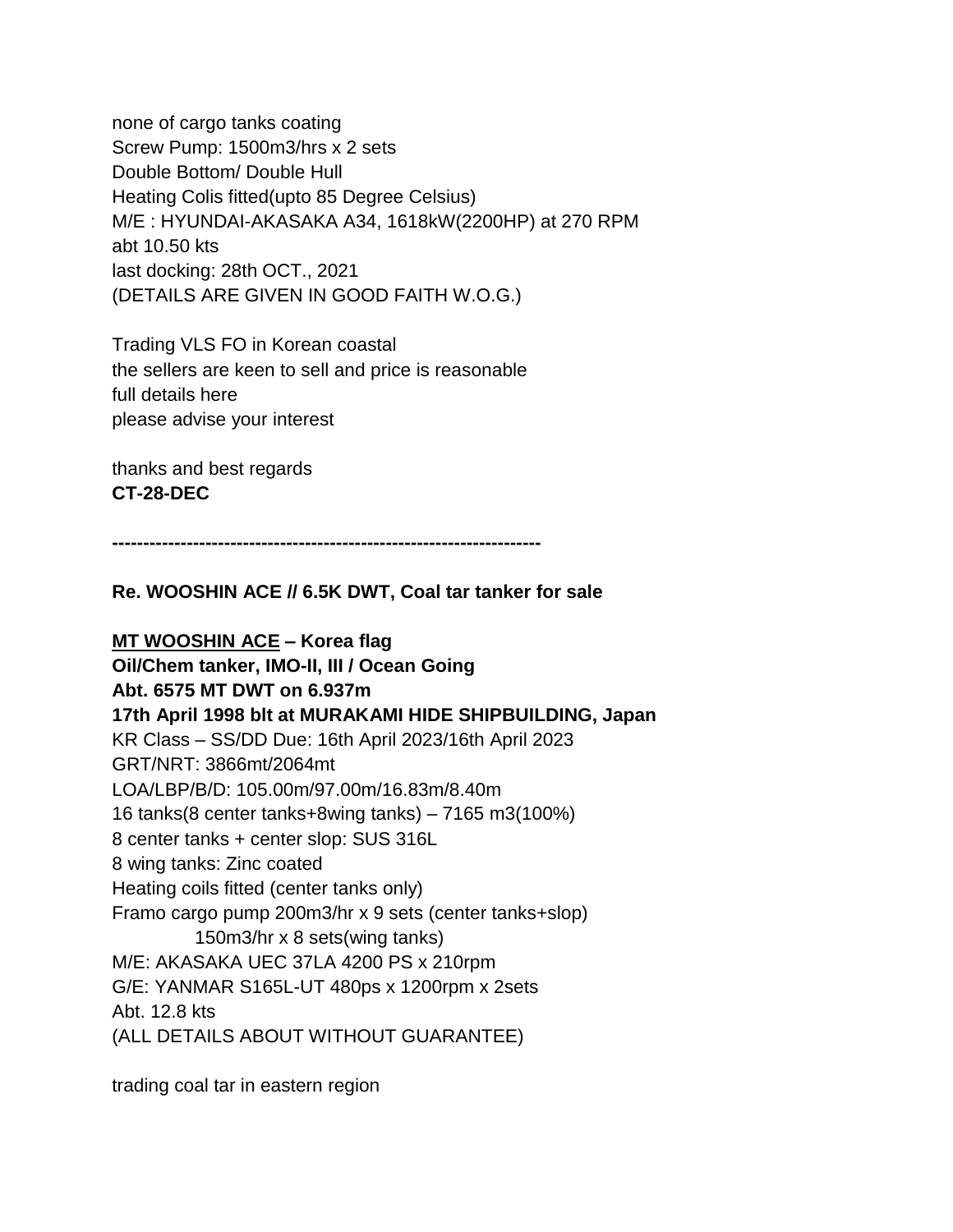none of cargo tanks coating
Screw Pump: 1500m3/hrs x 2 sets
Double Bottom/ Double Hull
Heating Colis fitted(upto 85 Degree Celsius)
M/E : HYUNDAI-AKASAKA A34, 1618kW(2200HP) at 270 RPM
abt 10.50 kts
last docking: 28th OCT., 2021
(DETAILS ARE GIVEN IN GOOD FAITH W.O.G.)

Trading VLS FO in Korean coastal
the sellers are keen to sell and price is reasonable
full details here
please advise your interest

thanks and best regards
**CT-28-DEC**

---

**Re. WOOSHIN ACE // 6.5K DWT, Coal tar tanker for sale**

**<u>MT WOOSHIN ACE</u> – Korea flag**
**Oil/Chem tanker, IMO-II, III / Ocean Going**
**Abt. 6575 MT DWT on 6.937m**
**17th April 1998 blt at MURAKAMI HIDE SHIPBUILDING, Japan**
KR Class – SS/DD Due: 16th April 2023/16th April 2023
GRT/NRT: 3866mt/2064mt
LOA/LBP/B/D: 105.00m/97.00m/16.83m/8.40m
16 tanks(8 center tanks+8wing tanks) – 7165 m3(100%)
8 center tanks + center slop: SUS 316L
8 wing tanks: Zinc coated
Heating coils fitted (center tanks only)
Framo cargo pump 200m3/hr x 9 sets (center tanks+slop)
 150m3/hr x 8 sets(wing tanks)
M/E: AKASAKA UEC 37LA 4200 PS x 210rpm
G/E: YANMAR S165L-UT 480ps x 1200rpm x 2sets
Abt. 12.8 kts
(ALL DETAILS ABOUT WITHOUT GUARANTEE)

trading coal tar in eastern region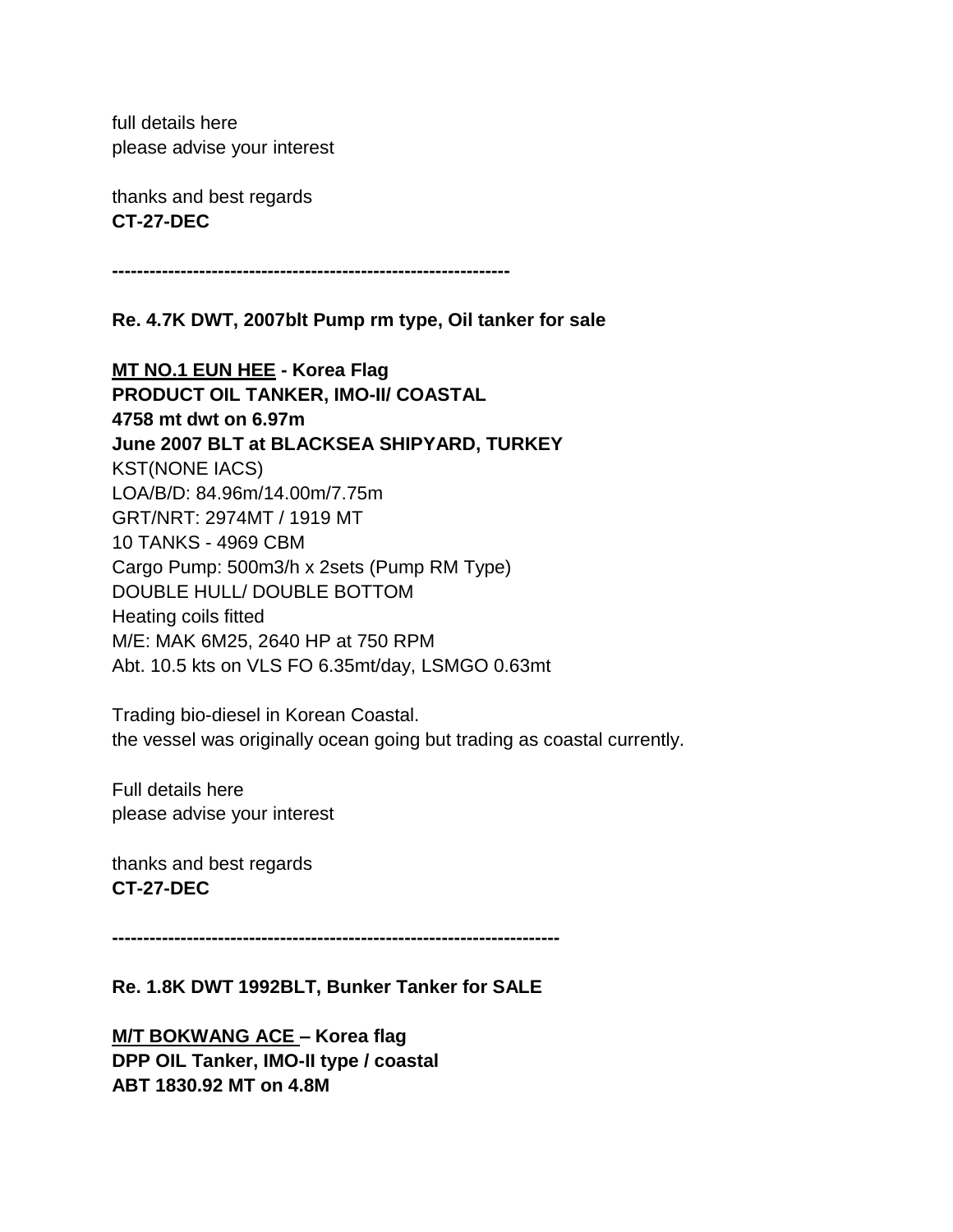full details here
please advise your interest

thanks and best regards
**CT-27-DEC**

**---------------------------------------------------------------**

**Re. 4.7K DWT, 2007blt Pump rm type, Oil tanker for sale**

**<u>MT NO.1 EUN HEE</u> - Korea Flag**
**PRODUCT OIL TANKER, IMO-II/ COASTAL**
**4758 mt dwt on 6.97m**
**June 2007 BLT at BLACKSEA SHIPYARD, TURKEY**
KST(NONE IACS)
LOA/B/D: 84.96m/14.00m/7.75m
GRT/NRT: 2974MT / 1919 MT
10 TANKS - 4969 CBM
Cargo Pump: 500m3/h x 2sets (Pump RM Type)
DOUBLE HULL/ DOUBLE BOTTOM
Heating coils fitted
M/E: MAK 6M25, 2640 HP at 750 RPM
Abt. 10.5 kts on VLS FO 6.35mt/day, LSMGO 0.63mt

Trading bio-diesel in Korean Coastal.
the vessel was originally ocean going but trading as coastal currently.

Full details here
please advise your interest

thanks and best regards
**CT-27-DEC**

**----------------------------------------------------------------------**

**Re. 1.8K DWT 1992BLT, Bunker Tanker for SALE**

**<u>M/T BOKWANG ACE</u> – Korea flag**
**DPP OIL Tanker, IMO-II type / coastal**
**ABT 1830.92 MT on 4.8M**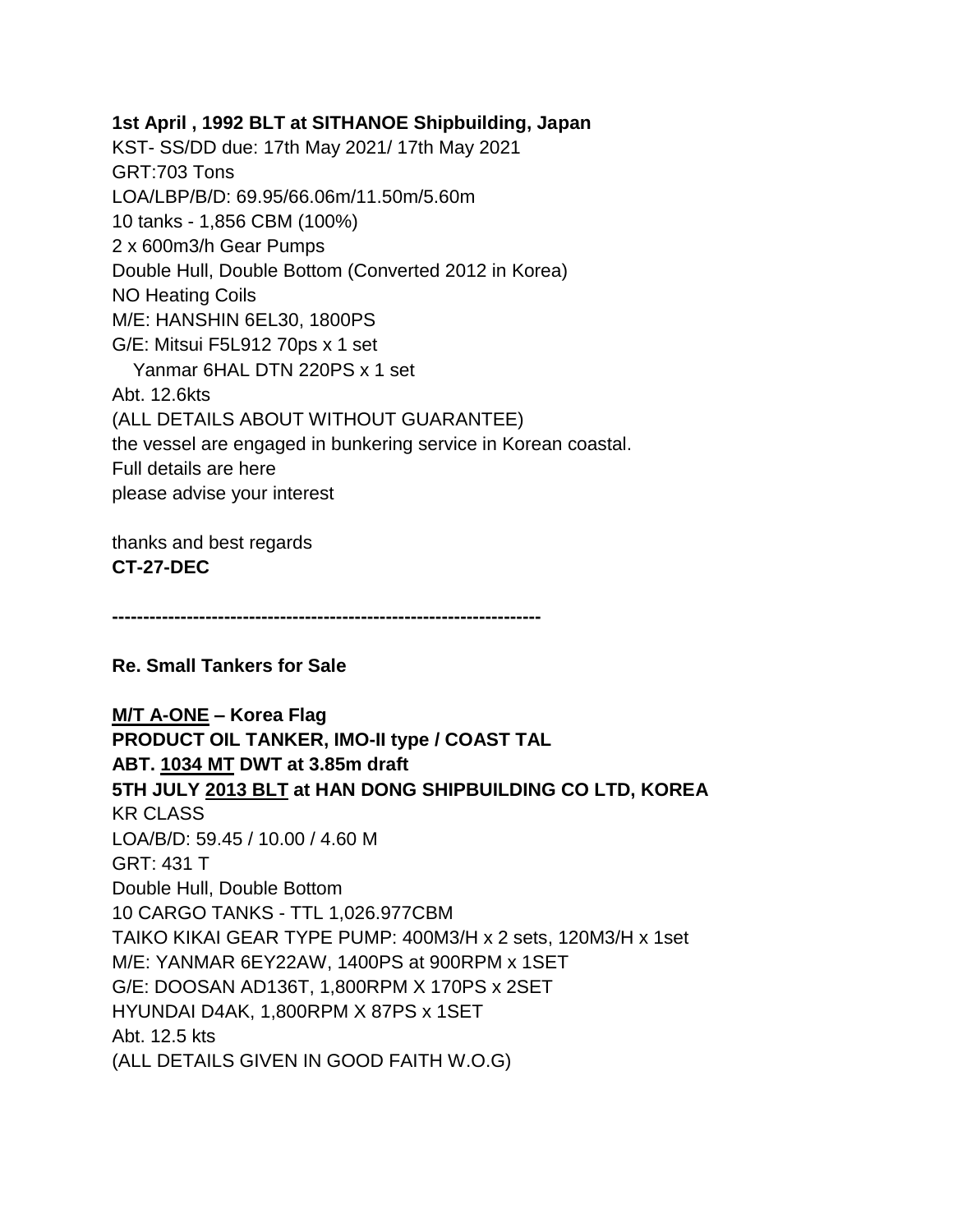**1st April , 1992 BLT at SITHANOE Shipbuilding, Japan**  
KST- SS/DD due: 17th May 2021/ 17th May 2021  
GRT:703 Tons  
LOA/LBP/B/D: 69.95/66.06m/11.50m/5.60m  
10 tanks - 1,856 CBM (100%)  
2 x 600m3/h Gear Pumps  
Double Hull, Double Bottom (Converted 2012 in Korea)  
NO Heating Coils  
M/E: HANSHIN 6EL30, 1800PS  
G/E: Mitsui F5L912 70ps x 1 set  
   Yanmar 6HAL DTN 220PS x 1 set  
Abt. 12.6kts  
(ALL DETAILS ABOUT WITHOUT GUARANTEE)  
the vessel are engaged in bunkering service in Korean coastal.  
Full details are here  
please advise your interest

thanks and best regards  
**CT-27-DEC**

**---------------------------------------------------------------------**

**Re. Small Tankers for Sale**

**<u>M/T A-ONE</u> – Korea Flag**  
**PRODUCT OIL TANKER, IMO-II type / COAST TAL**  
**ABT. <u>1034 MT</u> DWT at 3.85m draft**  
**5TH JULY <u>2013 BLT</u> at HAN DONG SHIPBUILDING CO LTD, KOREA**  
KR CLASS  
LOA/B/D: 59.45 / 10.00 / 4.60 M  
GRT: 431 T  
Double Hull, Double Bottom  
10 CARGO TANKS - TTL 1,026.977CBM  
TAIKO KIKAI GEAR TYPE PUMP: 400M3/H x 2 sets, 120M3/H x 1set  
M/E: YANMAR 6EY22AW, 1400PS at 900RPM x 1SET  
G/E: DOOSAN AD136T, 1,800RPM X 170PS x 2SET  
HYUNDAI D4AK, 1,800RPM X 87PS x 1SET  
Abt. 12.5 kts  
(ALL DETAILS GIVEN IN GOOD FAITH W.O.G)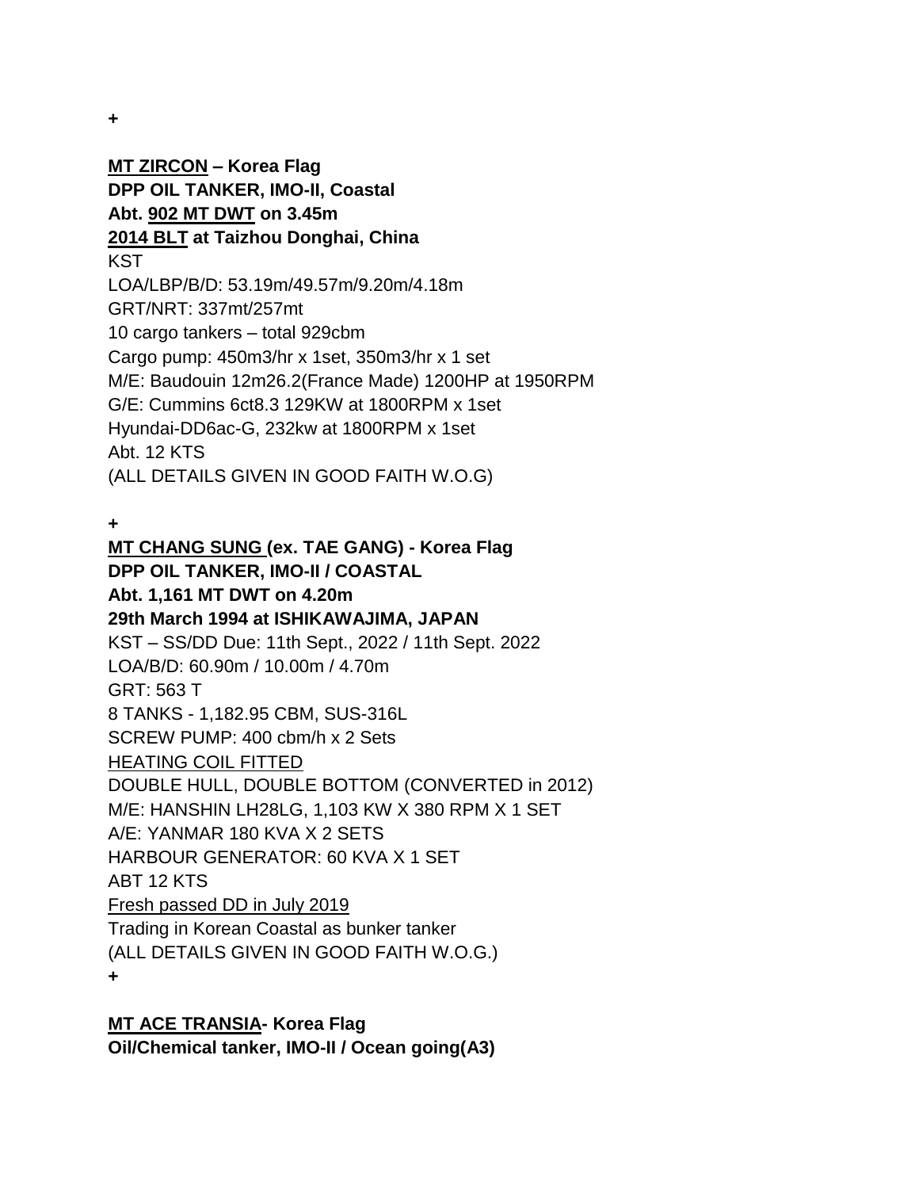+

**MT ZIRCON – Korea Flag**
**DPP OIL TANKER, IMO-II, Coastal**
**Abt. 902 MT DWT on 3.45m**
**2014 BLT at Taizhou Donghai, China**
KST
LOA/LBP/B/D: 53.19m/49.57m/9.20m/4.18m
GRT/NRT: 337mt/257mt
10 cargo tankers – total 929cbm
Cargo pump: 450m3/hr x 1set, 350m3/hr x 1 set
M/E: Baudouin 12m26.2(France Made) 1200HP at 1950RPM
G/E: Cummins 6ct8.3 129KW at 1800RPM x 1set
Hyundai-DD6ac-G, 232kw at 1800RPM x 1set
Abt. 12 KTS
(ALL DETAILS GIVEN IN GOOD FAITH W.O.G)

+

**MT CHANG SUNG (ex. TAE GANG) - Korea Flag**
**DPP OIL TANKER, IMO-II / COASTAL**
**Abt. 1,161 MT DWT on 4.20m**
**29th March 1994 at ISHIKAWAJIMA, JAPAN**
KST – SS/DD Due: 11th Sept., 2022 / 11th Sept. 2022
LOA/B/D: 60.90m / 10.00m / 4.70m
GRT: 563 T
8 TANKS - 1,182.95 CBM, SUS-316L
SCREW PUMP: 400 cbm/h x 2 Sets
HEATING COIL FITTED
DOUBLE HULL, DOUBLE BOTTOM (CONVERTED in 2012)
M/E: HANSHIN LH28LG, 1,103 KW X 380 RPM X 1 SET
A/E: YANMAR 180 KVA X 2 SETS
HARBOUR GENERATOR: 60 KVA X 1 SET
ABT 12 KTS
Fresh passed DD in July 2019
Trading in Korean Coastal as bunker tanker
(ALL DETAILS GIVEN IN GOOD FAITH W.O.G.)
+

**MT ACE TRANSIA- Korea Flag**
**Oil/Chemical tanker, IMO-II / Ocean going(A3)**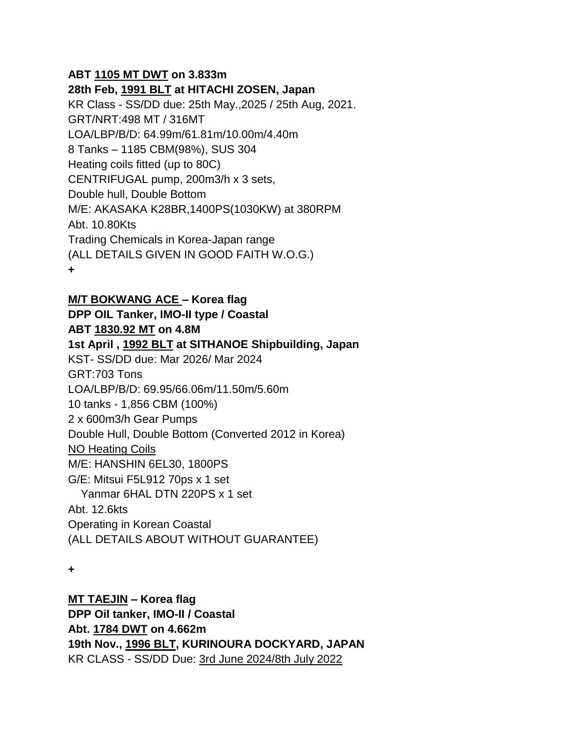**ABT <u>1105 MT DWT</u> on 3.833m**
**28th Feb, <u>1991 BLT</u> at HITACHI ZOSEN, Japan**
KR Class - SS/DD due: 25th May.,2025 / 25th Aug, 2021.
GRT/NRT:498 MT / 316MT
LOA/LBP/B/D: 64.99m/61.81m/10.00m/4.40m
8 Tanks – 1185 CBM(98%), SUS 304
Heating coils fitted (up to 80C)
CENTRIFUGAL pump, 200m3/h x 3 sets,
Double hull, Double Bottom
M/E: AKASAKA K28BR,1400PS(1030KW) at 380RPM
Abt. 10.80Kts
Trading Chemicals in Korea-Japan range
(ALL DETAILS GIVEN IN GOOD FAITH W.O.G.)
**+**

**<u>M/T BOKWANG ACE</u> – Korea flag**
**DPP OIL Tanker, IMO-II type / Coastal**
**ABT <u>1830.92 MT</u> on 4.8M**
**1st April , <u>1992 BLT</u> at SITHANOE Shipbuilding, Japan**
KST- SS/DD due: Mar 2026/ Mar 2024
GRT:703 Tons
LOA/LBP/B/D: 69.95/66.06m/11.50m/5.60m
10 tanks - 1,856 CBM (100%)
2 x 600m3/h Gear Pumps
Double Hull, Double Bottom (Converted 2012 in Korea)
<u>NO Heating Coils</u>
M/E: HANSHIN 6EL30, 1800PS
G/E: Mitsui F5L912 70ps x 1 set
Yanmar 6HAL DTN 220PS x 1 set
Abt. 12.6kts
Operating in Korean Coastal
(ALL DETAILS ABOUT WITHOUT GUARANTEE)

**+**

**<u>MT TAEJIN</u> – Korea flag**
**DPP Oil tanker, IMO-II / Coastal**
**Abt. <u>1784 DWT</u> on 4.662m**
**19th Nov., <u>1996 BLT</u>, KURINOURA DOCKYARD, JAPAN**
KR CLASS - SS/DD Due: <u>3rd June 2024/8th July 2022</u>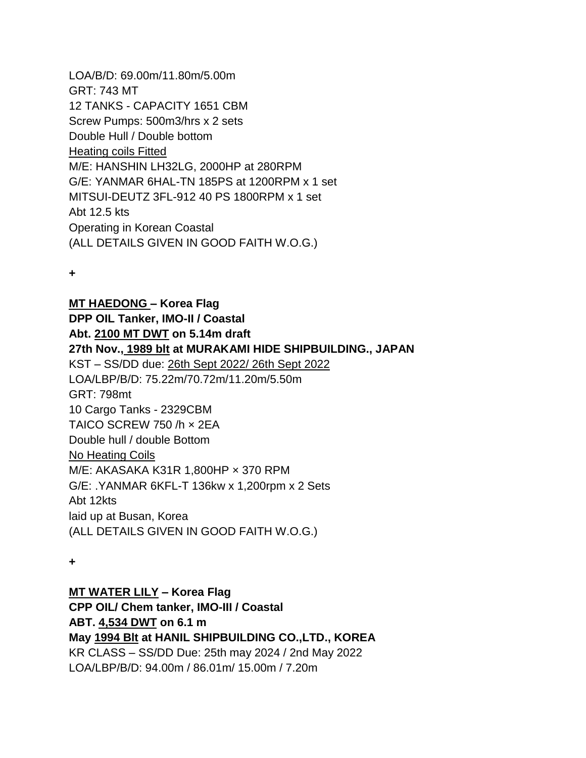LOA/B/D: 69.00m/11.80m/5.00m
GRT: 743 MT
12 TANKS - CAPACITY 1651 CBM
Screw Pumps: 500m3/hrs x 2 sets
Double Hull / Double bottom
<u>Heating coils Fitted</u>
M/E: HANSHIN LH32LG, 2000HP at 280RPM
G/E: YANMAR 6HAL-TN 185PS at 1200RPM x 1 set
MITSUI-DEUTZ 3FL-912 40 PS 1800RPM x 1 set
Abt 12.5 kts
Operating in Korean Coastal
(ALL DETAILS GIVEN IN GOOD FAITH W.O.G.)

+

**<u>MT HAEDONG</u> – Korea Flag**
**DPP OIL Tanker, IMO-II / Coastal**
**Abt. <u>2100 MT DWT</u> on 5.14m draft**
**27th Nov., <u>1989 blt</u> at MURAKAMI HIDE SHIPBUILDING., JAPAN**
KST – SS/DD due: <u>26th Sept 2022/ 26th Sept 2022</u>
LOA/LBP/B/D: 75.22m/70.72m/11.20m/5.50m
GRT: 798mt
10 Cargo Tanks - 2329CBM
TAICO SCREW 750 /h × 2EA
Double hull / double Bottom
<u>No Heating Coils</u>
M/E: AKASAKA K31R 1,800HP × 370 RPM
G/E: .YANMAR 6KFL-T 136kw x 1,200rpm x 2 Sets
Abt 12kts
laid up at Busan, Korea
(ALL DETAILS GIVEN IN GOOD FAITH W.O.G.)

+

**<u>MT WATER LILY</u> – Korea Flag**
**CPP OIL/ Chem tanker, IMO-III / Coastal**
**ABT. <u>4,534 DWT</u> on 6.1 m**
**May <u>1994 Blt</u> at HANIL SHIPBUILDING CO.,LTD., KOREA**
KR CLASS – SS/DD Due: 25th may 2024 / 2nd May 2022
LOA/LBP/B/D: 94.00m / 86.01m/ 15.00m / 7.20m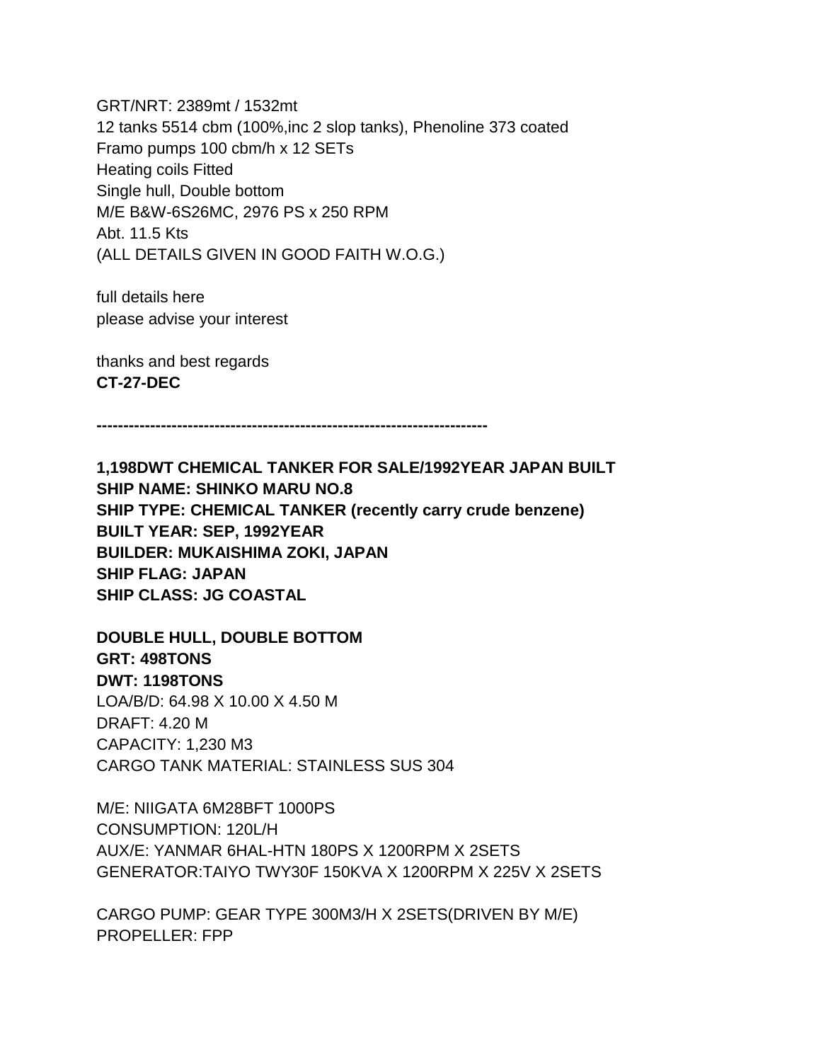GRT/NRT: 2389mt / 1532mt
12 tanks 5514 cbm (100%,inc 2 slop tanks), Phenoline 373 coated
Framo pumps 100 cbm/h x 12 SETs
Heating coils Fitted
Single hull, Double bottom
M/E B&W-6S26MC, 2976 PS x 250 RPM
Abt. 11.5 Kts
(ALL DETAILS GIVEN IN GOOD FAITH W.O.G.)

full details here
please advise your interest

thanks and best regards
**CT-27-DEC**

**------------------------------------------------------------------------**

**1,198DWT CHEMICAL TANKER FOR SALE/1992YEAR JAPAN BUILT**
**SHIP NAME: SHINKO MARU NO.8**
**SHIP TYPE: CHEMICAL TANKER (recently carry crude benzene)**
**BUILT YEAR: SEP, 1992YEAR**
**BUILDER: MUKAISHIMA ZOKI, JAPAN**
**SHIP FLAG: JAPAN**
**SHIP CLASS: JG COASTAL**

**DOUBLE HULL, DOUBLE BOTTOM**
**GRT: 498TONS**
**DWT: 1198TONS**
LOA/B/D: 64.98 X 10.00 X 4.50 M
DRAFT: 4.20 M
CAPACITY: 1,230 M3
CARGO TANK MATERIAL: STAINLESS SUS 304

M/E: NIIGATA 6M28BFT 1000PS
CONSUMPTION: 120L/H
AUX/E: YANMAR 6HAL-HTN 180PS X 1200RPM X 2SETS
GENERATOR:TAIYO TWY30F 150KVA X 1200RPM X 225V X 2SETS

CARGO PUMP: GEAR TYPE 300M3/H X 2SETS(DRIVEN BY M/E)
PROPELLER: FPP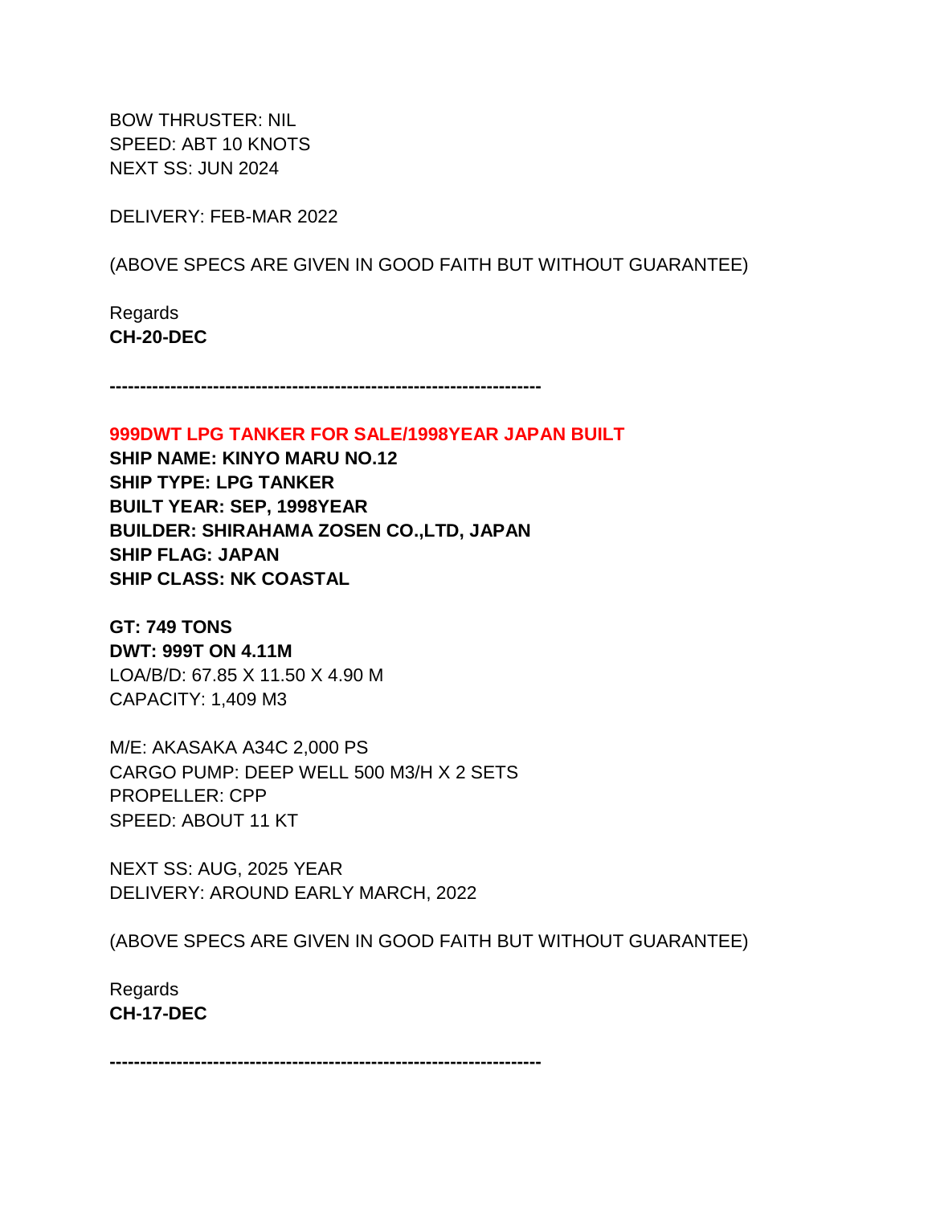BOW THRUSTER: NIL
SPEED: ABT 10 KNOTS
NEXT SS: JUN 2024

DELIVERY: FEB-MAR 2022

(ABOVE SPECS ARE GIVEN IN GOOD FAITH BUT WITHOUT GUARANTEE)

Regards
**CH-20-DEC**

**----------------------------------------------------------------------**

**999DWT LPG TANKER FOR SALE/1998YEAR JAPAN BUILT**
**SHIP NAME: KINYO MARU NO.12**
**SHIP TYPE: LPG TANKER**
**BUILT YEAR: SEP, 1998YEAR**
**BUILDER: SHIRAHAMA ZOSEN CO.,LTD, JAPAN**
**SHIP FLAG: JAPAN**
**SHIP CLASS: NK COASTAL**

**GT: 749 TONS**
**DWT: 999T ON 4.11M**
LOA/B/D: 67.85 X 11.50 X 4.90 M
CAPACITY: 1,409 M3

M/E: AKASAKA A34C 2,000 PS
CARGO PUMP: DEEP WELL 500 M3/H X 2 SETS
PROPELLER: CPP
SPEED: ABOUT 11 KT

NEXT SS: AUG, 2025 YEAR
DELIVERY: AROUND EARLY MARCH, 2022

(ABOVE SPECS ARE GIVEN IN GOOD FAITH BUT WITHOUT GUARANTEE)

Regards
**CH-17-DEC**

**----------------------------------------------------------------------**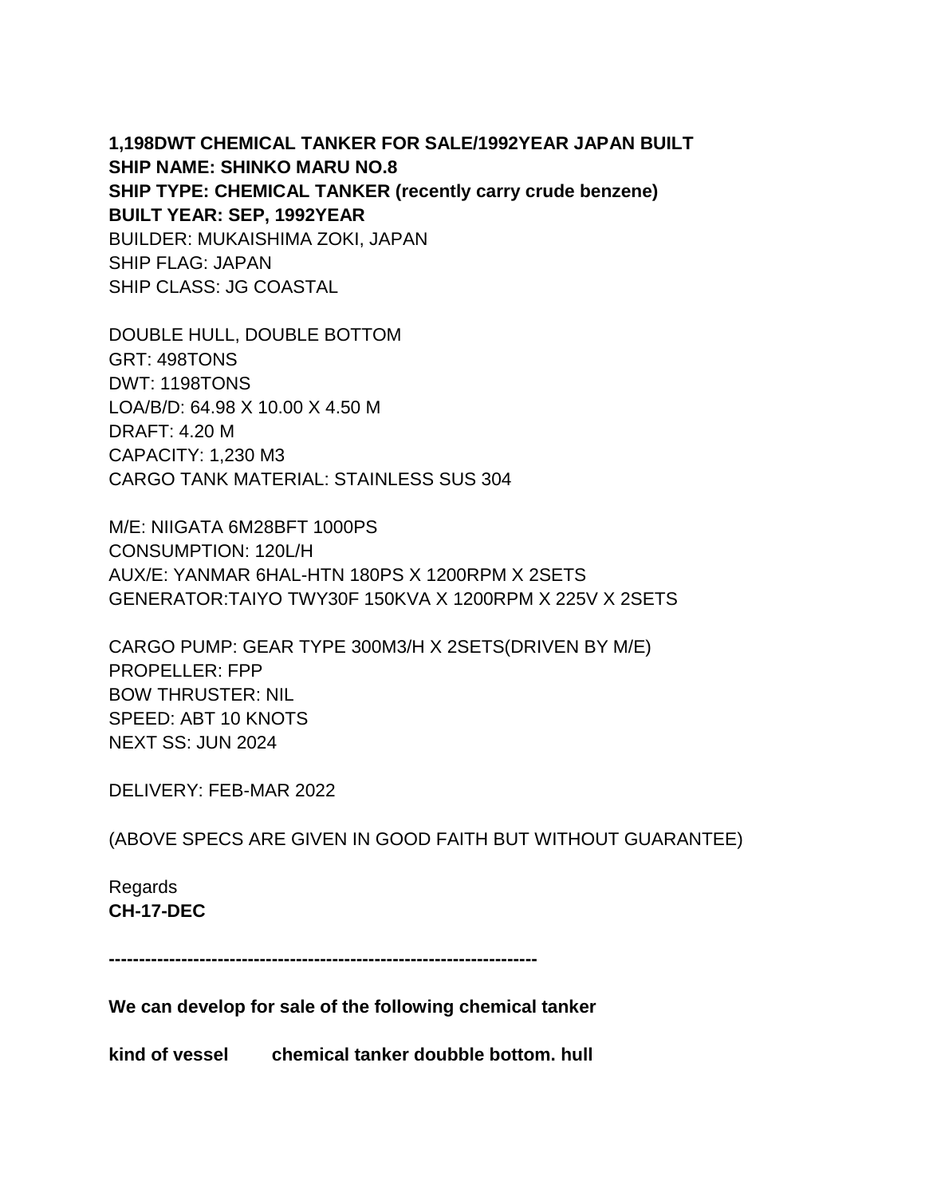**1,198DWT CHEMICAL TANKER FOR SALE/1992YEAR JAPAN BUILT**
**SHIP NAME: SHINKO MARU NO.8**
**SHIP TYPE: CHEMICAL TANKER (recently carry crude benzene)**
**BUILT YEAR: SEP, 1992YEAR**
BUILDER: MUKAISHIMA ZOKI, JAPAN
SHIP FLAG: JAPAN
SHIP CLASS: JG COASTAL

DOUBLE HULL, DOUBLE BOTTOM
GRT: 498TONS
DWT: 1198TONS
LOA/B/D: 64.98 X 10.00 X 4.50 M
DRAFT: 4.20 M
CAPACITY: 1,230 M3
CARGO TANK MATERIAL: STAINLESS SUS 304

M/E: NIIGATA 6M28BFT 1000PS
CONSUMPTION: 120L/H
AUX/E: YANMAR 6HAL-HTN 180PS X 1200RPM X 2SETS
GENERATOR:TAIYO TWY30F 150KVA X 1200RPM X 225V X 2SETS

CARGO PUMP: GEAR TYPE 300M3/H X 2SETS(DRIVEN BY M/E)
PROPELLER: FPP
BOW THRUSTER: NIL
SPEED: ABT 10 KNOTS
NEXT SS: JUN 2024

DELIVERY: FEB-MAR 2022

(ABOVE SPECS ARE GIVEN IN GOOD FAITH BUT WITHOUT GUARANTEE)

Regards
**CH-17-DEC**

**----------------------------------------------------------------------**

**We can develop for sale of the following chemical tanker**

**kind of vessel chemical tanker doubble bottom. hull**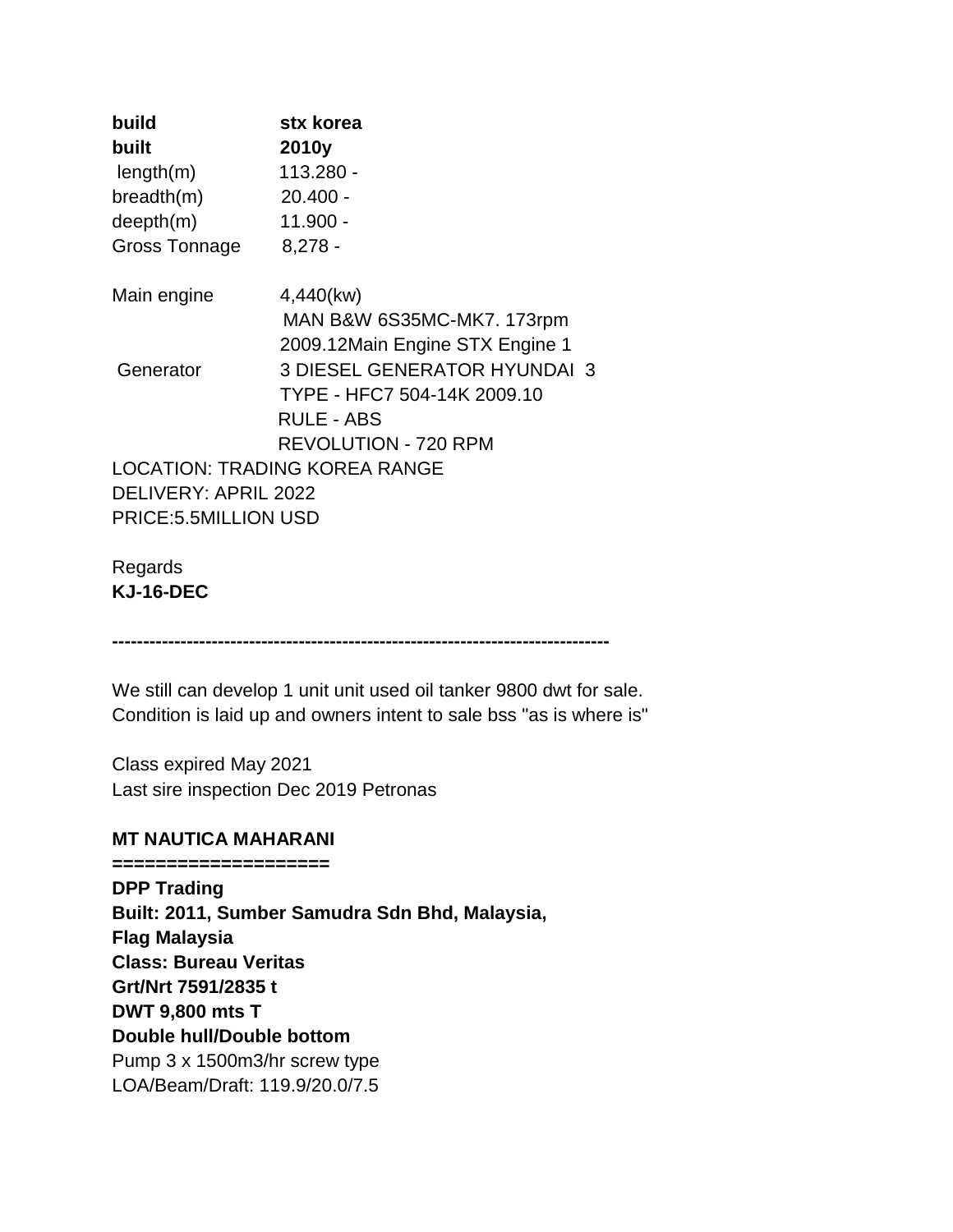**build** **stx korea**
**built** **2010y**
length(m) 113.280 -
breadth(m) 20.400 -
deepth(m) 11.900 -
Gross Tonnage 8,278 -

Main engine 4,440(kw)
MAN B&W 6S35MC-MK7. 173rpm
2009.12Main Engine STX Engine 1
Generator 3 DIESEL GENERATOR HYUNDAI 3
TYPE - HFC7 504-14K 2009.10
RULE - ABS
REVOLUTION - 720 RPM
LOCATION: TRADING KOREA RANGE
DELIVERY: APRIL 2022
PRICE:5.5MILLION USD

Regards
**KJ-16-DEC**

---

We still can develop 1 unit unit used oil tanker 9800 dwt for sale.
Condition is laid up and owners intent to sale bss "as is where is"

Class expired May 2021
Last sire inspection Dec 2019 Petronas

**MT NAUTICA MAHARANI**
**===================**
**DPP Trading**
**Built: 2011, Sumber Samudra Sdn Bhd, Malaysia,**
**Flag Malaysia**
**Class: Bureau Veritas**
**Grt/Nrt 7591/2835 t**
**DWT 9,800 mts T**
**Double hull/Double bottom**
Pump 3 x 1500m3/hr screw type
LOA/Beam/Draft: 119.9/20.0/7.5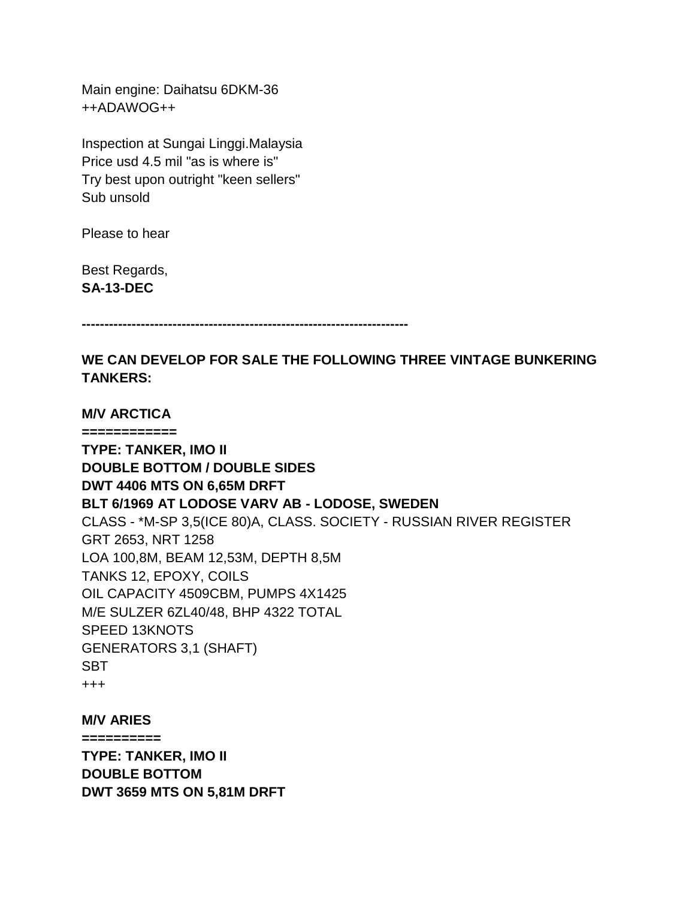Main engine: Daihatsu 6DKM-36
++ADAWOG++

Inspection at Sungai Linggi.Malaysia
Price usd 4.5 mil "as is where is"
Try best upon outright "keen sellers"
Sub unsold

Please to hear

Best Regards,
**SA-13-DEC**

**------------------------------------------------------------------------**

**WE CAN DEVELOP FOR SALE THE FOLLOWING THREE VINTAGE BUNKERING TANKERS:**

**M/V ARCTICA**
**===========**
**TYPE: TANKER, IMO II**
**DOUBLE BOTTOM / DOUBLE SIDES**
**DWT 4406 MTS ON 6,65M DRFT**
**BLT 6/1969 AT LODOSE VARV AB - LODOSE, SWEDEN**
CLASS - *M-SP 3,5(ICE 80)A, CLASS. SOCIETY - RUSSIAN RIVER REGISTER
GRT 2653, NRT 1258
LOA 100,8M, BEAM 12,53M, DEPTH 8,5M
TANKS 12, EPOXY, COILS
OIL CAPACITY 4509CBM, PUMPS 4X1425
M/E SULZER 6ZL40/48, BHP 4322 TOTAL
SPEED 13KNOTS
GENERATORS 3,1 (SHAFT)
SBT
+++

**M/V ARIES**
**==========**
**TYPE: TANKER, IMO II**
**DOUBLE BOTTOM**
**DWT 3659 MTS ON 5,81M DRFT**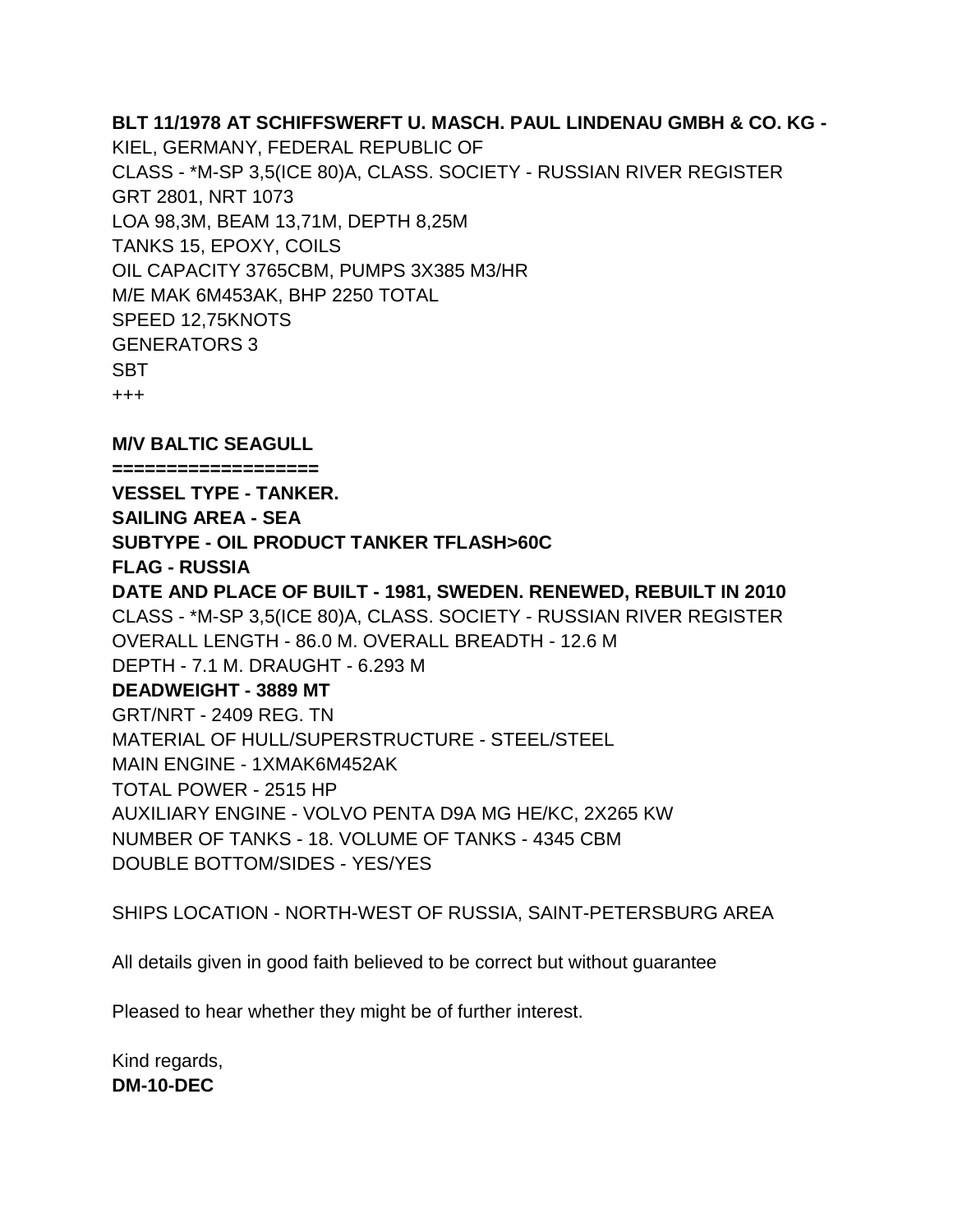**BLT 11/1978 AT SCHIFFSWERFT U. MASCH. PAUL LINDENAU GMBH & CO. KG -**
KIEL, GERMANY, FEDERAL REPUBLIC OF
CLASS - *M-SP 3,5(ICE 80)A, CLASS. SOCIETY - RUSSIAN RIVER REGISTER
GRT 2801, NRT 1073
LOA 98,3M, BEAM 13,71M, DEPTH 8,25M
TANKS 15, EPOXY, COILS
OIL CAPACITY 3765CBM, PUMPS 3X385 M3/HR
M/E MAK 6M453AK, BHP 2250 TOTAL
SPEED 12,75KNOTS
GENERATORS 3
SBT
+++

**M/V BALTIC SEAGULL**
**==================**
**VESSEL TYPE - TANKER.**
**SAILING AREA - SEA**
**SUBTYPE - OIL PRODUCT TANKER TFLASH>60C**
**FLAG - RUSSIA**
**DATE AND PLACE OF BUILT - 1981, SWEDEN. RENEWED, REBUILT IN 2010**
CLASS - *M-SP 3,5(ICE 80)A, CLASS. SOCIETY - RUSSIAN RIVER REGISTER
OVERALL LENGTH - 86.0 M. OVERALL BREADTH - 12.6 M
DEPTH - 7.1 M. DRAUGHT - 6.293 M
**DEADWEIGHT - 3889 MT**
GRT/NRT - 2409 REG. TN
MATERIAL OF HULL/SUPERSTRUCTURE - STEEL/STEEL
MAIN ENGINE - 1XMAK6M452AK
TOTAL POWER - 2515 HP
AUXILIARY ENGINE - VOLVO PENTA D9A MG HE/KC, 2X265 KW
NUMBER OF TANKS - 18. VOLUME OF TANKS - 4345 CBM
DOUBLE BOTTOM/SIDES - YES/YES

SHIPS LOCATION - NORTH-WEST OF RUSSIA, SAINT-PETERSBURG AREA

All details given in good faith believed to be correct but without guarantee

Pleased to hear whether they might be of further interest.

Kind regards,
**DM-10-DEC**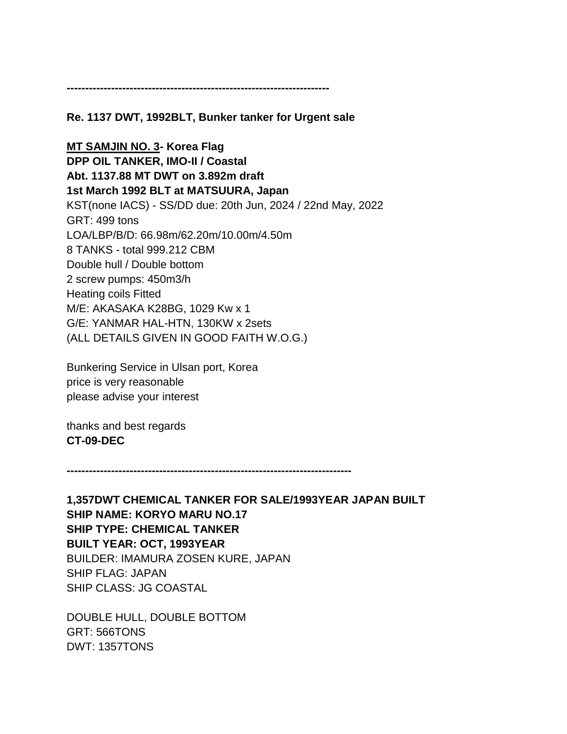-----------------------------------------------------------------------

**Re. 1137 DWT, 1992BLT, Bunker tanker for Urgent sale**

**<u>MT SAMJIN NO. 3</u>- Korea Flag**
**DPP OIL TANKER, IMO-II / Coastal**
**Abt. 1137.88 MT DWT on 3.892m draft**
**1st March 1992 BLT at MATSUURA, Japan**
KST(none IACS) - SS/DD due: 20th Jun, 2024 / 22nd May, 2022
GRT: 499 tons
LOA/LBP/B/D: 66.98m/62.20m/10.00m/4.50m
8 TANKS - total 999.212 CBM
Double hull / Double bottom
2 screw pumps: 450m3/h
Heating coils Fitted
M/E: AKASAKA K28BG, 1029 Kw x 1
G/E: YANMAR HAL-HTN, 130KW x 2sets
(ALL DETAILS GIVEN IN GOOD FAITH W.O.G.)

Bunkering Service in Ulsan port, Korea
price is very reasonable
please advise your interest

thanks and best regards
**CT-09-DEC**

-----------------------------------------------------------------------------

**1,357DWT CHEMICAL TANKER FOR SALE/1993YEAR JAPAN BUILT**
**SHIP NAME: KORYO MARU NO.17**
**SHIP TYPE: CHEMICAL TANKER**
**BUILT YEAR: OCT, 1993YEAR**
BUILDER: IMAMURA ZOSEN KURE, JAPAN
SHIP FLAG: JAPAN
SHIP CLASS: JG COASTAL

DOUBLE HULL, DOUBLE BOTTOM
GRT: 566TONS
DWT: 1357TONS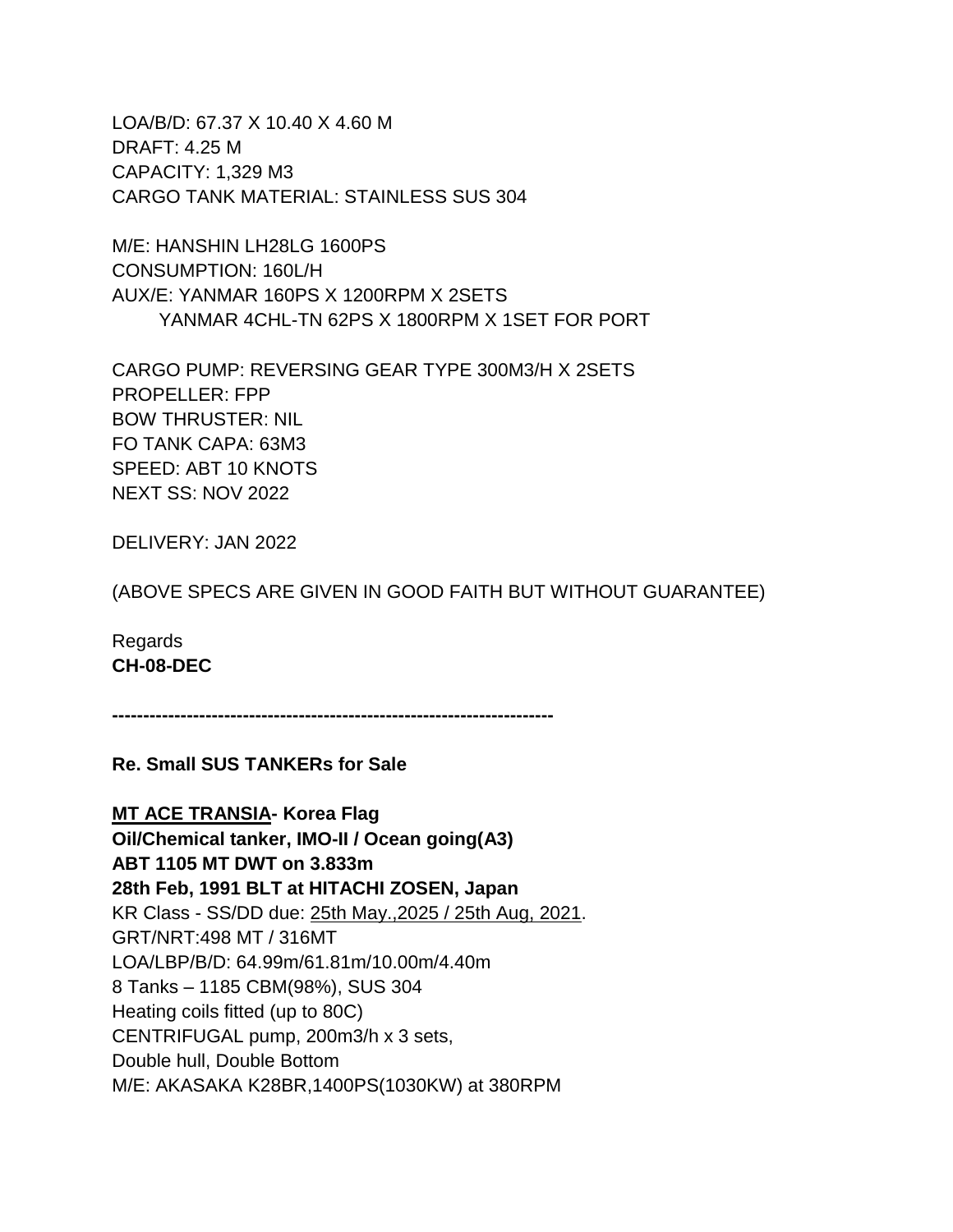LOA/B/D: 67.37 X 10.40 X 4.60 M
DRAFT: 4.25 M
CAPACITY: 1,329 M3
CARGO TANK MATERIAL: STAINLESS SUS 304

M/E: HANSHIN LH28LG 1600PS
CONSUMPTION: 160L/H
AUX/E: YANMAR 160PS X 1200RPM X 2SETS
YANMAR 4CHL-TN 62PS X 1800RPM X 1SET FOR PORT

CARGO PUMP: REVERSING GEAR TYPE 300M3/H X 2SETS
PROPELLER: FPP
BOW THRUSTER: NIL
FO TANK CAPA: 63M3
SPEED: ABT 10 KNOTS
NEXT SS: NOV 2022

DELIVERY: JAN 2022

(ABOVE SPECS ARE GIVEN IN GOOD FAITH BUT WITHOUT GUARANTEE)

Regards
**CH-08-DEC**

**----------------------------------------------------------------------**

**Re. Small SUS TANKERs for Sale**

**MT ACE TRANSIA- Korea Flag**
**Oil/Chemical tanker, IMO-II / Ocean going(A3)**
**ABT 1105 MT DWT on 3.833m**
**28th Feb, 1991 BLT at HITACHI ZOSEN, Japan**
KR Class - SS/DD due: 25th May.,2025 / 25th Aug, 2021.
GRT/NRT:498 MT / 316MT
LOA/LBP/B/D: 64.99m/61.81m/10.00m/4.40m
8 Tanks – 1185 CBM(98%), SUS 304
Heating coils fitted (up to 80C)
CENTRIFUGAL pump, 200m3/h x 3 sets,
Double hull, Double Bottom
M/E: AKASAKA K28BR,1400PS(1030KW) at 380RPM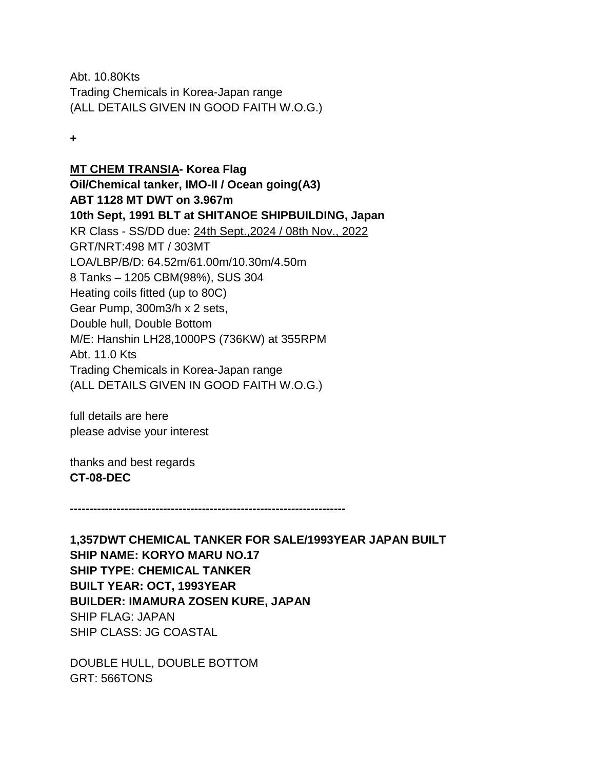Abt. 10.80Kts
Trading Chemicals in Korea-Japan range
(ALL DETAILS GIVEN IN GOOD FAITH W.O.G.)

**+**

**MT CHEM TRANSIA- Korea Flag**
**Oil/Chemical tanker, IMO-II / Ocean going(A3)**
**ABT 1128 MT DWT on 3.967m**
**10th Sept, 1991 BLT at SHITANOE SHIPBUILDING, Japan**
KR Class - SS/DD due: 24th Sept.,2024 / 08th Nov., 2022
GRT/NRT:498 MT / 303MT
LOA/LBP/B/D: 64.52m/61.00m/10.30m/4.50m
8 Tanks – 1205 CBM(98%), SUS 304
Heating coils fitted (up to 80C)
Gear Pump, 300m3/h x 2 sets,
Double hull, Double Bottom
M/E: Hanshin LH28,1000PS (736KW) at 355RPM
Abt. 11.0 Kts
Trading Chemicals in Korea-Japan range
(ALL DETAILS GIVEN IN GOOD FAITH W.O.G.)

full details are here
please advise your interest

thanks and best regards
**CT-08-DEC**

---

**1,357DWT CHEMICAL TANKER FOR SALE/1993YEAR JAPAN BUILT**
**SHIP NAME: KORYO MARU NO.17**
**SHIP TYPE: CHEMICAL TANKER**
**BUILT YEAR: OCT, 1993YEAR**
**BUILDER: IMAMURA ZOSEN KURE, JAPAN**
SHIP FLAG: JAPAN
SHIP CLASS: JG COASTAL

DOUBLE HULL, DOUBLE BOTTOM
GRT: 566TONS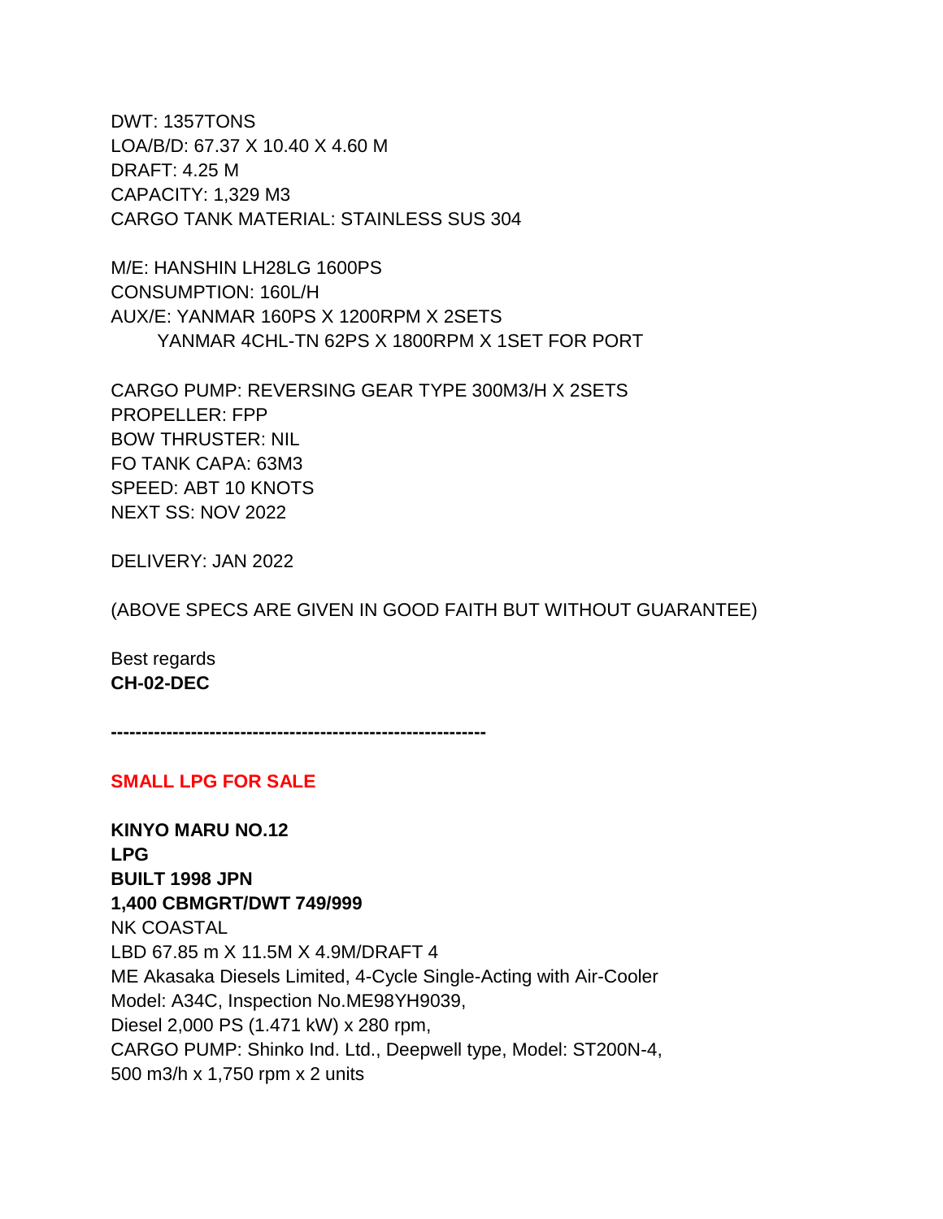DWT: 1357TONS
LOA/B/D: 67.37 X 10.40 X 4.60 M
DRAFT: 4.25 M
CAPACITY: 1,329 M3
CARGO TANK MATERIAL: STAINLESS SUS 304

M/E: HANSHIN LH28LG 1600PS
CONSUMPTION: 160L/H
AUX/E: YANMAR 160PS X 1200RPM X 2SETS
YANMAR 4CHL-TN 62PS X 1800RPM X 1SET FOR PORT

CARGO PUMP: REVERSING GEAR TYPE 300M3/H X 2SETS
PROPELLER: FPP
BOW THRUSTER: NIL
FO TANK CAPA: 63M3
SPEED: ABT 10 KNOTS
NEXT SS: NOV 2022

DELIVERY: JAN 2022

(ABOVE SPECS ARE GIVEN IN GOOD FAITH BUT WITHOUT GUARANTEE)

Best regards
**CH-02-DEC**

**------------------------------------------------------------**

**SMALL LPG FOR SALE**

**KINYO MARU NO.12**
**LPG**
**BUILT 1998 JPN**
**1,400 CBMGRT/DWT 749/999**
NK COASTAL
LBD 67.85 m X 11.5M X 4.9M/DRAFT 4
ME Akasaka Diesels Limited, 4-Cycle Single-Acting with Air-Cooler
Model: A34C, Inspection No.ME98YH9039,
Diesel 2,000 PS (1.471 kW) x 280 rpm,
CARGO PUMP: Shinko Ind. Ltd., Deepwell type, Model: ST200N-4,
500 m3/h x 1,750 rpm x 2 units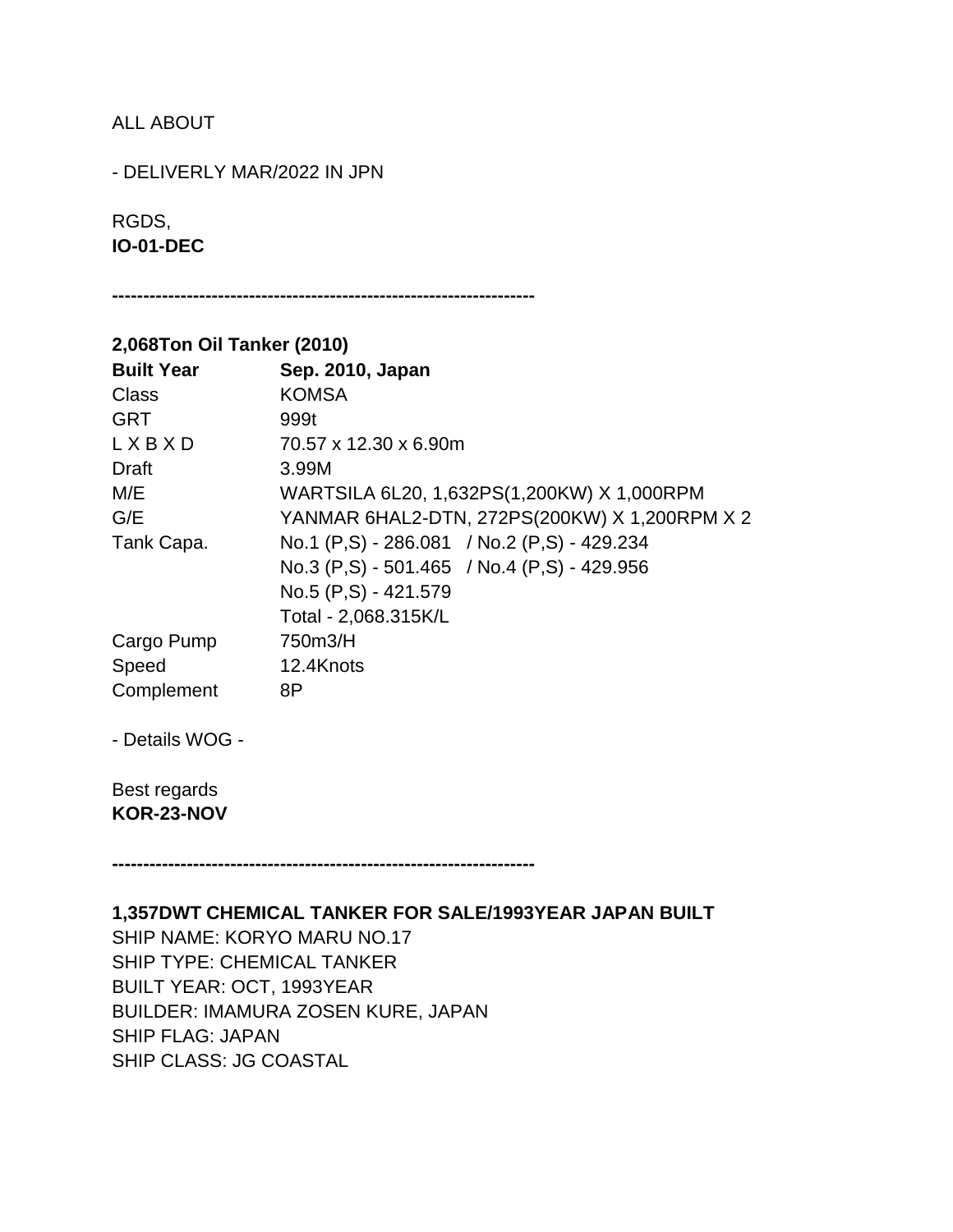ALL ABOUT

- DELIVERLY MAR/2022 IN JPN

RGDS,
**IO-01-DEC**

**--------------------------------------------------------------------**

**2,068Ton Oil Tanker (2010)**

| **Built Year** | **Sep. 2010, Japan** |
|---|---|
| Class | KOMSA |
| GRT | 999t |
| L X B X D | 70.57 x 12.30 x 6.90m |
| Draft | 3.99M |
| M/E | WARTSILA 6L20, 1,632PS(1,200KW) X 1,000RPM |
| G/E | YANMAR 6HAL2-DTN, 272PS(200KW) X 1,200RPM X 2 |
| Tank Capa. | No.1 (P,S) - 286.081 / No.2 (P,S) - 429.234 |
| | No.3 (P,S) - 501.465 / No.4 (P,S) - 429.956 |
| | No.5 (P,S) - 421.579 |
| | Total - 2,068.315K/L |
| Cargo Pump | 750m3/H |
| Speed | 12.4Knots |
| Complement | 8P |

- Details WOG -

Best regards
**KOR-23-NOV**

**--------------------------------------------------------------------**

**1,357DWT CHEMICAL TANKER FOR SALE/1993YEAR JAPAN BUILT**
SHIP NAME: KORYO MARU NO.17
SHIP TYPE: CHEMICAL TANKER
BUILT YEAR: OCT, 1993YEAR
BUILDER: IMAMURA ZOSEN KURE, JAPAN
SHIP FLAG: JAPAN
SHIP CLASS: JG COASTAL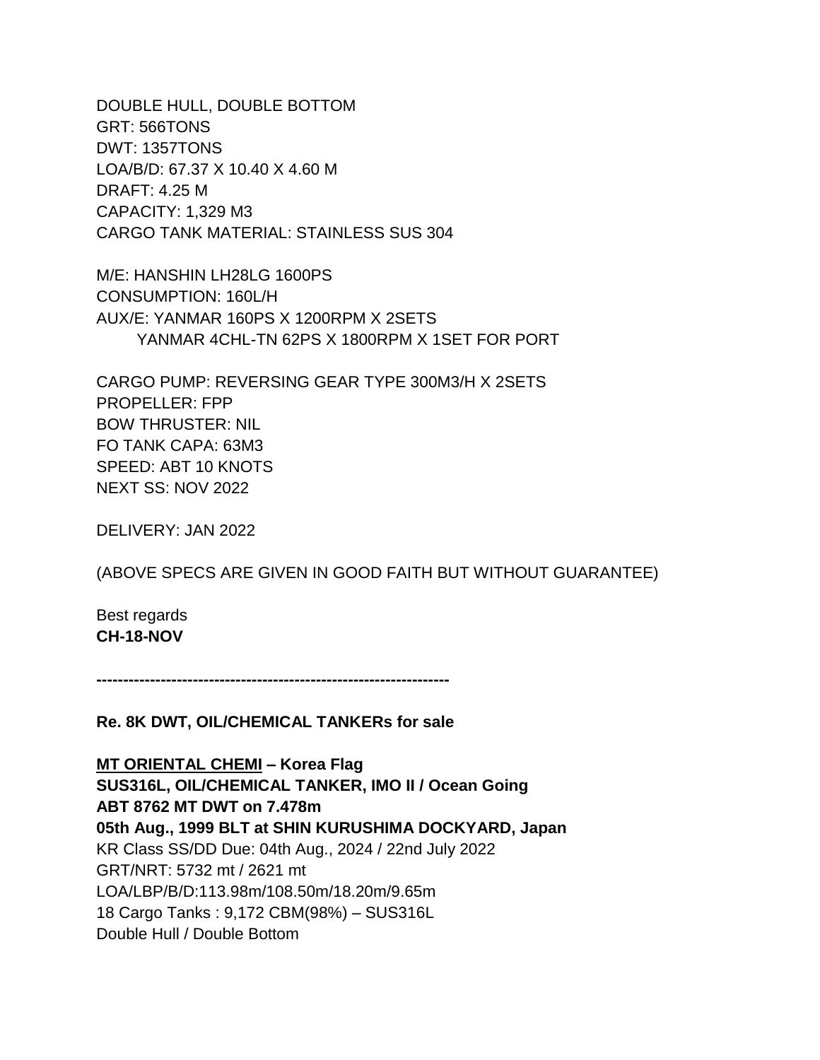DOUBLE HULL, DOUBLE BOTTOM
GRT: 566TONS
DWT: 1357TONS
LOA/B/D: 67.37 X 10.40 X 4.60 M
DRAFT: 4.25 M
CAPACITY: 1,329 M3
CARGO TANK MATERIAL: STAINLESS SUS 304

M/E: HANSHIN LH28LG 1600PS
CONSUMPTION: 160L/H
AUX/E: YANMAR 160PS X 1200RPM X 2SETS
YANMAR 4CHL-TN 62PS X 1800RPM X 1SET FOR PORT

CARGO PUMP: REVERSING GEAR TYPE 300M3/H X 2SETS
PROPELLER: FPP
BOW THRUSTER: NIL
FO TANK CAPA: 63M3
SPEED: ABT 10 KNOTS
NEXT SS: NOV 2022

DELIVERY: JAN 2022

(ABOVE SPECS ARE GIVEN IN GOOD FAITH BUT WITHOUT GUARANTEE)

Best regards
**CH-18-NOV**

**------------------------------------------------------------------**

**Re. 8K DWT, OIL/CHEMICAL TANKERs for sale**

**MT ORIENTAL CHEMI – Korea Flag**
**SUS316L, OIL/CHEMICAL TANKER, IMO II / Ocean Going**
**ABT 8762 MT DWT on 7.478m**
**05th Aug., 1999 BLT at SHIN KURUSHIMA DOCKYARD, Japan**
KR Class SS/DD Due: 04th Aug., 2024 / 22nd July 2022
GRT/NRT: 5732 mt / 2621 mt
LOA/LBP/B/D:113.98m/108.50m/18.20m/9.65m
18 Cargo Tanks : 9,172 CBM(98%) – SUS316L
Double Hull / Double Bottom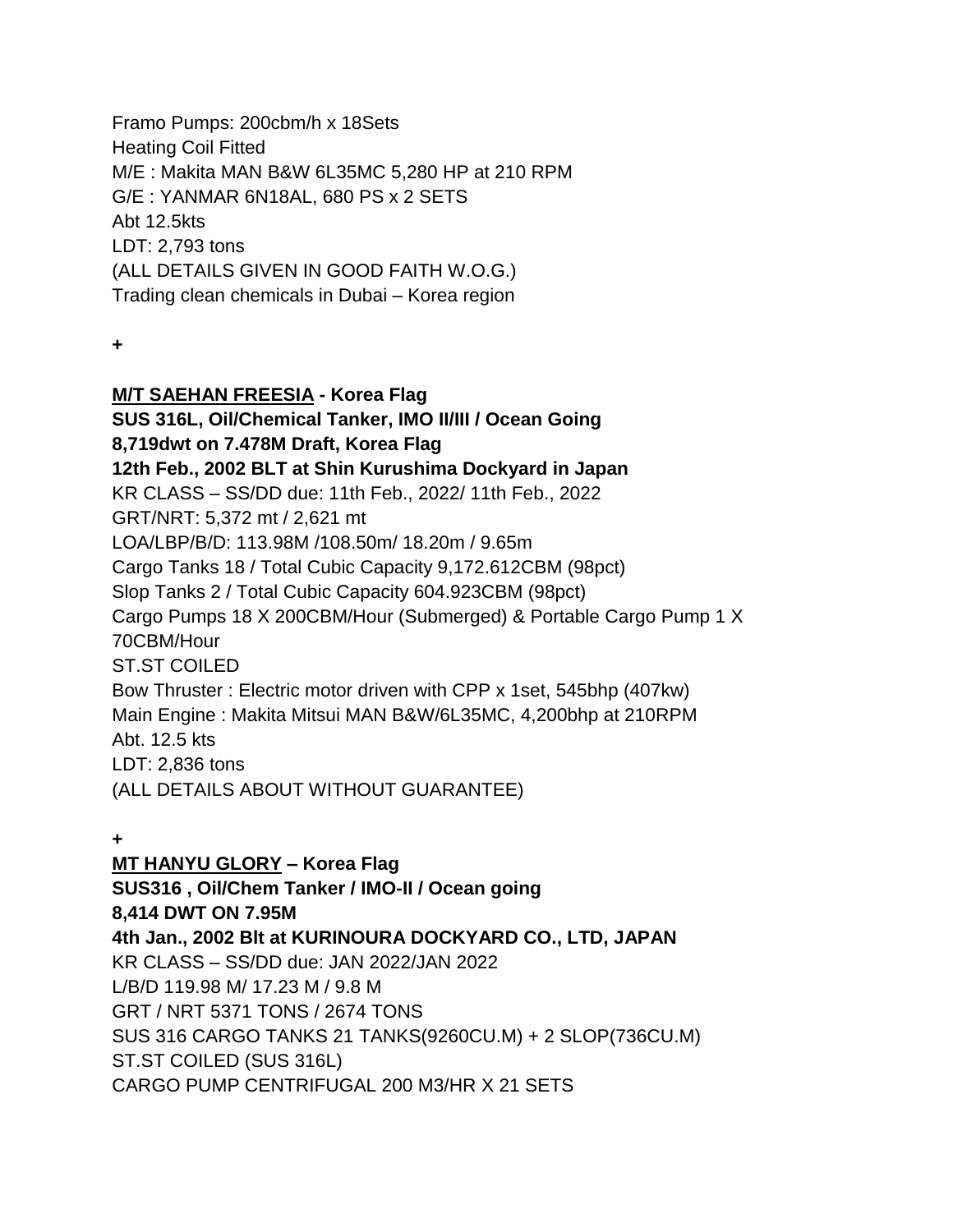Framo Pumps: 200cbm/h x 18Sets
Heating Coil Fitted
M/E : Makita MAN B&W 6L35MC 5,280 HP at 210 RPM
G/E : YANMAR 6N18AL, 680 PS x 2 SETS
Abt 12.5kts
LDT: 2,793 tons
(ALL DETAILS GIVEN IN GOOD FAITH W.O.G.)
Trading clean chemicals in Dubai – Korea region

+

**M/T SAEHAN FREESIA - Korea Flag**
**SUS 316L, Oil/Chemical Tanker, IMO II/III / Ocean Going**
**8,719dwt on 7.478M Draft, Korea Flag**
**12th Feb., 2002 BLT at Shin Kurushima Dockyard in Japan**
KR CLASS – SS/DD due: 11th Feb., 2022/ 11th Feb., 2022
GRT/NRT: 5,372 mt / 2,621 mt
LOA/LBP/B/D: 113.98M /108.50m/ 18.20m / 9.65m
Cargo Tanks 18 / Total Cubic Capacity 9,172.612CBM (98pct)
Slop Tanks 2 / Total Cubic Capacity 604.923CBM (98pct)
Cargo Pumps 18 X 200CBM/Hour (Submerged) & Portable Cargo Pump 1 X 70CBM/Hour
ST.ST COILED
Bow Thruster : Electric motor driven with CPP x 1set, 545bhp (407kw)
Main Engine : Makita Mitsui MAN B&W/6L35MC, 4,200bhp at 210RPM
Abt. 12.5 kts
LDT: 2,836 tons
(ALL DETAILS ABOUT WITHOUT GUARANTEE)

+

**MT HANYU GLORY – Korea Flag**
**SUS316 , Oil/Chem Tanker / IMO-II / Ocean going**
**8,414 DWT ON 7.95M**
**4th Jan., 2002 Blt at KURINOURA DOCKYARD CO., LTD, JAPAN**
KR CLASS – SS/DD due: JAN 2022/JAN 2022
L/B/D 119.98 M/ 17.23 M / 9.8 M
GRT / NRT 5371 TONS / 2674 TONS
SUS 316 CARGO TANKS 21 TANKS(9260CU.M) + 2 SLOP(736CU.M)
ST.ST COILED (SUS 316L)
CARGO PUMP CENTRIFUGAL 200 M3/HR X 21 SETS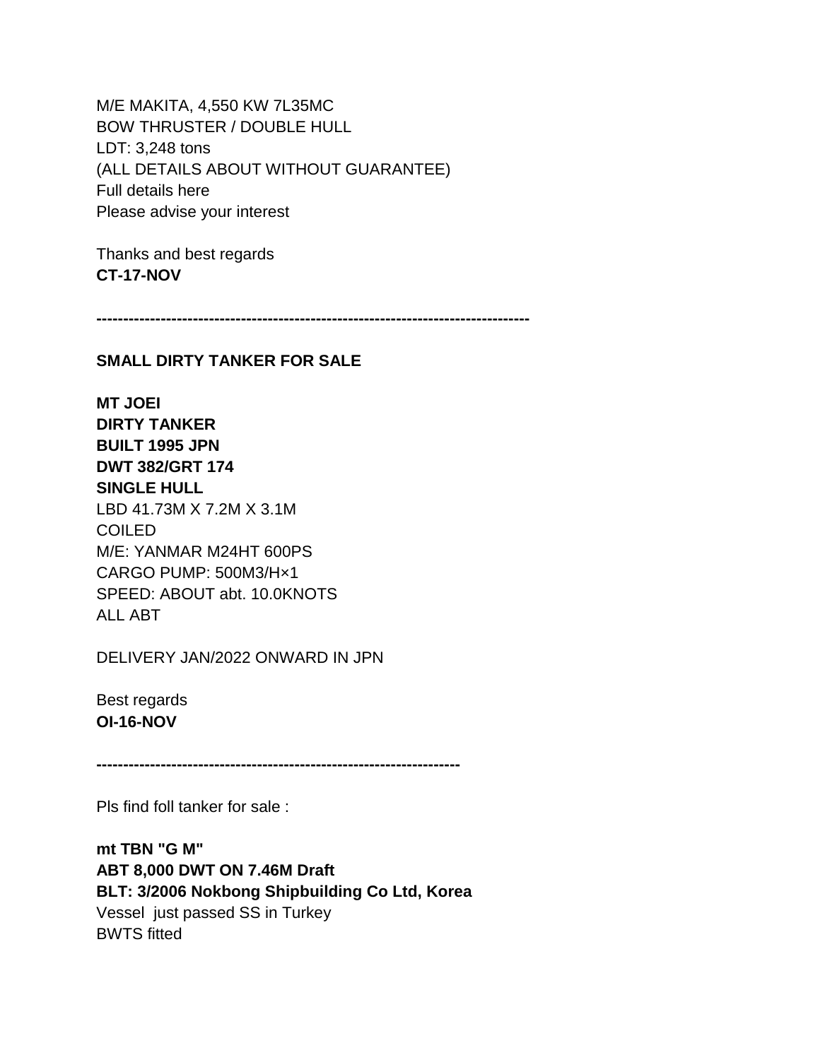M/E MAKITA, 4,550 KW 7L35MC
BOW THRUSTER / DOUBLE HULL
LDT: 3,248 tons
(ALL DETAILS ABOUT WITHOUT GUARANTEE)
Full details here
Please advise your interest

Thanks and best regards
**CT-17-NOV**

**--------------------------------------------------------------------------------**

**SMALL DIRTY TANKER FOR SALE**

**MT JOEI**
**DIRTY TANKER**
**BUILT 1995 JPN**
**DWT 382/GRT 174**
**SINGLE HULL**
LBD 41.73M X 7.2M X 3.1M
COILED
M/E: YANMAR M24HT 600PS
CARGO PUMP: 500M3/H×1
SPEED: ABOUT abt. 10.0KNOTS
ALL ABT

DELIVERY JAN/2022 ONWARD IN JPN

Best regards
**OI-16-NOV**

**--------------------------------------------------------------------**

Pls find foll tanker for sale :

**mt TBN "G M"**
**ABT 8,000 DWT ON 7.46M Draft**
**BLT: 3/2006 Nokbong Shipbuilding Co Ltd, Korea**
Vessel just passed SS in Turkey
BWTS fitted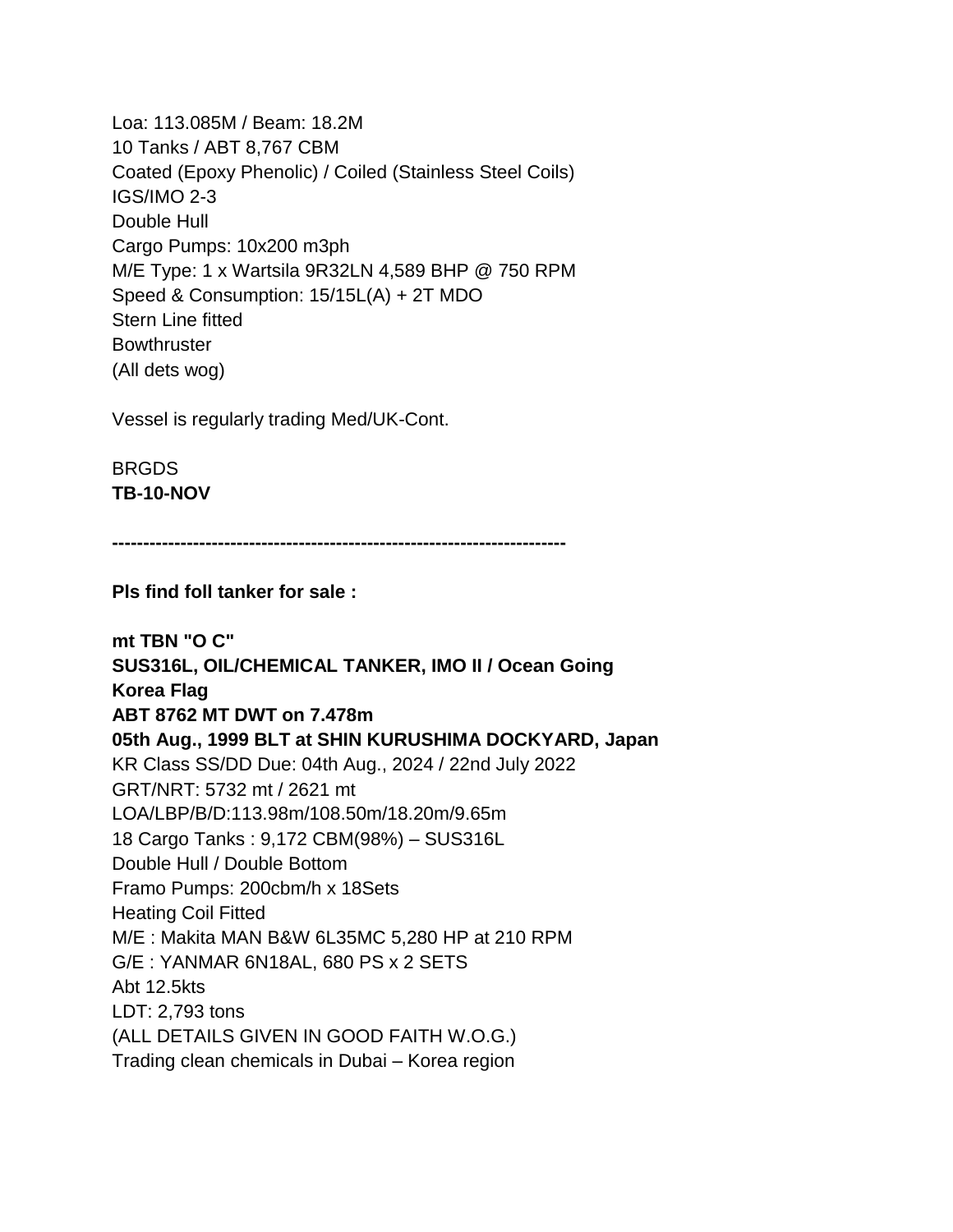Loa: 113.085M / Beam: 18.2M
10 Tanks / ABT 8,767 CBM
Coated (Epoxy Phenolic) / Coiled (Stainless Steel Coils)
IGS/IMO 2-3
Double Hull
Cargo Pumps: 10x200 m3ph
M/E Type: 1 x Wartsila 9R32LN 4,589 BHP @ 750 RPM
Speed & Consumption: 15/15L(A) + 2T MDO
Stern Line fitted
Bowthruster
(All dets wog)

Vessel is regularly trading Med/UK-Cont.

BRGDS
**TB-10-NOV**

**------------------------------------------------------------------------**

**Pls find foll tanker for sale :**

**mt TBN "O C"**
**SUS316L, OIL/CHEMICAL TANKER, IMO II / Ocean Going**
**Korea Flag**
**ABT 8762 MT DWT on 7.478m**
**05th Aug., 1999 BLT at SHIN KURUSHIMA DOCKYARD, Japan**
KR Class SS/DD Due: 04th Aug., 2024 / 22nd July 2022
GRT/NRT: 5732 mt / 2621 mt
LOA/LBP/B/D:113.98m/108.50m/18.20m/9.65m
18 Cargo Tanks : 9,172 CBM(98%) – SUS316L
Double Hull / Double Bottom
Framo Pumps: 200cbm/h x 18Sets
Heating Coil Fitted
M/E : Makita MAN B&W 6L35MC 5,280 HP at 210 RPM
G/E : YANMAR 6N18AL, 680 PS x 2 SETS
Abt 12.5kts
LDT: 2,793 tons
(ALL DETAILS GIVEN IN GOOD FAITH W.O.G.)
Trading clean chemicals in Dubai – Korea region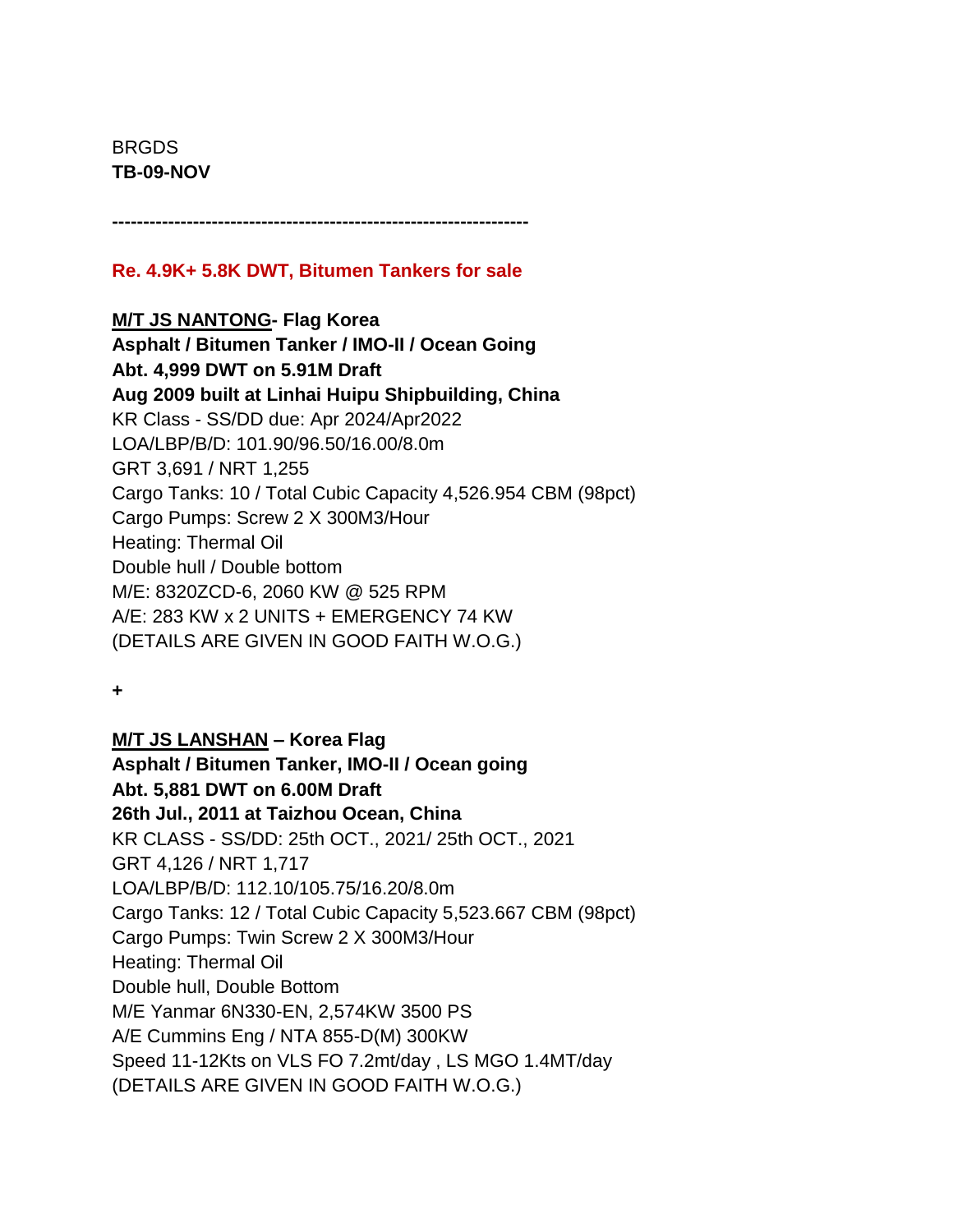BRGDS
**TB-09-NOV**

**------------------------------------------------------------------**

**Re. 4.9K+ 5.8K DWT, Bitumen Tankers for sale**

**M/T JS NANTONG- Flag Korea**
**Asphalt / Bitumen Tanker / IMO-II / Ocean Going**
**Abt. 4,999 DWT on 5.91M Draft**
**Aug 2009 built at Linhai Huipu Shipbuilding, China**
KR Class - SS/DD due: Apr 2024/Apr2022
LOA/LBP/B/D: 101.90/96.50/16.00/8.0m
GRT 3,691 / NRT 1,255
Cargo Tanks: 10 / Total Cubic Capacity 4,526.954 CBM (98pct)
Cargo Pumps: Screw 2 X 300M3/Hour
Heating: Thermal Oil
Double hull / Double bottom
M/E: 8320ZCD-6, 2060 KW @ 525 RPM
A/E: 283 KW x 2 UNITS + EMERGENCY 74 KW
(DETAILS ARE GIVEN IN GOOD FAITH W.O.G.)

**+**

**M/T JS LANSHAN – Korea Flag**
**Asphalt / Bitumen Tanker, IMO-II / Ocean going**
**Abt. 5,881 DWT on 6.00M Draft**
**26th Jul., 2011 at Taizhou Ocean, China**
KR CLASS - SS/DD: 25th OCT., 2021/ 25th OCT., 2021
GRT 4,126 / NRT 1,717
LOA/LBP/B/D: 112.10/105.75/16.20/8.0m
Cargo Tanks: 12 / Total Cubic Capacity 5,523.667 CBM (98pct)
Cargo Pumps: Twin Screw 2 X 300M3/Hour
Heating: Thermal Oil
Double hull, Double Bottom
M/E Yanmar 6N330-EN, 2,574KW 3500 PS
A/E Cummins Eng / NTA 855-D(M) 300KW
Speed 11-12Kts on VLS FO 7.2mt/day , LS MGO 1.4MT/day
(DETAILS ARE GIVEN IN GOOD FAITH W.O.G.)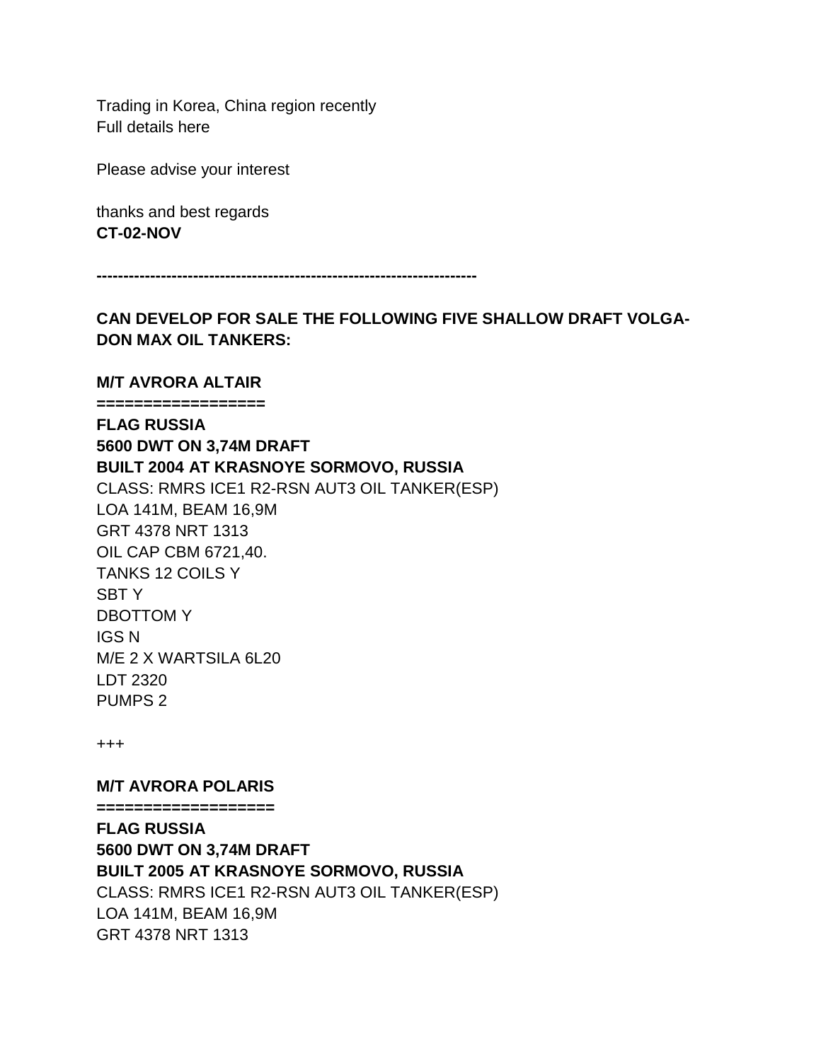Trading in Korea, China region recently
Full details here

Please advise your interest

thanks and best regards
**CT-02-NOV**

**-----------------------------------------------------------------------**

**CAN DEVELOP FOR SALE THE FOLLOWING FIVE SHALLOW DRAFT VOLGA-DON MAX OIL TANKERS:**

**M/T AVRORA ALTAIR**
**=================**
**FLAG RUSSIA**
**5600 DWT ON 3,74M DRAFT**
**BUILT 2004 AT KRASNOYE SORMOVO, RUSSIA**
CLASS: RMRS ICE1 R2-RSN AUT3 OIL TANKER(ESP)
LOA 141M, BEAM 16,9M
GRT 4378 NRT 1313
OIL CAP CBM 6721,40.
TANKS 12 COILS Y
SBT Y
DBOTTOM Y
IGS N
M/E 2 X WARTSILA 6L20
LDT 2320
PUMPS 2

+++

**M/T AVRORA POLARIS**
**==================**
**FLAG RUSSIA**
**5600 DWT ON 3,74M DRAFT**
**BUILT 2005 AT KRASNOYE SORMOVO, RUSSIA**
CLASS: RMRS ICE1 R2-RSN AUT3 OIL TANKER(ESP)
LOA 141M, BEAM 16,9M
GRT 4378 NRT 1313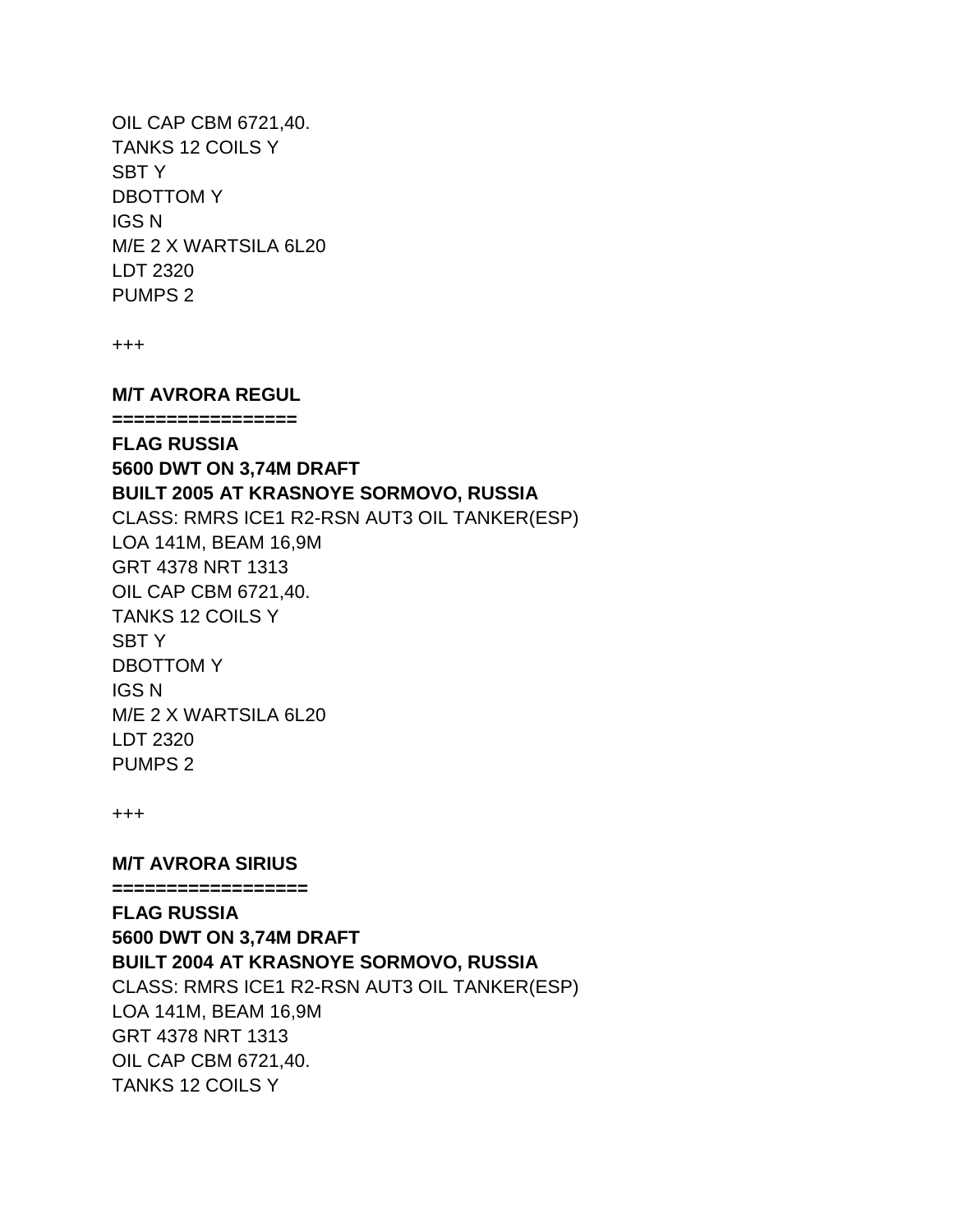OIL CAP CBM 6721,40.
TANKS 12 COILS Y
SBT Y
DBOTTOM Y
IGS N
M/E 2 X WARTSILA 6L20
LDT 2320
PUMPS 2

+++

**M/T AVRORA REGUL**
**=================**
**FLAG RUSSIA**
**5600 DWT ON 3,74M DRAFT**
**BUILT 2005 AT KRASNOYE SORMOVO, RUSSIA**
CLASS: RMRS ICE1 R2-RSN AUT3 OIL TANKER(ESP)
LOA 141M, BEAM 16,9M
GRT 4378 NRT 1313
OIL CAP CBM 6721,40.
TANKS 12 COILS Y
SBT Y
DBOTTOM Y
IGS N
M/E 2 X WARTSILA 6L20
LDT 2320
PUMPS 2

+++

**M/T AVRORA SIRIUS**
**==================**
**FLAG RUSSIA**
**5600 DWT ON 3,74M DRAFT**
**BUILT 2004 AT KRASNOYE SORMOVO, RUSSIA**
CLASS: RMRS ICE1 R2-RSN AUT3 OIL TANKER(ESP)
LOA 141M, BEAM 16,9M
GRT 4378 NRT 1313
OIL CAP CBM 6721,40.
TANKS 12 COILS Y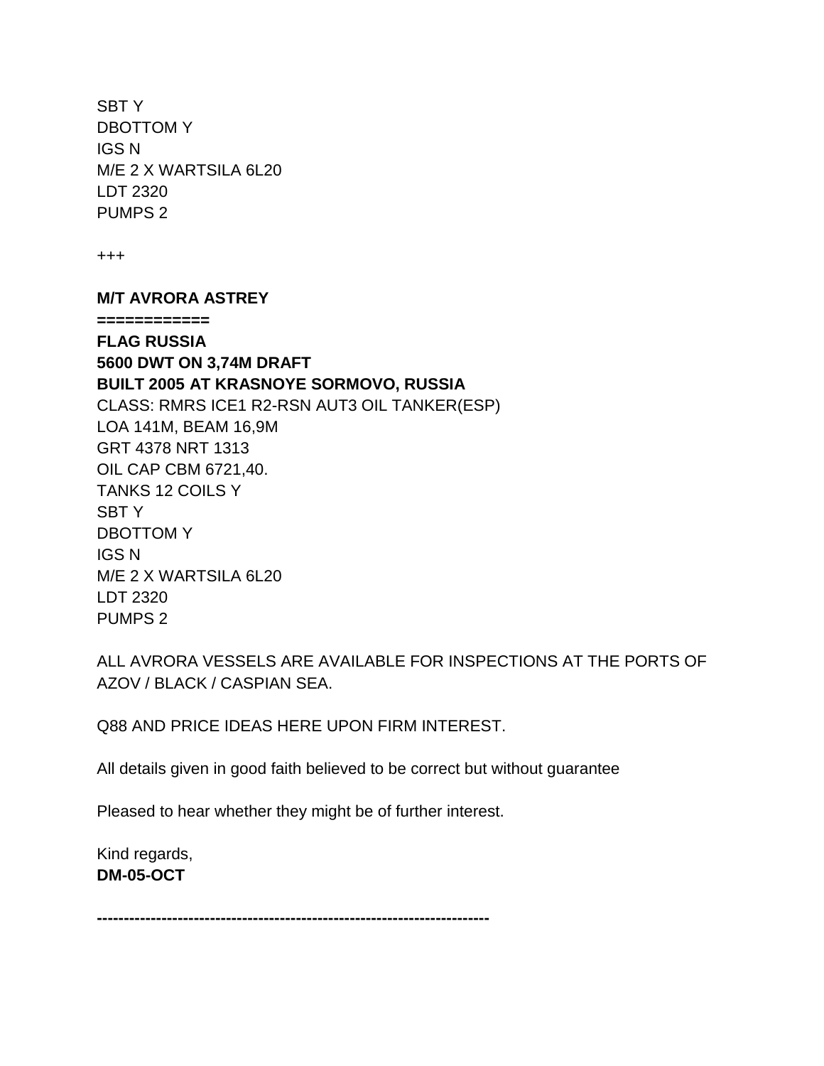SBT Y
DBOTTOM Y
IGS N
M/E 2 X WARTSILA 6L20
LDT 2320
PUMPS 2

+++

**M/T AVRORA ASTREY**
**===========**
**FLAG RUSSIA**
**5600 DWT ON 3,74M DRAFT**
**BUILT 2005 AT KRASNOYE SORMOVO, RUSSIA**
CLASS: RMRS ICE1 R2-RSN AUT3 OIL TANKER(ESP)
LOA 141M, BEAM 16,9M
GRT 4378 NRT 1313
OIL CAP CBM 6721,40.
TANKS 12 COILS Y
SBT Y
DBOTTOM Y
IGS N
M/E 2 X WARTSILA 6L20
LDT 2320
PUMPS 2

ALL AVRORA VESSELS ARE AVAILABLE FOR INSPECTIONS AT THE PORTS OF AZOV / BLACK / CASPIAN SEA.

Q88 AND PRICE IDEAS HERE UPON FIRM INTEREST.

All details given in good faith believed to be correct but without guarantee

Pleased to hear whether they might be of further interest.

Kind regards,
**DM-05-OCT**

**------------------------------------------------------------------------**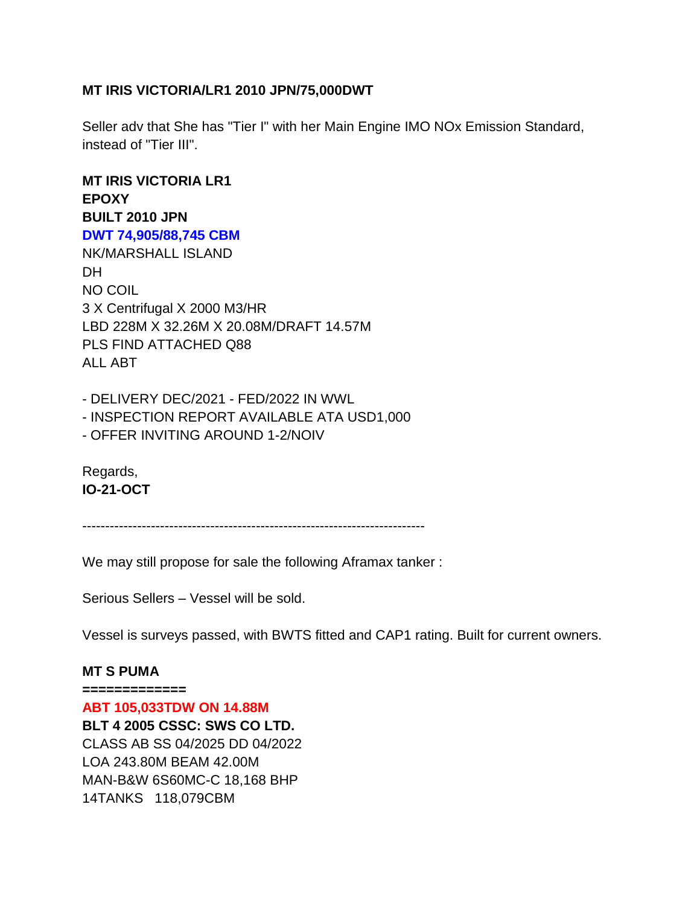**MT IRIS VICTORIA/LR1 2010 JPN/75,000DWT**

Seller adv that She has "Tier I" with her Main Engine IMO NOx Emission Standard, instead of "Tier III".

**MT IRIS VICTORIA LR1**
**EPOXY**
**BUILT 2010 JPN**
**DWT 74,905/88,745 CBM**
NK/MARSHALL ISLAND
DH
NO COIL
3 X Centrifugal X 2000 M3/HR
LBD 228M X 32.26M X 20.08M/DRAFT 14.57M
PLS FIND ATTACHED Q88
ALL ABT

- DELIVERY DEC/2021 - FED/2022 IN WWL
- INSPECTION REPORT AVAILABLE ATA USD1,000
- OFFER INVITING AROUND 1-2/NOIV

Regards,
**IO-21-OCT**

---------------------------------------------------------------------------

We may still propose for sale the following Aframax tanker :

Serious Sellers – Vessel will be sold.

Vessel is surveys passed, with BWTS fitted and CAP1 rating. Built for current owners.

**MT S PUMA**
**============**
**ABT 105,033TDW ON 14.88M**
**BLT 4 2005 CSSC: SWS CO LTD.**
CLASS AB SS 04/2025 DD 04/2022
LOA 243.80M BEAM 42.00M
MAN-B&W 6S60MC-C 18,168 BHP
14TANKS 118,079CBM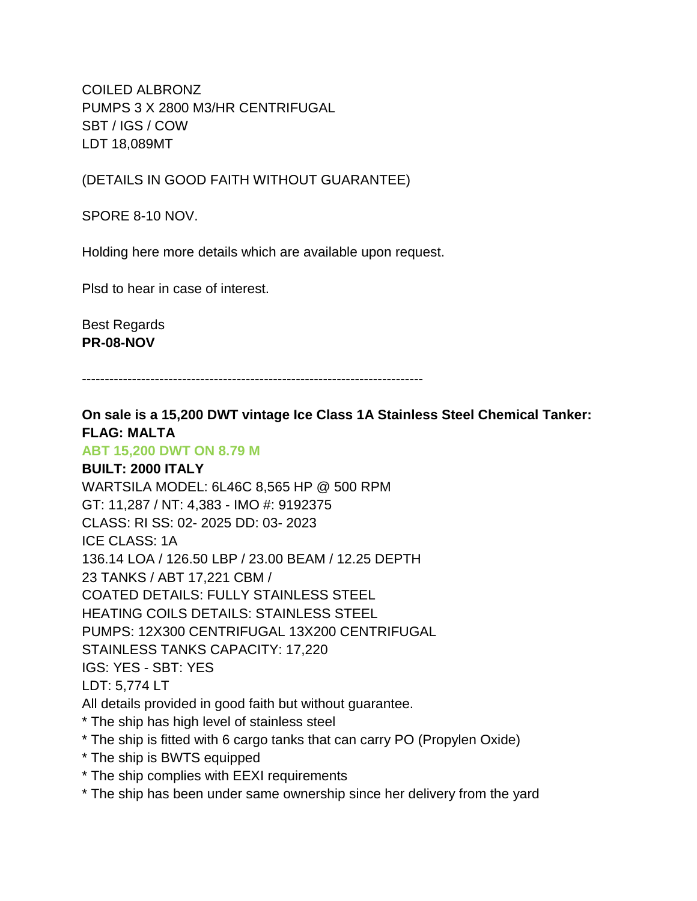COILED ALBRONZ
PUMPS 3 X 2800 M3/HR CENTRIFUGAL
SBT / IGS / COW
LDT 18,089MT

(DETAILS IN GOOD FAITH WITHOUT GUARANTEE)

SPORE 8-10 NOV.

Holding here more details which are available upon request.

Plsd to hear in case of interest.

Best Regards
**PR-08-NOV**

---

**On sale is a 15,200 DWT vintage Ice Class 1A Stainless Steel Chemical Tanker:**
**FLAG: MALTA**
**ABT 15,200 DWT ON 8.79 M**
**BUILT: 2000 ITALY**
WARTSILA MODEL: 6L46C 8,565 HP @ 500 RPM
GT: 11,287 / NT: 4,383 - IMO #: 9192375
CLASS: RI SS: 02- 2025 DD: 03- 2023
ICE CLASS: 1A
136.14 LOA / 126.50 LBP / 23.00 BEAM / 12.25 DEPTH
23 TANKS / ABT 17,221 CBM /
COATED DETAILS: FULLY STAINLESS STEEL
HEATING COILS DETAILS: STAINLESS STEEL
PUMPS: 12X300 CENTRIFUGAL 13X200 CENTRIFUGAL
STAINLESS TANKS CAPACITY: 17,220
IGS: YES - SBT: YES
LDT: 5,774 LT
All details provided in good faith but without guarantee.
* The ship has high level of stainless steel
* The ship is fitted with 6 cargo tanks that can carry PO (Propylen Oxide)
* The ship is BWTS equipped
* The ship complies with EEXI requirements
* The ship has been under same ownership since her delivery from the yard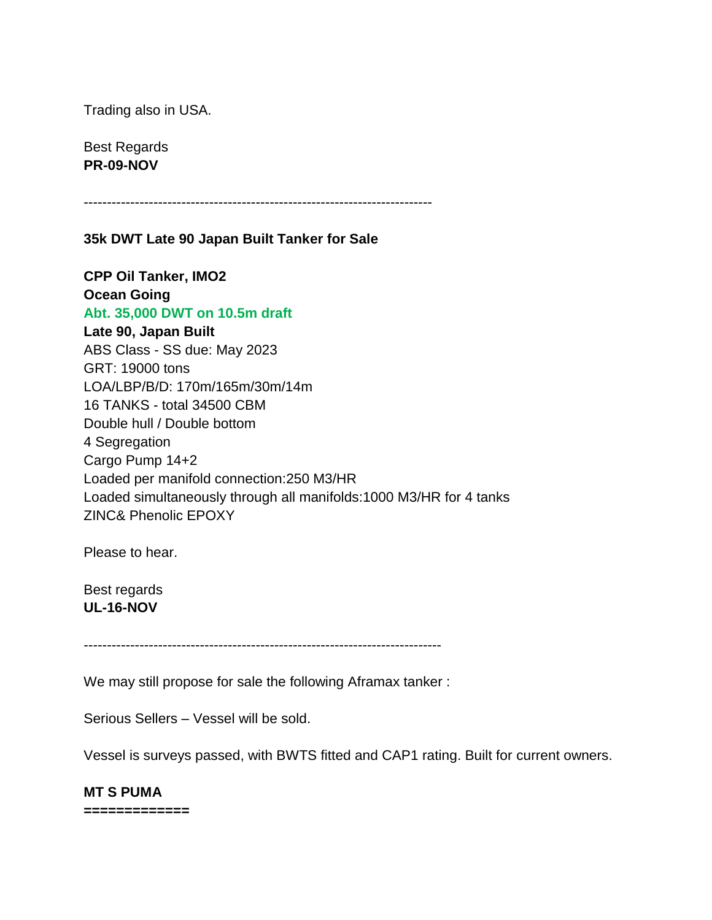Trading also in USA.

Best Regards
**PR-09-NOV**

---

**35k DWT Late 90 Japan Built Tanker for Sale**

**CPP Oil Tanker, IMO2**
**Ocean Going**
**Abt. 35,000 DWT on 10.5m draft**
**Late 90, Japan Built**
ABS Class - SS due: May 2023
GRT: 19000 tons
LOA/LBP/B/D: 170m/165m/30m/14m
16 TANKS - total 34500 CBM
Double hull / Double bottom
4 Segregation
Cargo Pump 14+2
Loaded per manifold connection:250 M3/HR
Loaded simultaneously through all manifolds:1000 M3/HR for 4 tanks
ZINC& Phenolic EPOXY

Please to hear.

Best regards
**UL-16-NOV**

---

We may still propose for sale the following Aframax tanker :

Serious Sellers – Vessel will be sold.

Vessel is surveys passed, with BWTS fitted and CAP1 rating. Built for current owners.

**MT S PUMA**
**=============**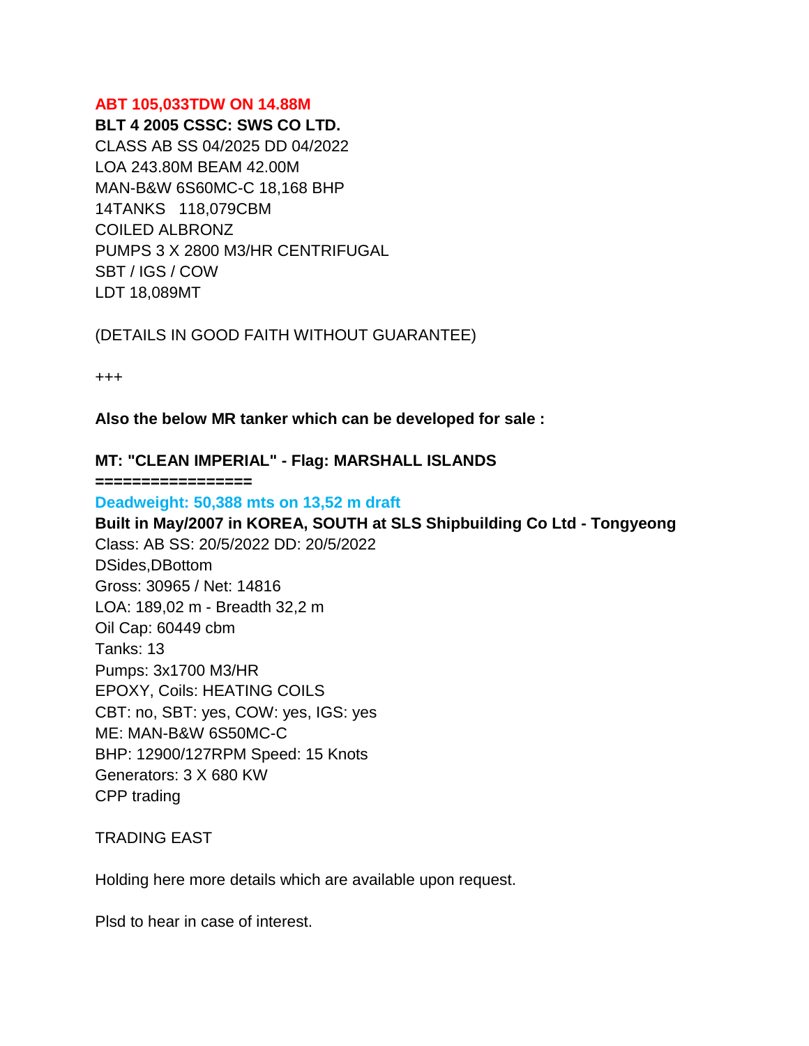**ABT 105,033TDW ON 14.88M**
**BLT 4 2005 CSSC: SWS CO LTD.**
CLASS AB SS 04/2025 DD 04/2022
LOA 243.80M BEAM 42.00M
MAN-B&W 6S60MC-C 18,168 BHP
14TANKS 118,079CBM
COILED ALBRONZ
PUMPS 3 X 2800 M3/HR CENTRIFUGAL
SBT / IGS / COW
LDT 18,089MT

(DETAILS IN GOOD FAITH WITHOUT GUARANTEE)

+++

**Also the below MR tanker which can be developed for sale :**

**MT: "CLEAN IMPERIAL" - Flag: MARSHALL ISLANDS**
**=================**
**Deadweight: 50,388 mts on 13,52 m draft**
**Built in May/2007 in KOREA, SOUTH at SLS Shipbuilding Co Ltd - Tongyeong**
Class: AB SS: 20/5/2022 DD: 20/5/2022
DSides,DBottom
Gross: 30965 / Net: 14816
LOA: 189,02 m - Breadth 32,2 m
Oil Cap: 60449 cbm
Tanks: 13
Pumps: 3x1700 M3/HR
EPOXY, Coils: HEATING COILS
CBT: no, SBT: yes, COW: yes, IGS: yes
ME: MAN-B&W 6S50MC-C
BHP: 12900/127RPM Speed: 15 Knots
Generators: 3 X 680 KW
CPP trading

TRADING EAST

Holding here more details which are available upon request.

Plsd to hear in case of interest.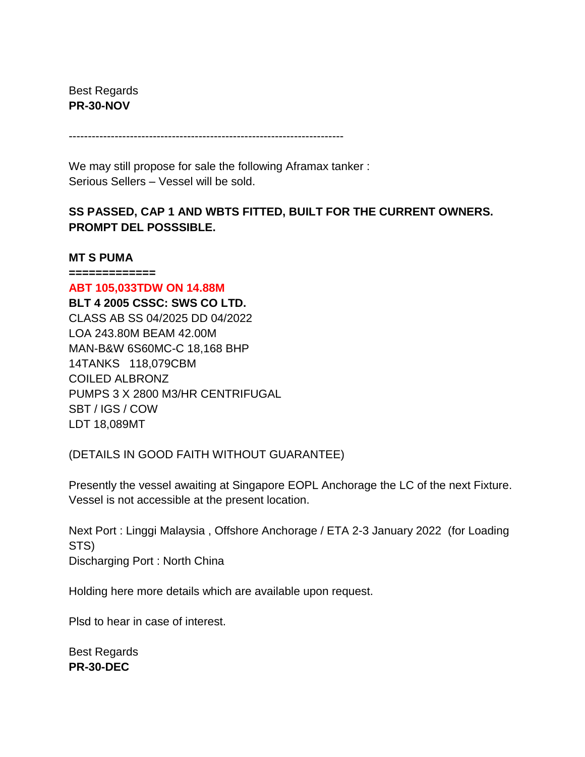Best Regards
**PR-30-NOV**

------------------------------------------------------------------------

We may still propose for sale the following Aframax tanker :
Serious Sellers – Vessel will be sold.

**SS PASSED, CAP 1 AND WBTS FITTED, BUILT FOR THE CURRENT OWNERS. PROMPT DEL POSSSIBLE.**

**MT S PUMA**
**============**
**ABT 105,033TDW ON 14.88M**
**BLT 4 2005 CSSC: SWS CO LTD.**
CLASS AB SS 04/2025 DD 04/2022
LOA 243.80M BEAM 42.00M
MAN-B&W 6S60MC-C 18,168 BHP
14TANKS 118,079CBM
COILED ALBRONZ
PUMPS 3 X 2800 M3/HR CENTRIFUGAL
SBT / IGS / COW
LDT 18,089MT

(DETAILS IN GOOD FAITH WITHOUT GUARANTEE)

Presently the vessel awaiting at Singapore EOPL Anchorage the LC of the next Fixture. Vessel is not accessible at the present location.

Next Port : Linggi Malaysia , Offshore Anchorage / ETA 2-3 January 2022 (for Loading STS)
Discharging Port : North China

Holding here more details which are available upon request.

Plsd to hear in case of interest.

Best Regards
**PR-30-DEC**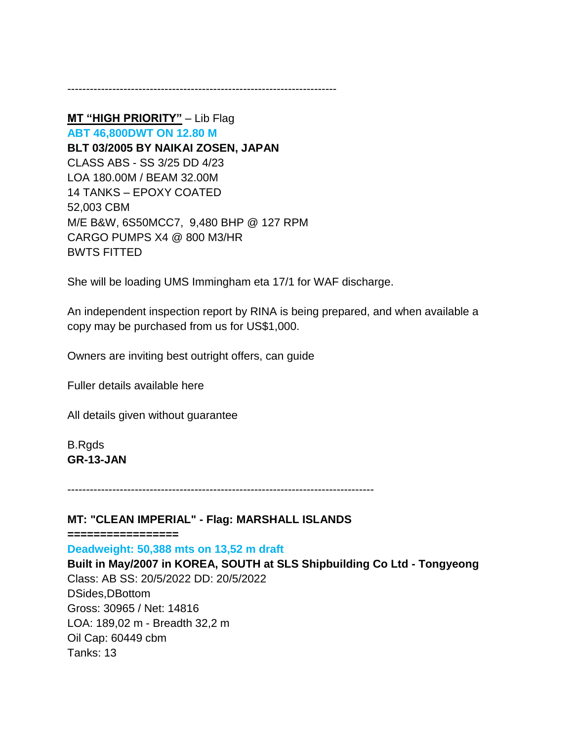-----------------------------------------------------------------------

**MT "HIGH PRIORITY"** – Lib Flag
**ABT 46,800DWT ON 12.80 M**
**BLT 03/2005 BY NAIKAI ZOSEN, JAPAN**
CLASS ABS - SS 3/25 DD 4/23
LOA 180.00M / BEAM 32.00M
14 TANKS – EPOXY COATED
52,003 CBM
M/E B&W, 6S50MCC7, 9,480 BHP @ 127 RPM
CARGO PUMPS X4 @ 800 M3/HR
BWTS FITTED

She will be loading UMS Immingham eta 17/1 for WAF discharge.

An independent inspection report by RINA is being prepared, and when available a copy may be purchased from us for US$1,000.

Owners are inviting best outright offers, can guide

Fuller details available here

All details given without guarantee

B.Rgds
**GR-13-JAN**

-------------------------------------------------------------------------------

**MT: "CLEAN IMPERIAL" - Flag: MARSHALL ISLANDS**
**================**
**Deadweight: 50,388 mts on 13,52 m draft**
**Built in May/2007 in KOREA, SOUTH at SLS Shipbuilding Co Ltd - Tongyeong**
Class: AB SS: 20/5/2022 DD: 20/5/2022
DSides,DBottom
Gross: 30965 / Net: 14816
LOA: 189,02 m - Breadth 32,2 m
Oil Cap: 60449 cbm
Tanks: 13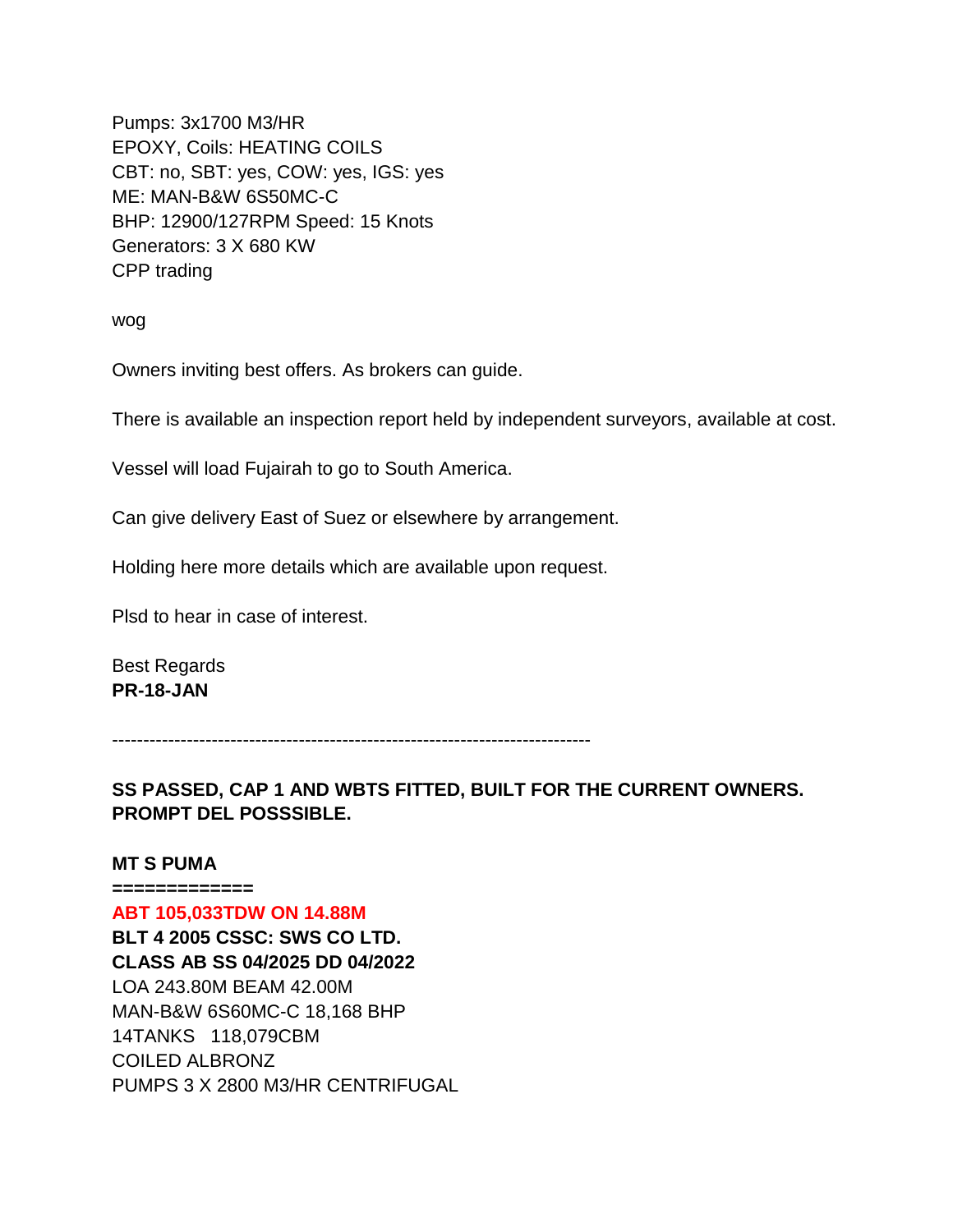Pumps: 3x1700 M3/HR
EPOXY, Coils: HEATING COILS
CBT: no, SBT: yes, COW: yes, IGS: yes
ME: MAN-B&W 6S50MC-C
BHP: 12900/127RPM Speed: 15 Knots
Generators: 3 X 680 KW
CPP trading

wog

Owners inviting best offers. As brokers can guide.

There is available an inspection report held by independent surveyors, available at cost.

Vessel will load Fujairah to go to South America.

Can give delivery East of Suez or elsewhere by arrangement.

Holding here more details which are available upon request.

Plsd to hear in case of interest.

Best Regards
**PR-18-JAN**

---

**SS PASSED, CAP 1 AND WBTS FITTED, BUILT FOR THE CURRENT OWNERS. PROMPT DEL POSSSIBLE.**

**MT S PUMA**
**=============**
**ABT 105,033TDW ON 14.88M**
**BLT 4 2005 CSSC: SWS CO LTD.**
**CLASS AB SS 04/2025 DD 04/2022**
LOA 243.80M BEAM 42.00M
MAN-B&W 6S60MC-C 18,168 BHP
14TANKS 118,079CBM
COILED ALBRONZ
PUMPS 3 X 2800 M3/HR CENTRIFUGAL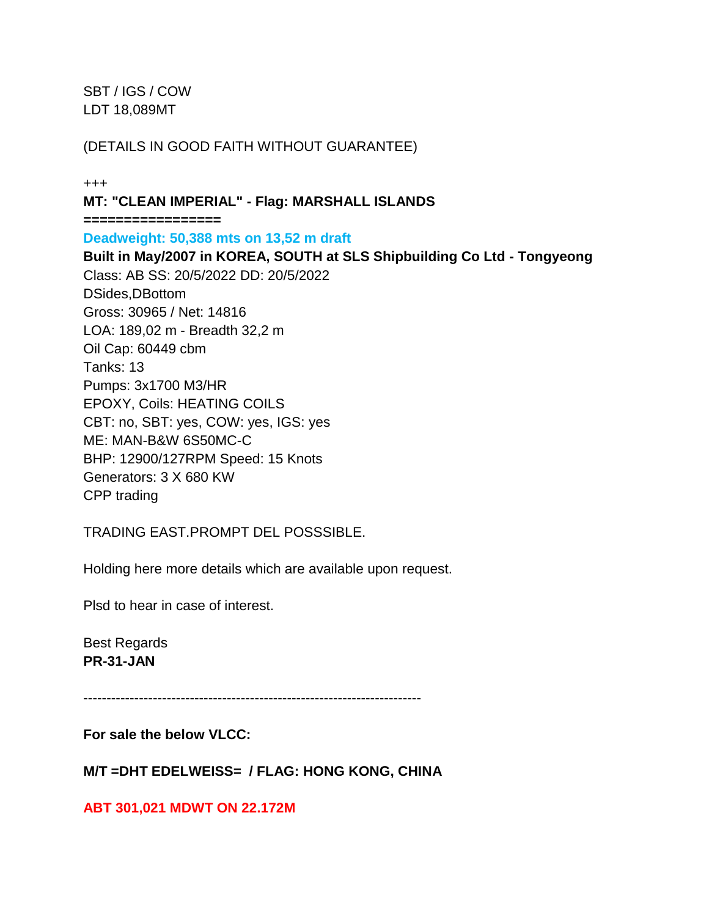SBT / IGS / COW
LDT 18,089MT

(DETAILS IN GOOD FAITH WITHOUT GUARANTEE)

+++

**MT: "CLEAN IMPERIAL" - Flag: MARSHALL ISLANDS**

**================**

**Deadweight: 50,388 mts on 13,52 m draft**

**Built in May/2007 in KOREA, SOUTH at SLS Shipbuilding Co Ltd - Tongyeong**

Class: AB SS: 20/5/2022 DD: 20/5/2022
DSides,DBottom
Gross: 30965 / Net: 14816
LOA: 189,02 m - Breadth 32,2 m
Oil Cap: 60449 cbm
Tanks: 13
Pumps: 3x1700 M3/HR
EPOXY, Coils: HEATING COILS
CBT: no, SBT: yes, COW: yes, IGS: yes
ME: MAN-B&W 6S50MC-C
BHP: 12900/127RPM Speed: 15 Knots
Generators: 3 X 680 KW
CPP trading

TRADING EAST.PROMPT DEL POSSSIBLE.

Holding here more details which are available upon request.

Plsd to hear in case of interest.

Best Regards
**PR-31-JAN**

---

**For sale the below VLCC:**

**M/T =DHT EDELWEISS= / FLAG: HONG KONG, CHINA**

**ABT 301,021 MDWT ON 22.172M**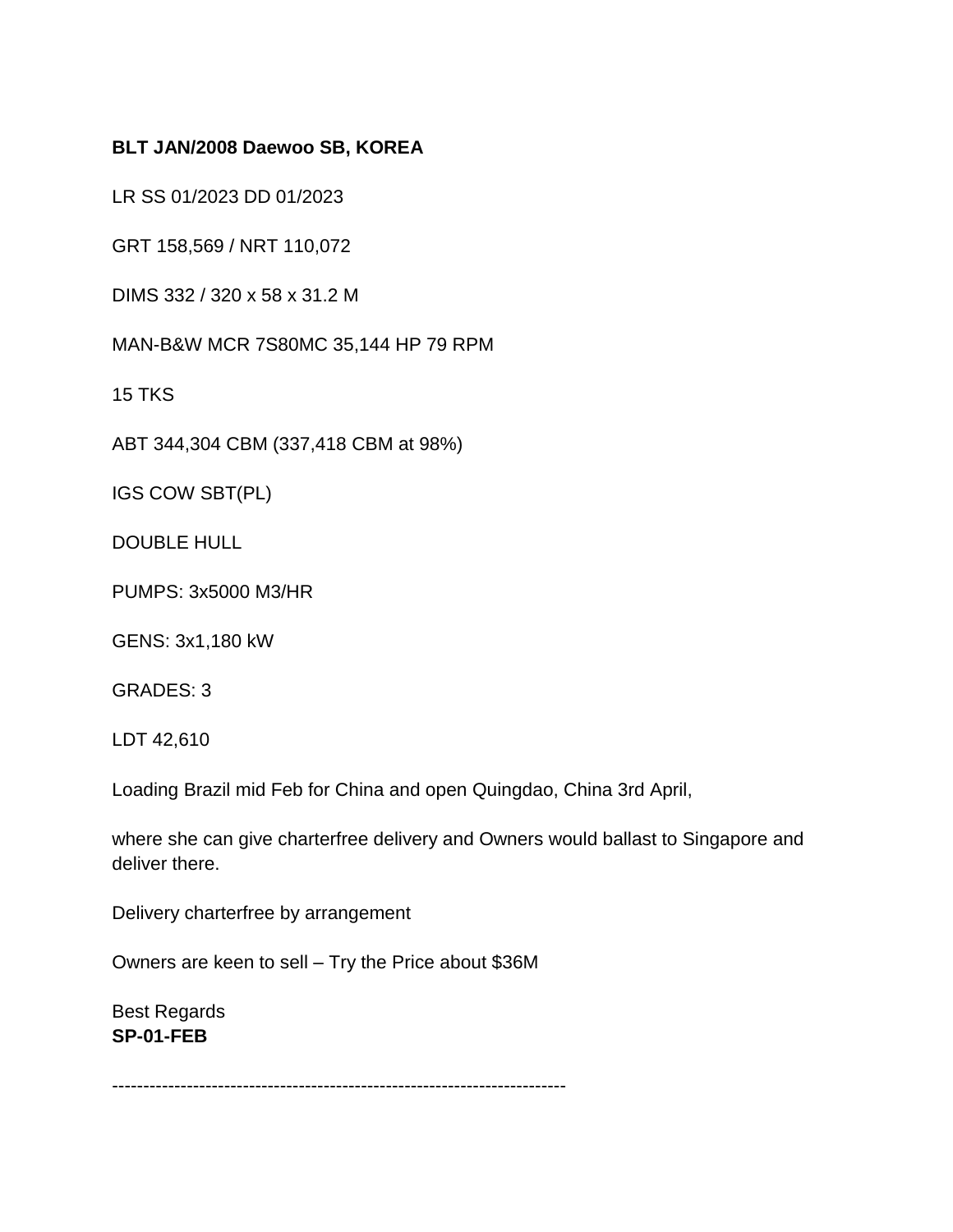**BLT JAN/2008 Daewoo SB, KOREA**

LR SS 01/2023 DD 01/2023

GRT 158,569 / NRT 110,072

DIMS 332 / 320 x 58 x 31.2 M

MAN-B&W MCR 7S80MC 35,144 HP 79 RPM

15 TKS

ABT 344,304 CBM (337,418 CBM at 98%)

IGS COW SBT(PL)

DOUBLE HULL

PUMPS: 3x5000 M3/HR

GENS: 3x1,180 kW

GRADES: 3

LDT 42,610

Loading Brazil mid Feb for China and open Quingdao, China 3rd April,

where she can give charterfree delivery and Owners would ballast to Singapore and deliver there.

Delivery charterfree by arrangement

Owners are keen to sell – Try the Price about $36M

Best Regards
**SP-01-FEB**

------------------------------------------------------------------------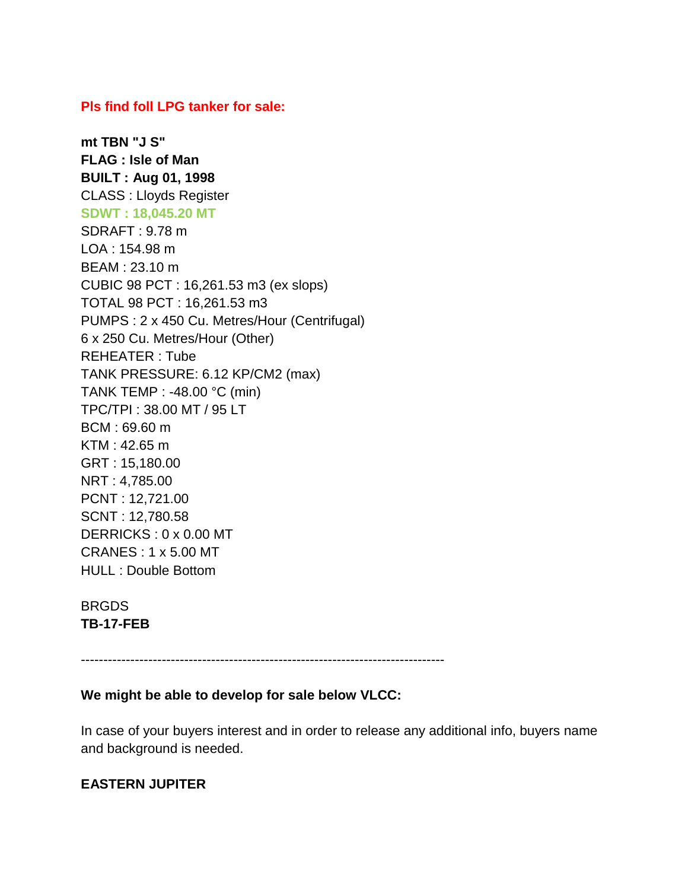**Pls find foll LPG tanker for sale:**

**mt TBN "J S"**
**FLAG : Isle of Man**
**BUILT : Aug 01, 1998**
CLASS : Lloyds Register
**SDWT : 18,045.20 MT**
SDRAFT : 9.78 m
LOA : 154.98 m
BEAM : 23.10 m
CUBIC 98 PCT : 16,261.53 m3 (ex slops)
TOTAL 98 PCT : 16,261.53 m3
PUMPS : 2 x 450 Cu. Metres/Hour (Centrifugal)
6 x 250 Cu. Metres/Hour (Other)
REHEATER : Tube
TANK PRESSURE: 6.12 KP/CM2 (max)
TANK TEMP : -48.00 °C (min)
TPC/TPI : 38.00 MT / 95 LT
BCM : 69.60 m
KTM : 42.65 m
GRT : 15,180.00
NRT : 4,785.00
PCNT : 12,721.00
SCNT : 12,780.58
DERRICKS : 0 x 0.00 MT
CRANES : 1 x 5.00 MT
HULL : Double Bottom

BRGDS
**TB-17-FEB**

---

**We might be able to develop for sale below VLCC:**

In case of your buyers interest and in order to release any additional info, buyers name and background is needed.

**EASTERN JUPITER**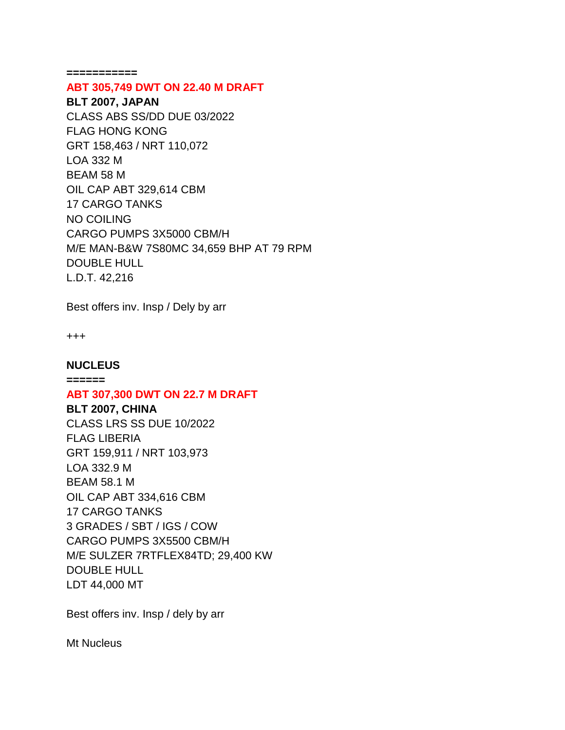===========

**ABT 305,749 DWT ON 22.40 M DRAFT**

**BLT 2007, JAPAN**

CLASS ABS SS/DD DUE 03/2022

FLAG HONG KONG

GRT 158,463 / NRT 110,072

LOA 332 M

BEAM 58 M

OIL CAP ABT 329,614 CBM

17 CARGO TANKS

NO COILING

CARGO PUMPS 3X5000 CBM/H

M/E MAN-B&W 7S80MC 34,659 BHP AT 79 RPM

DOUBLE HULL

L.D.T. 42,216

Best offers inv. Insp / Dely by arr

+++

**NUCLEUS**

======

**ABT 307,300 DWT ON 22.7 M DRAFT**

**BLT 2007, CHINA**

CLASS LRS SS DUE 10/2022

FLAG LIBERIA

GRT 159,911 / NRT 103,973

LOA 332.9 M

BEAM 58.1 M

OIL CAP ABT 334,616 CBM

17 CARGO TANKS

3 GRADES / SBT / IGS / COW

CARGO PUMPS 3X5500 CBM/H

M/E SULZER 7RTFLEX84TD; 29,400 KW

DOUBLE HULL

LDT 44,000 MT

Best offers inv. Insp / dely by arr

Mt Nucleus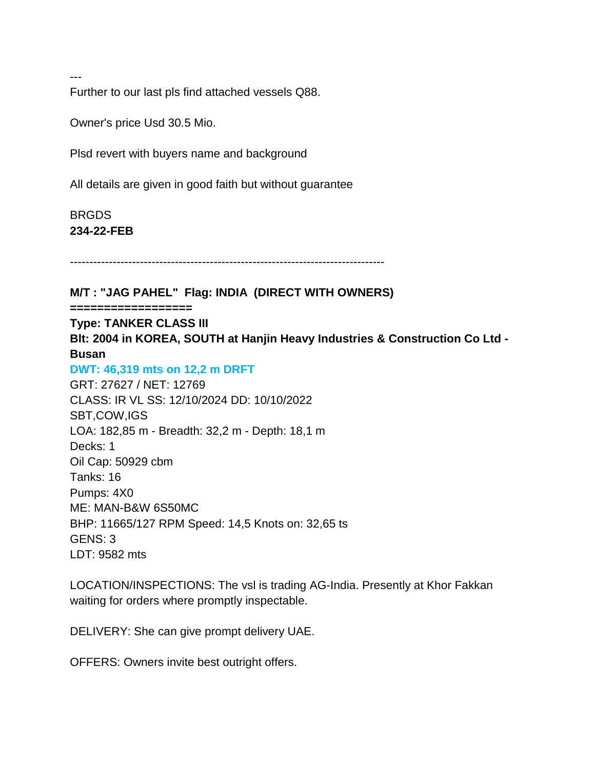---

Further to our last pls find attached vessels Q88.

Owner's price Usd 30.5 Mio.

Plsd revert with buyers name and background

All details are given in good faith but without guarantee

BRGDS  
**234-22-FEB**

--------------------------------------------------------------------------------

**M/T : "JAG PAHEL"  Flag: INDIA  (DIRECT WITH OWNERS)**  
**=================**  
**Type: TANKER CLASS III**  
**Blt: 2004 in KOREA, SOUTH at Hanjin Heavy Industries & Construction Co Ltd - Busan**  
**DWT: 46,319 mts on 12,2 m DRFT**  
GRT: 27627 / NET: 12769  
CLASS: IR VL SS: 12/10/2024 DD: 10/10/2022  
SBT,COW,IGS  
LOA: 182,85 m - Breadth: 32,2 m - Depth: 18,1 m  
Decks: 1  
Oil Cap: 50929 cbm  
Tanks: 16  
Pumps: 4X0  
ME: MAN-B&W 6S50MC  
BHP: 11665/127 RPM Speed: 14,5 Knots on: 32,65 ts  
GENS: 3  
LDT: 9582 mts

LOCATION/INSPECTIONS: The vsl is trading AG-India. Presently at Khor Fakkan waiting for orders where promptly inspectable.

DELIVERY: She can give prompt delivery UAE.

OFFERS: Owners invite best outright offers.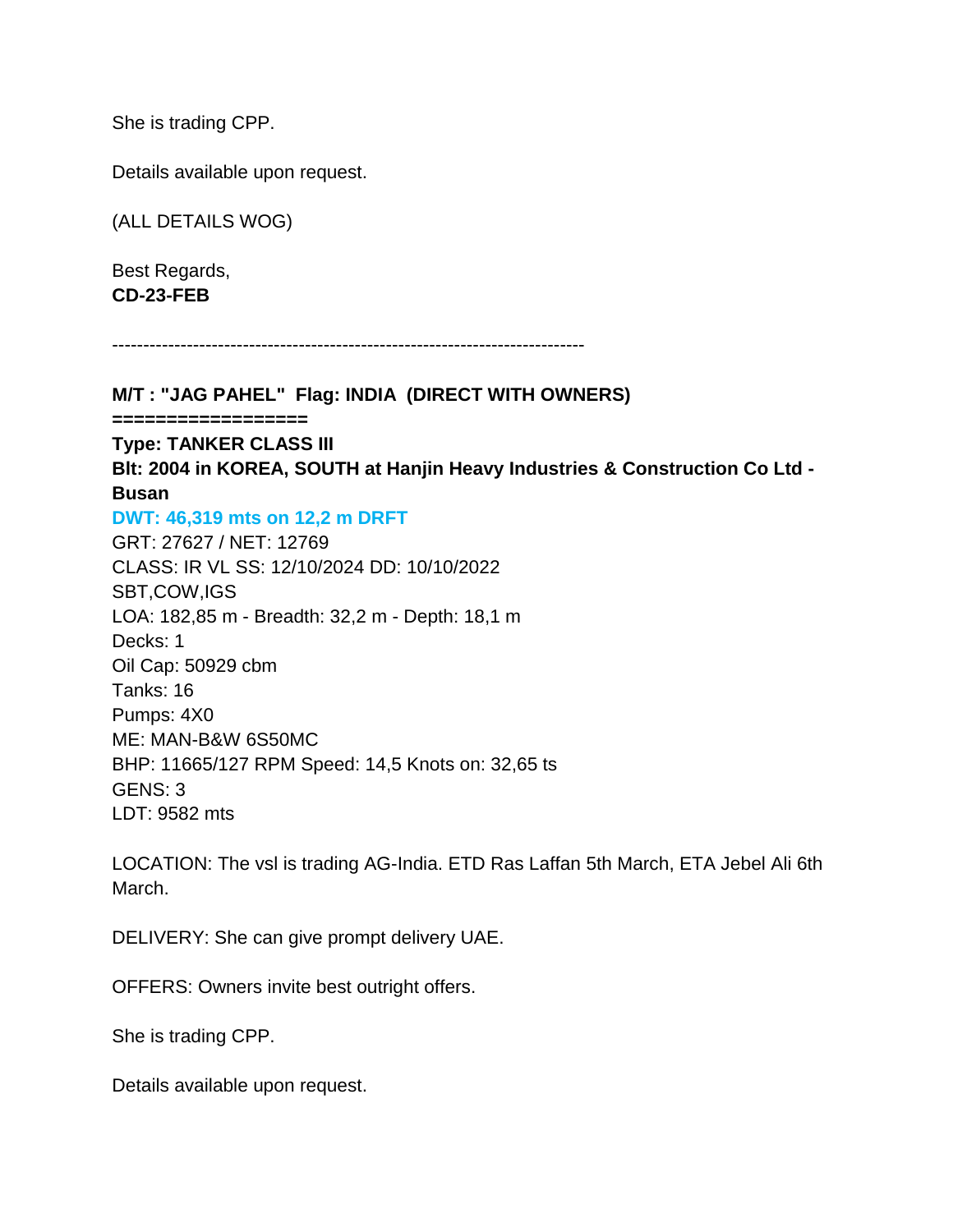She is trading CPP.

Details available upon request.

(ALL DETAILS WOG)

Best Regards,
**CD-23-FEB**

---------------------------------------------------------------------------

**M/T : "JAG PAHEL"  Flag: INDIA  (DIRECT WITH OWNERS)**
**==================**
**Type: TANKER CLASS III**
**Blt: 2004 in KOREA, SOUTH at Hanjin Heavy Industries & Construction Co Ltd - Busan**
**DWT: 46,319 mts on 12,2 m DRFT**
GRT: 27627 / NET: 12769
CLASS: IR VL SS: 12/10/2024 DD: 10/10/2022
SBT,COW,IGS
LOA: 182,85 m - Breadth: 32,2 m - Depth: 18,1 m
Decks: 1
Oil Cap: 50929 cbm
Tanks: 16
Pumps: 4X0
ME: MAN-B&W 6S50MC
BHP: 11665/127 RPM Speed: 14,5 Knots on: 32,65 ts
GENS: 3
LDT: 9582 mts

LOCATION: The vsl is trading AG-India. ETD Ras Laffan 5th March, ETA Jebel Ali 6th March.

DELIVERY: She can give prompt delivery UAE.

OFFERS: Owners invite best outright offers.

She is trading CPP.

Details available upon request.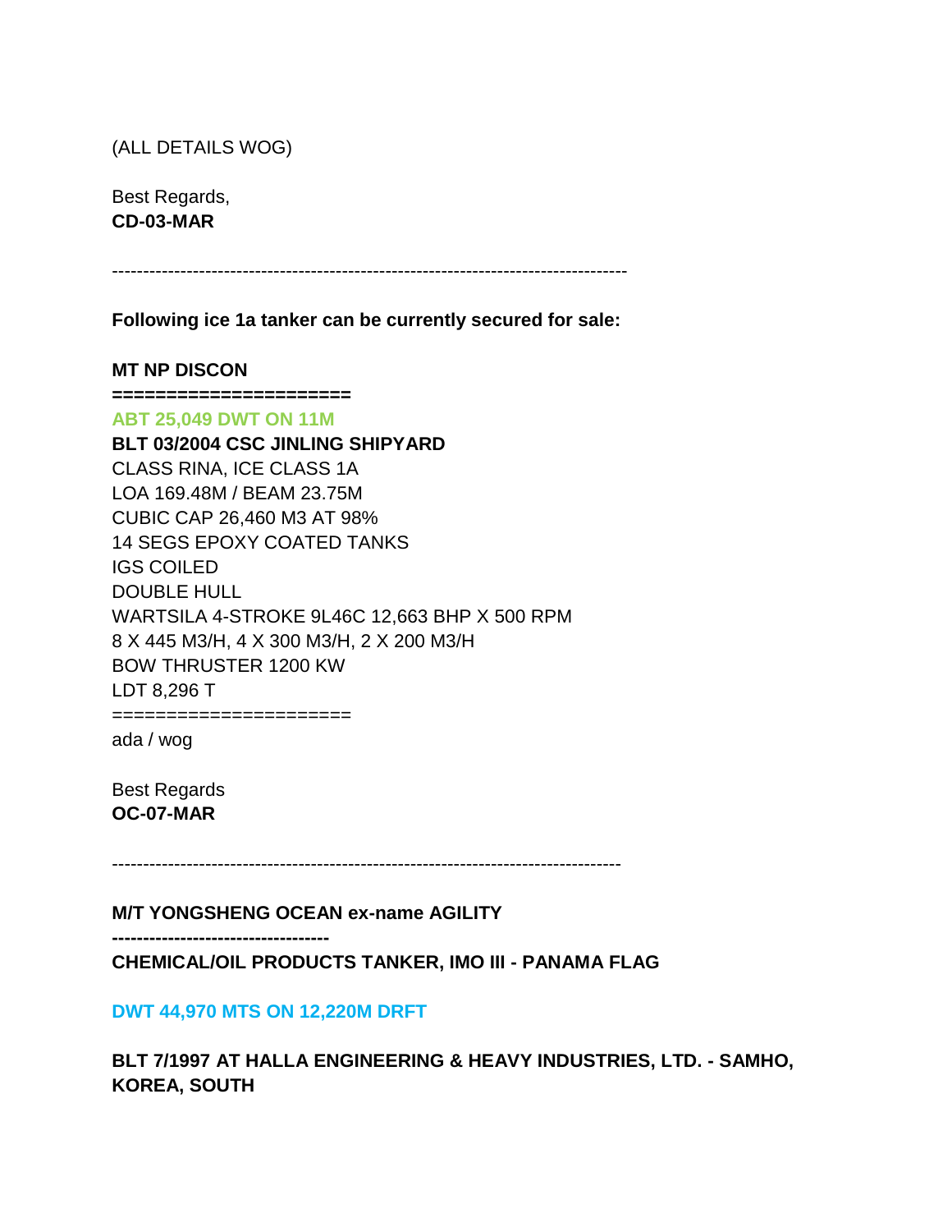(ALL DETAILS WOG)

Best Regards,
**CD-03-MAR**

-----------------------------------------------------------------------------------

**Following ice 1a tanker can be currently secured for sale:**

**MT NP DISCON**
**=====================**
**ABT 25,049 DWT ON 11M**
**BLT 03/2004 CSC JINLING SHIPYARD**
CLASS RINA, ICE CLASS 1A
LOA 169.48M / BEAM 23.75M
CUBIC CAP 26,460 M3 AT 98%
14 SEGS EPOXY COATED TANKS
IGS COILED
DOUBLE HULL
WARTSILA 4-STROKE 9L46C 12,663 BHP X 500 RPM
8 X 445 M3/H, 4 X 300 M3/H, 2 X 200 M3/H
BOW THRUSTER 1200 KW
LDT 8,296 T
=====================
ada / wog

Best Regards
**OC-07-MAR**

-----------------------------------------------------------------------------------

**M/T YONGSHENG OCEAN ex-name AGILITY**
**----------------------------------**
**CHEMICAL/OIL PRODUCTS TANKER, IMO III - PANAMA FLAG**

**DWT 44,970 MTS ON 12,220M DRFT**

**BLT 7/1997 AT HALLA ENGINEERING & HEAVY INDUSTRIES, LTD. - SAMHO, KOREA, SOUTH**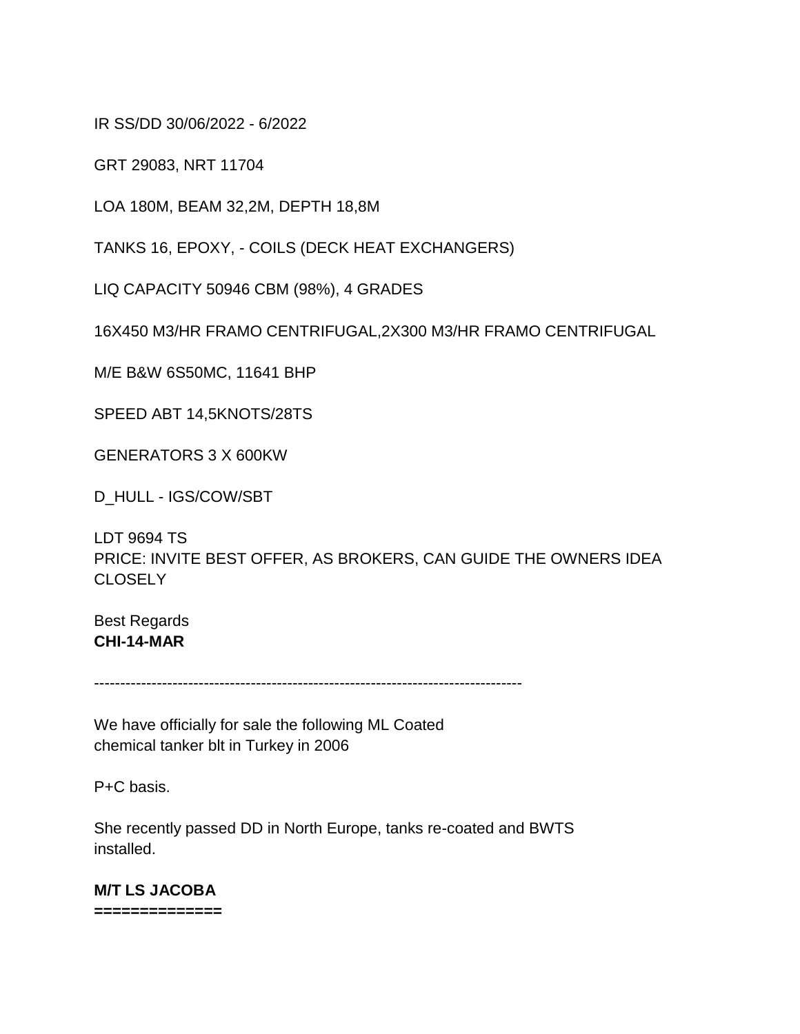IR SS/DD 30/06/2022 - 6/2022

GRT 29083, NRT 11704

LOA 180M, BEAM 32,2M, DEPTH 18,8M

TANKS 16, EPOXY, - COILS (DECK HEAT EXCHANGERS)

LIQ CAPACITY 50946 CBM (98%), 4 GRADES

16X450 M3/HR FRAMO CENTRIFUGAL,2X300 M3/HR FRAMO CENTRIFUGAL

M/E B&W 6S50MC, 11641 BHP

SPEED ABT 14,5KNOTS/28TS

GENERATORS 3 X 600KW

D_HULL - IGS/COW/SBT

LDT 9694 TS
PRICE: INVITE BEST OFFER, AS BROKERS, CAN GUIDE THE OWNERS IDEA CLOSELY

Best Regards
**CHI-14-MAR**

--------------------------------------------------------------------------------

We have officially for sale the following ML Coated
chemical tanker blt in Turkey in 2006

P+C basis.

She recently passed DD in North Europe, tanks re-coated and BWTS
installed.

**M/T LS JACOBA**
**=============**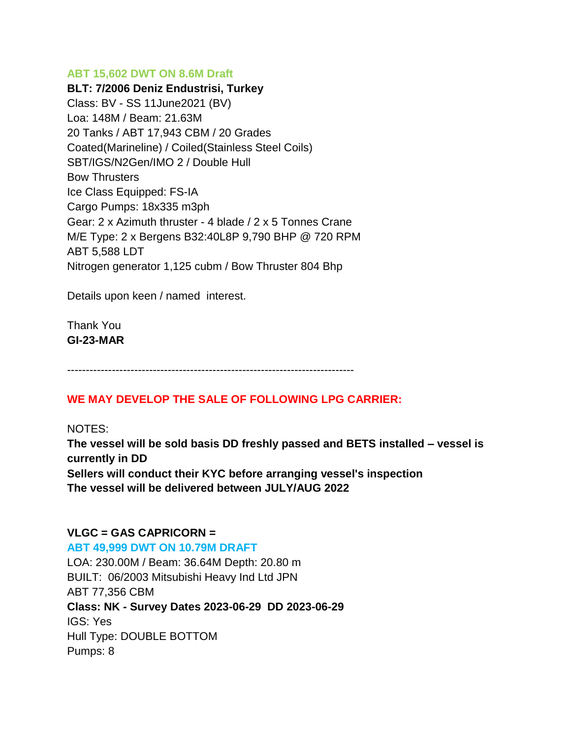**ABT 15,602 DWT ON 8.6M Draft**

**BLT: 7/2006 Deniz Endustrisi, Turkey**

Class: BV - SS 11June2021 (BV)
Loa: 148M / Beam: 21.63M
20 Tanks / ABT 17,943 CBM / 20 Grades
Coated(Marineline) / Coiled(Stainless Steel Coils)
SBT/IGS/N2Gen/IMO 2 / Double Hull
Bow Thrusters
Ice Class Equipped: FS-IA
Cargo Pumps: 18x335 m3ph
Gear: 2 x Azimuth thruster - 4 blade / 2 x 5 Tonnes Crane
M/E Type: 2 x Bergens B32:40L8P 9,790 BHP @ 720 RPM
ABT 5,588 LDT
Nitrogen generator 1,125 cubm / Bow Thruster 804 Bhp

Details upon keen / named interest.

Thank You
**GI-23-MAR**

-------------------------------------------------------------------------------

**WE MAY DEVELOP THE SALE OF FOLLOWING LPG CARRIER:**

NOTES:
**The vessel will be sold basis DD freshly passed and BETS installed – vessel is currently in DD**
**Sellers will conduct their KYC before arranging vessel's inspection**
**The vessel will be delivered between JULY/AUG 2022**

**VLGC = GAS CAPRICORN =**
**ABT 49,999 DWT ON 10.79M DRAFT**
LOA: 230.00M / Beam: 36.64M Depth: 20.80 m
BUILT: 06/2003 Mitsubishi Heavy Ind Ltd JPN
ABT 77,356 CBM
**Class: NK - Survey Dates 2023-06-29 DD 2023-06-29**
IGS: Yes
Hull Type: DOUBLE BOTTOM
Pumps: 8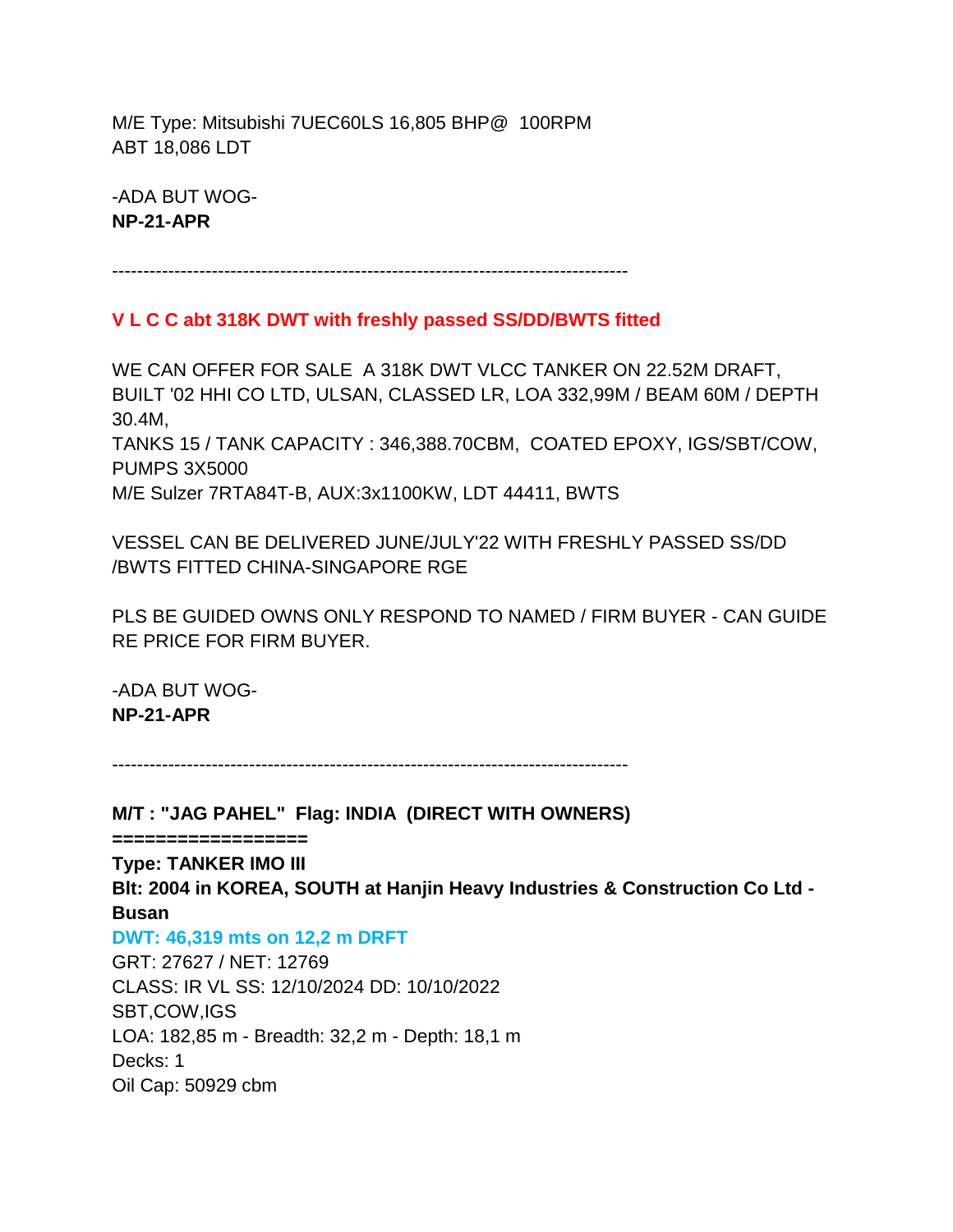M/E Type: Mitsubishi 7UEC60LS 16,805 BHP@ 100RPM
ABT 18,086 LDT

-ADA BUT WOG-
**NP-21-APR**

------------------------------------------------------------------------------------

**V L C C abt 318K DWT with freshly passed SS/DD/BWTS fitted**

WE CAN OFFER FOR SALE A 318K DWT VLCC TANKER ON 22.52M DRAFT, BUILT '02 HHI CO LTD, ULSAN, CLASSED LR, LOA 332,99M / BEAM 60M / DEPTH 30.4M,
TANKS 15 / TANK CAPACITY : 346,388.70CBM, COATED EPOXY, IGS/SBT/COW, PUMPS 3X5000
M/E Sulzer 7RTA84T-B, AUX:3x1100KW, LDT 44411, BWTS

VESSEL CAN BE DELIVERED JUNE/JULY'22 WITH FRESHLY PASSED SS/DD /BWTS FITTED CHINA-SINGAPORE RGE

PLS BE GUIDED OWNS ONLY RESPOND TO NAMED / FIRM BUYER - CAN GUIDE RE PRICE FOR FIRM BUYER.

-ADA BUT WOG-
**NP-21-APR**

------------------------------------------------------------------------------------

**M/T : "JAG PAHEL" Flag: INDIA (DIRECT WITH OWNERS)**
**=================**
**Type: TANKER IMO III**
**Blt: 2004 in KOREA, SOUTH at Hanjin Heavy Industries & Construction Co Ltd - Busan**
**DWT: 46,319 mts on 12,2 m DRFT**
GRT: 27627 / NET: 12769
CLASS: IR VL SS: 12/10/2024 DD: 10/10/2022
SBT,COW,IGS
LOA: 182,85 m - Breadth: 32,2 m - Depth: 18,1 m
Decks: 1
Oil Cap: 50929 cbm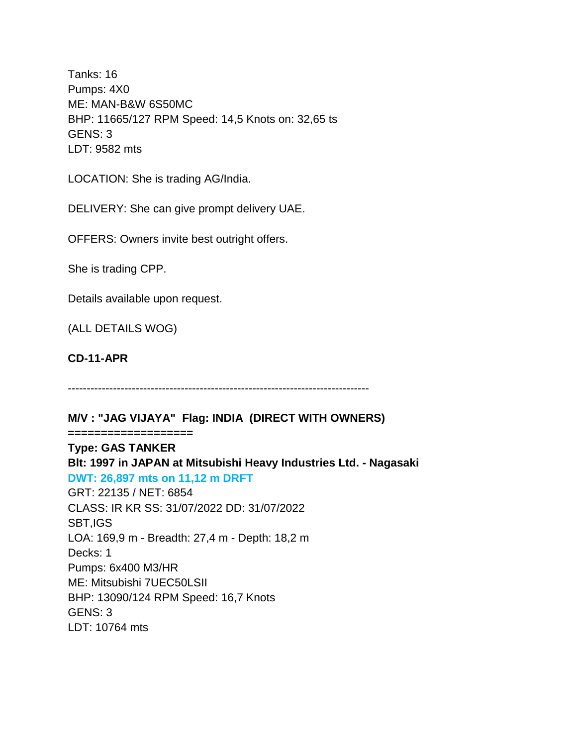Tanks: 16
Pumps: 4X0
ME: MAN-B&W 6S50MC
BHP: 11665/127 RPM Speed: 14,5 Knots on: 32,65 ts
GENS: 3
LDT: 9582 mts

LOCATION: She is trading AG/India.

DELIVERY: She can give prompt delivery UAE.

OFFERS: Owners invite best outright offers.

She is trading CPP.

Details available upon request.

(ALL DETAILS WOG)

**CD-11-APR**

--------------------------------------------------------------------------------

**M/V : "JAG VIJAYA"  Flag: INDIA  (DIRECT WITH OWNERS)**
**==================**
**Type: GAS TANKER**
**Blt: 1997 in JAPAN at Mitsubishi Heavy Industries Ltd. - Nagasaki**
**DWT: 26,897 mts on 11,12 m DRFT**
GRT: 22135 / NET: 6854
CLASS: IR KR SS: 31/07/2022 DD: 31/07/2022
SBT,IGS
LOA: 169,9 m - Breadth: 27,4 m - Depth: 18,2 m
Decks: 1
Pumps: 6x400 M3/HR
ME: Mitsubishi 7UEC50LSII
BHP: 13090/124 RPM Speed: 16,7 Knots
GENS: 3
LDT: 10764 mts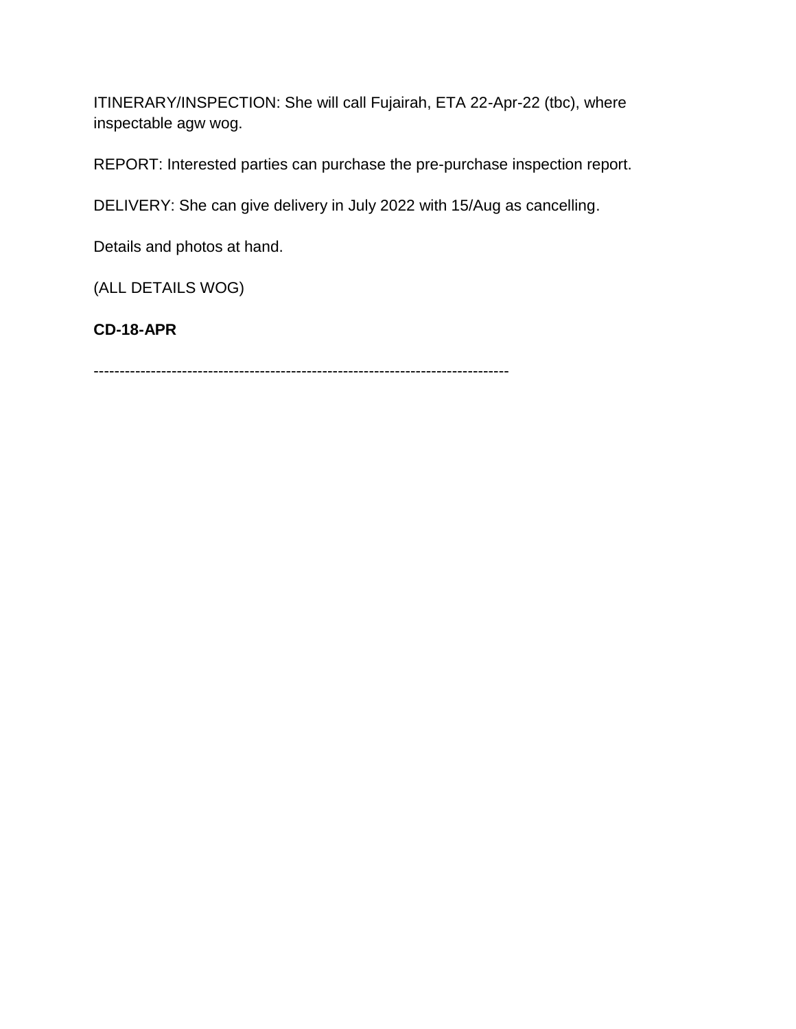ITINERARY/INSPECTION: She will call Fujairah, ETA 22-Apr-22 (tbc), where inspectable agw wog.

REPORT: Interested parties can purchase the pre-purchase inspection report.

DELIVERY: She can give delivery in July 2022 with 15/Aug as cancelling.

Details and photos at hand.

(ALL DETAILS WOG)

**CD-18-APR**

--------------------------------------------------------------------------------